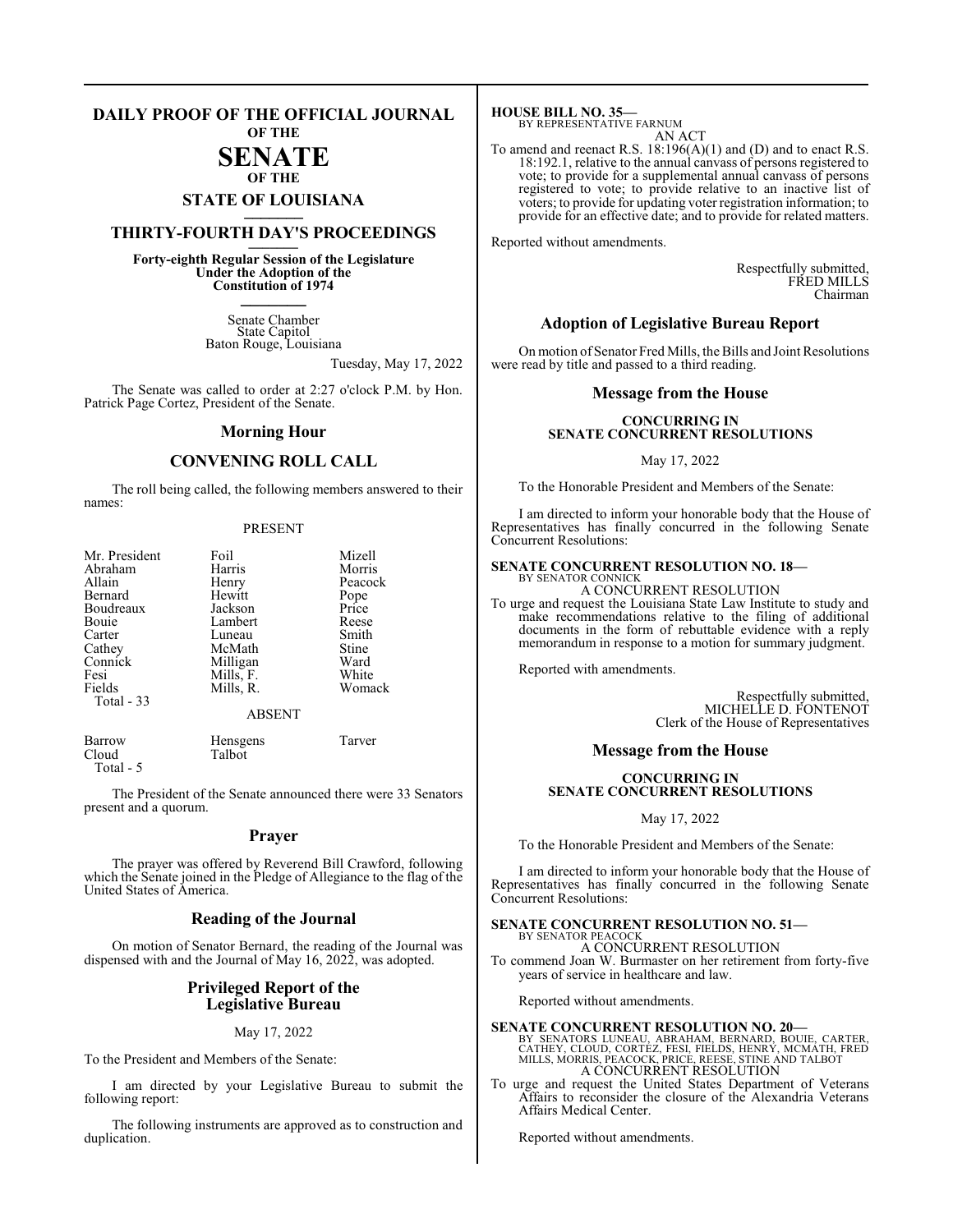# DAILY PROOF OF THE OFFICIAL JOURNAL OF THE SENATE OF THE STATE OF LOUISIANA

## THIRTY-FOURTH DAY'S PROCEEDINGS

**Forty-eighth Regular Session of the Legislature Under the Adoption of the Constitution of 1974**

Senate Chamber
State Capitol
Baton Rouge, Louisiana

Tuesday, May 17, 2022

The Senate was called to order at 2:27 o'clock P.M. by Hon. Patrick Page Cortez, President of the Senate.

## Morning Hour

## CONVENING ROLL CALL

The roll being called, the following members answered to their names:

PRESENT

| | | |
|---|---|---|
| Mr. President | Foil | Mizell |
| Abraham | Harris | Morris |
| Allain | Henry | Peacock |
| Bernard | Hewitt | Pope |
| Boudreaux | Jackson | Price |
| Bouie | Lambert | Reese |
| Carter | Luneau | Smith |
| Cathey | McMath | Stine |
| Connick | Milligan | Ward |
| Fesi | Mills, F. | White |
| Fields | Mills, R. | Womack |

Total - 33

ABSENT

| | | |
|---|---|---|
| Barrow | Hensgens | Tarver |
| Cloud | Talbot | |

Total - 5

The President of the Senate announced there were 33 Senators present and a quorum.

## Prayer

The prayer was offered by Reverend Bill Crawford, following which the Senate joined in the Pledge of Allegiance to the flag of the United States of America.

## Reading of the Journal

On motion of Senator Bernard, the reading of the Journal was dispensed with and the Journal of May 16, 2022, was adopted.

## Privileged Report of the Legislative Bureau

May 17, 2022

To the President and Members of the Senate:

I am directed by your Legislative Bureau to submit the following report:

The following instruments are approved as to construction and duplication.

**HOUSE BILL NO. 35—**
BY REPRESENTATIVE FARNUM
AN ACT

To amend and reenact R.S. 18:196(A)(1) and (D) and to enact R.S. 18:192.1, relative to the annual canvass of persons registered to vote; to provide for a supplemental annual canvass of persons registered to vote; to provide relative to an inactive list of voters; to provide for updating voter registration information; to provide for an effective date; and to provide for related matters.

Reported without amendments.

Respectfully submitted,
FRED MILLS
Chairman

## Adoption of Legislative Bureau Report

On motion of Senator Fred Mills, the Bills and Joint Resolutions were read by title and passed to a third reading.

## Message from the House

**CONCURRING IN SENATE CONCURRENT RESOLUTIONS**

May 17, 2022

To the Honorable President and Members of the Senate:

I am directed to inform your honorable body that the House of Representatives has finally concurred in the following Senate Concurrent Resolutions:

**SENATE CONCURRENT RESOLUTION NO. 18—**
BY SENATOR CONNICK
A CONCURRENT RESOLUTION

To urge and request the Louisiana State Law Institute to study and make recommendations relative to the filing of additional documents in the form of rebuttable evidence with a reply memorandum in response to a motion for summary judgment.

Reported with amendments.

Respectfully submitted,
MICHELLE D. FONTENOT
Clerk of the House of Representatives

## Message from the House

**CONCURRING IN SENATE CONCURRENT RESOLUTIONS**

May 17, 2022

To the Honorable President and Members of the Senate:

I am directed to inform your honorable body that the House of Representatives has finally concurred in the following Senate Concurrent Resolutions:

**SENATE CONCURRENT RESOLUTION NO. 51—**
BY SENATOR PEACOCK
A CONCURRENT RESOLUTION

To commend Joan W. Burmaster on her retirement from forty-five years of service in healthcare and law.

Reported without amendments.

**SENATE CONCURRENT RESOLUTION NO. 20—**
BY SENATORS LUNEAU, ABRAHAM, BERNARD, BOUIE, CARTER, CATHEY, CLOUD, CORTEZ, FESI, FIELDS, HENRY, MCMATH, FRED MILLS, MORRIS, PEACOCK, PRICE, REESE, STINE AND TALBOT
A CONCURRENT RESOLUTION

To urge and request the United States Department of Veterans Affairs to reconsider the closure of the Alexandria Veterans Affairs Medical Center.

Reported without amendments.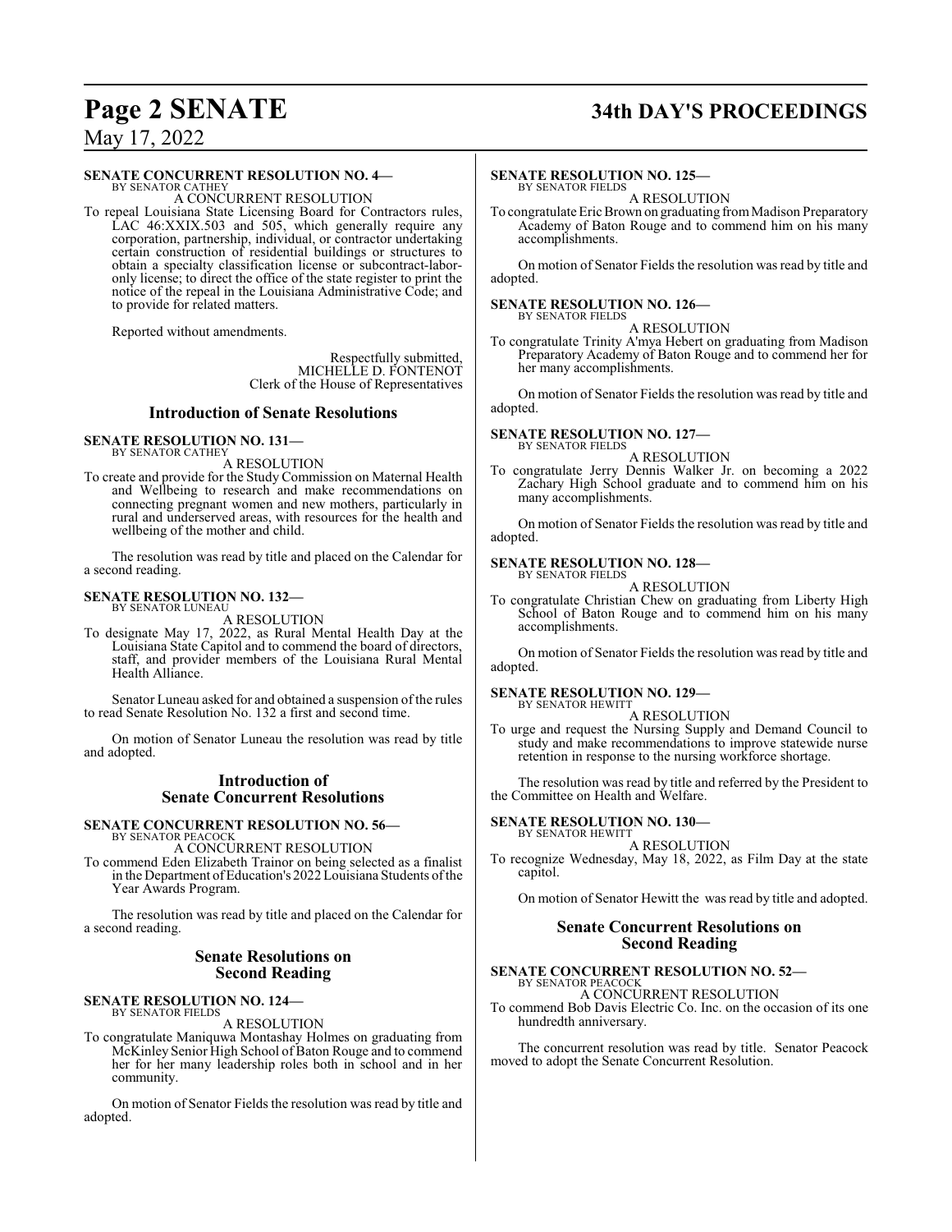**SENATE CONCURRENT RESOLUTION NO. 4—**
BY SENATOR CATHEY
A CONCURRENT RESOLUTION

To repeal Louisiana State Licensing Board for Contractors rules, LAC 46:XXIX.503 and 505, which generally require any corporation, partnership, individual, or contractor undertaking certain construction of residential buildings or structures to obtain a specialty classification license or subcontract-labor-only license; to direct the office of the state register to print the notice of the repeal in the Louisiana Administrative Code; and to provide for related matters.

Reported without amendments.

Respectfully submitted,
MICHELLE D. FONTENOT
Clerk of the House of Representatives

## Introduction of Senate Resolutions

**SENATE RESOLUTION NO. 131—**
BY SENATOR CATHEY
A RESOLUTION

To create and provide for the Study Commission on Maternal Health and Wellbeing to research and make recommendations on connecting pregnant women and new mothers, particularly in rural and underserved areas, with resources for the health and wellbeing of the mother and child.

The resolution was read by title and placed on the Calendar for a second reading.

**SENATE RESOLUTION NO. 132—**
BY SENATOR LUNEAU
A RESOLUTION

To designate May 17, 2022, as Rural Mental Health Day at the Louisiana State Capitol and to commend the board of directors, staff, and provider members of the Louisiana Rural Mental Health Alliance.

Senator Luneau asked for and obtained a suspension of the rules to read Senate Resolution No. 132 a first and second time.

On motion of Senator Luneau the resolution was read by title and adopted.

## Introduction of Senate Concurrent Resolutions

**SENATE CONCURRENT RESOLUTION NO. 56—**
BY SENATOR PEACOCK
A CONCURRENT RESOLUTION

To commend Eden Elizabeth Trainor on being selected as a finalist in the Department of Education's 2022 Louisiana Students of the Year Awards Program.

The resolution was read by title and placed on the Calendar for a second reading.

## Senate Resolutions on Second Reading

**SENATE RESOLUTION NO. 124—**
BY SENATOR FIELDS
A RESOLUTION

To congratulate Maniquwa Montashay Holmes on graduating from McKinley Senior High School of Baton Rouge and to commend her for her many leadership roles both in school and in her community.

On motion of Senator Fields the resolution was read by title and adopted.

**SENATE RESOLUTION NO. 125—**
BY SENATOR FIELDS
A RESOLUTION

To congratulate Eric Brown on graduating from Madison Preparatory Academy of Baton Rouge and to commend him on his many accomplishments.

On motion of Senator Fields the resolution was read by title and adopted.

**SENATE RESOLUTION NO. 126—**
BY SENATOR FIELDS
A RESOLUTION

To congratulate Trinity A'mya Hebert on graduating from Madison Preparatory Academy of Baton Rouge and to commend her for her many accomplishments.

On motion of Senator Fields the resolution was read by title and adopted.

**SENATE RESOLUTION NO. 127—**
BY SENATOR FIELDS
A RESOLUTION

To congratulate Jerry Dennis Walker Jr. on becoming a 2022 Zachary High School graduate and to commend him on his many accomplishments.

On motion of Senator Fields the resolution was read by title and adopted.

**SENATE RESOLUTION NO. 128—**
BY SENATOR FIELDS
A RESOLUTION

To congratulate Christian Chew on graduating from Liberty High School of Baton Rouge and to commend him on his many accomplishments.

On motion of Senator Fields the resolution was read by title and adopted.

**SENATE RESOLUTION NO. 129—**
BY SENATOR HEWITT
A RESOLUTION

To urge and request the Nursing Supply and Demand Council to study and make recommendations to improve statewide nurse retention in response to the nursing workforce shortage.

The resolution was read by title and referred by the President to the Committee on Health and Welfare.

**SENATE RESOLUTION NO. 130—**
BY SENATOR HEWITT
A RESOLUTION

To recognize Wednesday, May 18, 2022, as Film Day at the state capitol.

On motion of Senator Hewitt the was read by title and adopted.

## Senate Concurrent Resolutions on Second Reading

**SENATE CONCURRENT RESOLUTION NO. 52—**
BY SENATOR PEACOCK
A CONCURRENT RESOLUTION

To commend Bob Davis Electric Co. Inc. on the occasion of its one hundredth anniversary.

The concurrent resolution was read by title. Senator Peacock moved to adopt the Senate Concurrent Resolution.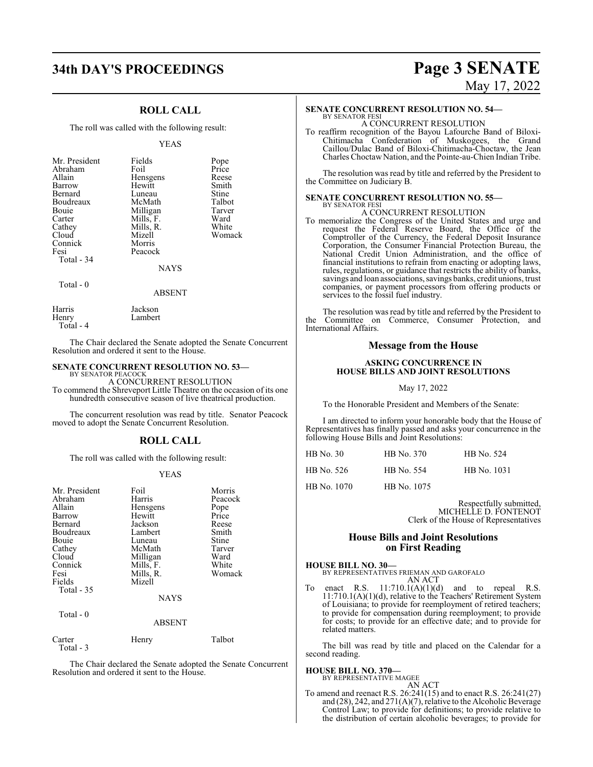## ROLL CALL

The roll was called with the following result:

YEAS

| | | |
|---|---|---|
| Mr. President | Fields | Pope |
| Abraham | Foil | Price |
| Allain | Hensgens | Reese |
| Barrow | Hewitt | Smith |
| Bernard | Luneau | Stine |
| Boudreaux | McMath | Talbot |
| Bouie | Milligan | Tarver |
| Carter | Mills, F. | Ward |
| Cathey | Mills, R. | White |
| Cloud | Mizell | Womack |
| Connick | Morris | |
| Fesi | Peacock | |
| Total - 34 | | |

NAYS

Total - 0

ABSENT

| | |
|---|---|
| Harris | Jackson |
| Henry | Lambert |
| Total - 4 | |

The Chair declared the Senate adopted the Senate Concurrent Resolution and ordered it sent to the House.

**SENATE CONCURRENT RESOLUTION NO. 53—**
BY SENATOR PEACOCK

A CONCURRENT RESOLUTION

To commend the Shreveport Little Theatre on the occasion of its one hundredth consecutive season of live theatrical production.

The concurrent resolution was read by title. Senator Peacock moved to adopt the Senate Concurrent Resolution.

## ROLL CALL

The roll was called with the following result:

YEAS

| | | |
|---|---|---|
| Mr. President | Foil | Morris |
| Abraham | Harris | Peacock |
| Allain | Hensgens | Pope |
| Barrow | Hewitt | Price |
| Bernard | Jackson | Reese |
| Boudreaux | Lambert | Smith |
| Bouie | Luneau | Stine |
| Cathey | McMath | Tarver |
| Cloud | Milligan | Ward |
| Connick | Mills, F. | White |
| Fesi | Mills, R. | Womack |
| Fields | Mizell | |
| Total - 35 | | |

NAYS

Total - 0

ABSENT

| | | |
|---|---|---|
| Carter | Henry | Talbot |
| Total - 3 | | |

The Chair declared the Senate adopted the Senate Concurrent Resolution and ordered it sent to the House.

**SENATE CONCURRENT RESOLUTION NO. 54—**
BY SENATOR FESI

A CONCURRENT RESOLUTION

To reaffirm recognition of the Bayou Lafourche Band of Biloxi-Chitimacha Confederation of Muskogees, the Grand Caillou/Dulac Band of Biloxi-Chitimacha-Choctaw, the Jean Charles Choctaw Nation, and the Pointe-au-Chien Indian Tribe.

The resolution was read by title and referred by the President to the Committee on Judiciary B.

**SENATE CONCURRENT RESOLUTION NO. 55—**
BY SENATOR FESI

A CONCURRENT RESOLUTION

To memorialize the Congress of the United States and urge and request the Federal Reserve Board, the Office of the Comptroller of the Currency, the Federal Deposit Insurance Corporation, the Consumer Financial Protection Bureau, the National Credit Union Administration, and the office of financial institutions to refrain from enacting or adopting laws, rules, regulations, or guidance that restricts the ability of banks, savings and loan associations, savings banks, credit unions, trust companies, or payment processors from offering products or services to the fossil fuel industry.

The resolution was read by title and referred by the President to the Committee on Commerce, Consumer Protection, and International Affairs.

## Message from the House

### ASKING CONCURRENCE IN HOUSE BILLS AND JOINT RESOLUTIONS

May 17, 2022

To the Honorable President and Members of the Senate:

I am directed to inform your honorable body that the House of Representatives has finally passed and asks your concurrence in the following House Bills and Joint Resolutions:

| | | |
|---|---|---|
| HB No. 30 | HB No. 370 | HB No. 524 |
| HB No. 526 | HB No. 554 | HB No. 1031 |
| HB No. 1070 | HB No. 1075 | |

Respectfully submitted,
MICHELLE D. FONTENOT
Clerk of the House of Representatives

## House Bills and Joint Resolutions on First Reading

**HOUSE BILL NO. 30—**
BY REPRESENTATIVES FRIEMAN AND GAROFALO

AN ACT

To enact R.S. 11:710.1(A)(1)(d) and to repeal R.S. 11:710.1(A)(1)(d), relative to the Teachers' Retirement System of Louisiana; to provide for reemployment of retired teachers; to provide for compensation during reemployment; to provide for costs; to provide for an effective date; and to provide for related matters.

The bill was read by title and placed on the Calendar for a second reading.

**HOUSE BILL NO. 370—**
BY REPRESENTATIVE MAGEE

AN ACT

To amend and reenact R.S. 26:241(15) and to enact R.S. 26:241(27) and (28), 242, and 271(A)(7), relative to the Alcoholic Beverage Control Law; to provide for definitions; to provide relative to the distribution of certain alcoholic beverages; to provide for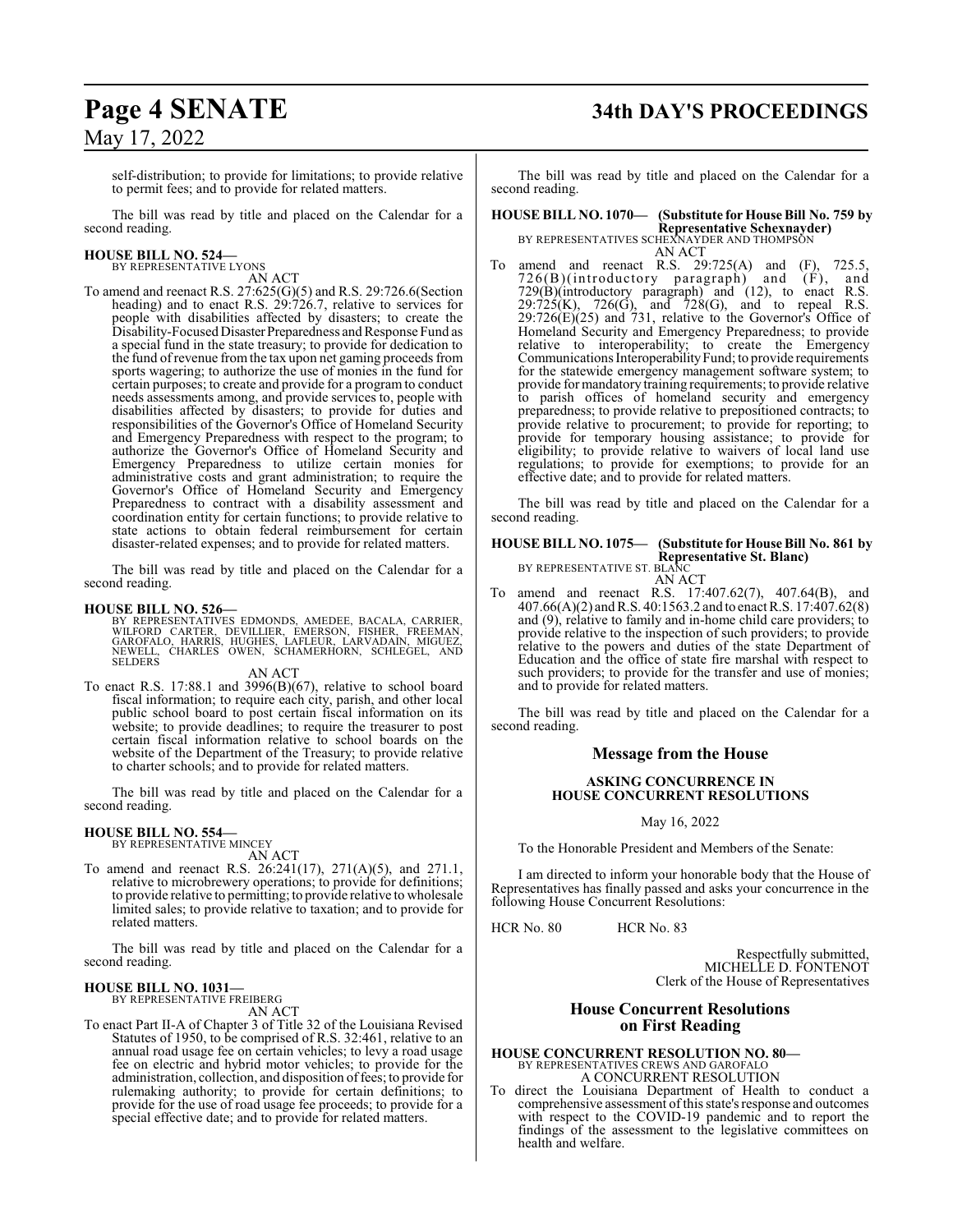self-distribution; to provide for limitations; to provide relative to permit fees; and to provide for related matters.

The bill was read by title and placed on the Calendar for a second reading.

**HOUSE BILL NO. 524—**
BY REPRESENTATIVE LYONS

AN ACT

To amend and reenact R.S. 27:625(G)(5) and R.S. 29:726.6(Section heading) and to enact R.S. 29:726.7, relative to services for people with disabilities affected by disasters; to create the Disability-Focused Disaster Preparedness and Response Fund as a special fund in the state treasury; to provide for dedication to the fund of revenue from the tax upon net gaming proceeds from sports wagering; to authorize the use of monies in the fund for certain purposes; to create and provide for a program to conduct needs assessments among, and provide services to, people with disabilities affected by disasters; to provide for duties and responsibilities of the Governor's Office of Homeland Security and Emergency Preparedness with respect to the program; to authorize the Governor's Office of Homeland Security and Emergency Preparedness to utilize certain monies for administrative costs and grant administration; to require the Governor's Office of Homeland Security and Emergency Preparedness to contract with a disability assessment and coordination entity for certain functions; to provide relative to state actions to obtain federal reimbursement for certain disaster-related expenses; and to provide for related matters.

The bill was read by title and placed on the Calendar for a second reading.

**HOUSE BILL NO. 526—**
BY REPRESENTATIVES EDMONDS, AMEDEE, BACALA, CARRIER, WILFORD CARTER, DEVILLIER, EMERSON, FISHER, FREEMAN, GAROFALO, HARRIS, HUGHES, LAFLEUR, LARVADAIN, MIGUEZ, NEWELL, CHARLES OWEN, SCHAMERHORN, SCHLEGEL, AND SELDERS

AN ACT

To enact R.S. 17:88.1 and 3996(B)(67), relative to school board fiscal information; to require each city, parish, and other local public school board to post certain fiscal information on its website; to provide deadlines; to require the treasurer to post certain fiscal information relative to school boards on the website of the Department of the Treasury; to provide relative to charter schools; and to provide for related matters.

The bill was read by title and placed on the Calendar for a second reading.

**HOUSE BILL NO. 554—**
BY REPRESENTATIVE MINCEY

AN ACT

To amend and reenact R.S. 26:241(17), 271(A)(5), and 271.1, relative to microbrewery operations; to provide for definitions; to provide relative to permitting; to provide relative to wholesale limited sales; to provide relative to taxation; and to provide for related matters.

The bill was read by title and placed on the Calendar for a second reading.

**HOUSE BILL NO. 1031—**
BY REPRESENTATIVE FREIBERG

AN ACT

To enact Part II-A of Chapter 3 of Title 32 of the Louisiana Revised Statutes of 1950, to be comprised of R.S. 32:461, relative to an annual road usage fee on certain vehicles; to levy a road usage fee on electric and hybrid motor vehicles; to provide for the administration, collection, and disposition of fees; to provide for rulemaking authority; to provide for certain definitions; to provide for the use of road usage fee proceeds; to provide for a special effective date; and to provide for related matters.

The bill was read by title and placed on the Calendar for a second reading.

**HOUSE BILL NO. 1070— (Substitute for House Bill No. 759 by Representative Schexnayder)**
BY REPRESENTATIVES SCHEXNAYDER AND THOMPSON

AN ACT

To amend and reenact R.S. 29:725(A) and (F), 725.5, 726(B)(introductory paragraph) and (F), and 729(B)(introductory paragraph) and (12), to enact R.S. 29:725(K), 726(G), and 728(G), and to repeal R.S. 29:726(E)(25) and 731, relative to the Governor's Office of Homeland Security and Emergency Preparedness; to provide relative to interoperability; to create the Emergency Communications Interoperability Fund; to provide requirements for the statewide emergency management software system; to provide for mandatory training requirements; to provide relative to parish offices of homeland security and emergency preparedness; to provide relative to prepositioned contracts; to provide relative to procurement; to provide for reporting; to provide for temporary housing assistance; to provide for eligibility; to provide relative to waivers of local land use regulations; to provide for exemptions; to provide for an effective date; and to provide for related matters.

The bill was read by title and placed on the Calendar for a second reading.

**HOUSE BILL NO. 1075— (Substitute for House Bill No. 861 by Representative St. Blanc)**
BY REPRESENTATIVE ST. BLANC

AN ACT

To amend and reenact R.S. 17:407.62(7), 407.64(B), and 407.66(A)(2) and R.S. 40:1563.2 and to enact R.S. 17:407.62(8) and (9), relative to family and in-home child care providers; to provide relative to the inspection of such providers; to provide relative to the powers and duties of the state Department of Education and the office of state fire marshal with respect to such providers; to provide for the transfer and use of monies; and to provide for related matters.

The bill was read by title and placed on the Calendar for a second reading.

## Message from the House

### ASKING CONCURRENCE IN HOUSE CONCURRENT RESOLUTIONS

May 16, 2022

To the Honorable President and Members of the Senate:

I am directed to inform your honorable body that the House of Representatives has finally passed and asks your concurrence in the following House Concurrent Resolutions:

HCR No. 80 HCR No. 83

Respectfully submitted,
MICHELLE D. FONTENOT
Clerk of the House of Representatives

## House Concurrent Resolutions on First Reading

**HOUSE CONCURRENT RESOLUTION NO. 80—**
BY REPRESENTATIVES CREWS AND GAROFALO

A CONCURRENT RESOLUTION

To direct the Louisiana Department of Health to conduct a comprehensive assessment of this state's response and outcomes with respect to the COVID-19 pandemic and to report the findings of the assessment to the legislative committees on health and welfare.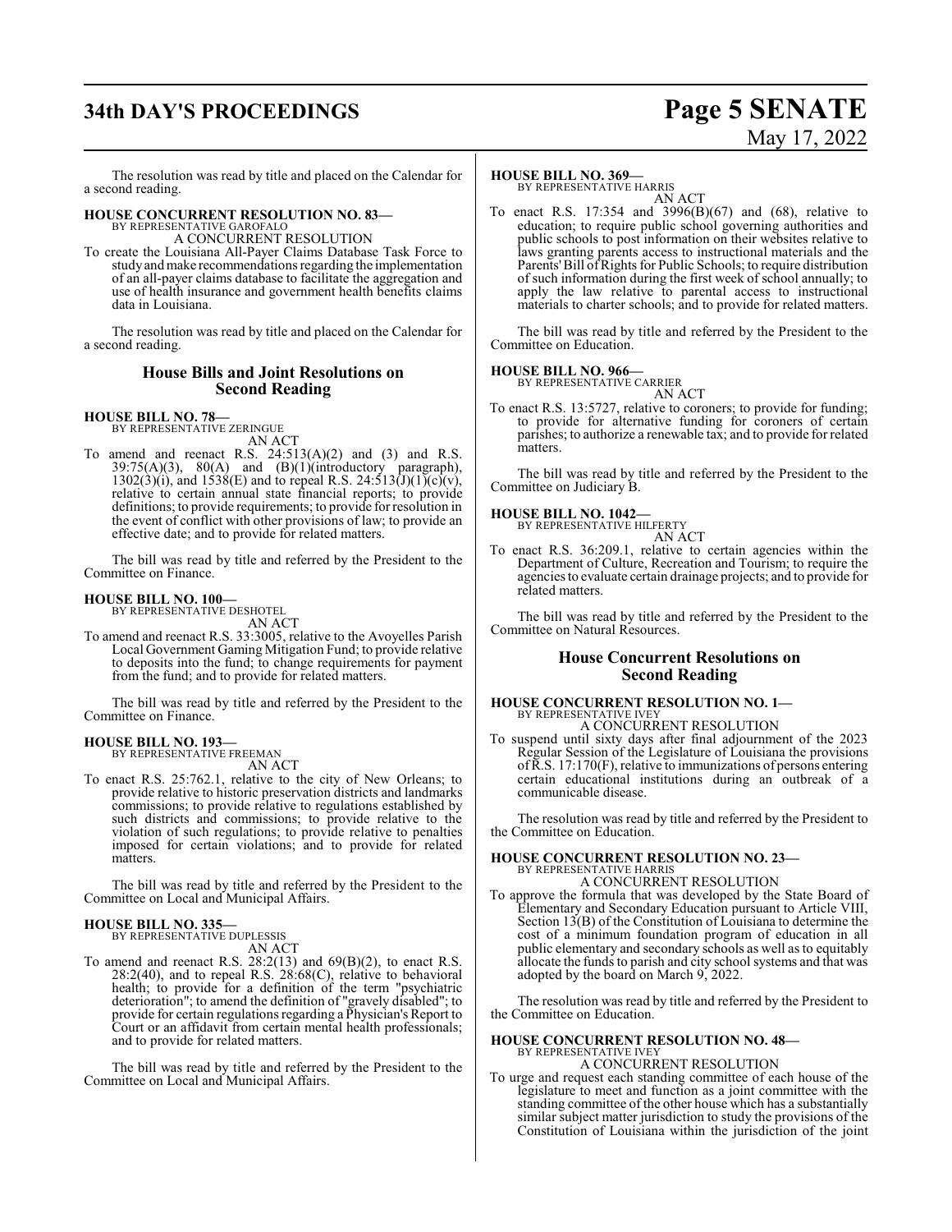The resolution was read by title and placed on the Calendar for a second reading.

**HOUSE CONCURRENT RESOLUTION NO. 83—**
BY REPRESENTATIVE GAROFALO
A CONCURRENT RESOLUTION

To create the Louisiana All-Payer Claims Database Task Force to study and make recommendations regarding the implementation of an all-payer claims database to facilitate the aggregation and use of health insurance and government health benefits claims data in Louisiana.

The resolution was read by title and placed on the Calendar for a second reading.

## House Bills and Joint Resolutions on Second Reading

**HOUSE BILL NO. 78—**
BY REPRESENTATIVE ZERINGUE
AN ACT

To amend and reenact R.S. 24:513(A)(2) and (3) and R.S. 39:75(A)(3), 80(A) and (B)(1)(introductory paragraph), 1302(3)(i), and 1538(E) and to repeal R.S. 24:513(J)(1)(c)(v), relative to certain annual state financial reports; to provide definitions; to provide requirements; to provide for resolution in the event of conflict with other provisions of law; to provide an effective date; and to provide for related matters.

The bill was read by title and referred by the President to the Committee on Finance.

**HOUSE BILL NO. 100—**
BY REPRESENTATIVE DESHOTEL
AN ACT

To amend and reenact R.S. 33:3005, relative to the Avoyelles Parish Local Government Gaming Mitigation Fund; to provide relative to deposits into the fund; to change requirements for payment from the fund; and to provide for related matters.

The bill was read by title and referred by the President to the Committee on Finance.

**HOUSE BILL NO. 193—**
BY REPRESENTATIVE FREEMAN
AN ACT

To enact R.S. 25:762.1, relative to the city of New Orleans; to provide relative to historic preservation districts and landmarks commissions; to provide relative to regulations established by such districts and commissions; to provide relative to the violation of such regulations; to provide relative to penalties imposed for certain violations; and to provide for related matters.

The bill was read by title and referred by the President to the Committee on Local and Municipal Affairs.

**HOUSE BILL NO. 335—**
BY REPRESENTATIVE DUPLESSIS
AN ACT

To amend and reenact R.S. 28:2(13) and 69(B)(2), to enact R.S. 28:2(40), and to repeal R.S. 28:68(C), relative to behavioral health; to provide for a definition of the term "psychiatric deterioration"; to amend the definition of "gravely disabled"; to provide for certain regulations regarding a Physician's Report to Court or an affidavit from certain mental health professionals; and to provide for related matters.

The bill was read by title and referred by the President to the Committee on Local and Municipal Affairs.

**HOUSE BILL NO. 369—**
BY REPRESENTATIVE HARRIS
AN ACT

To enact R.S. 17:354 and 3996(B)(67) and (68), relative to education; to require public school governing authorities and public schools to post information on their websites relative to laws granting parents access to instructional materials and the Parents' Bill of Rights for Public Schools; to require distribution of such information during the first week of school annually; to apply the law relative to parental access to instructional materials to charter schools; and to provide for related matters.

The bill was read by title and referred by the President to the Committee on Education.

**HOUSE BILL NO. 966—**
BY REPRESENTATIVE CARRIER
AN ACT

To enact R.S. 13:5727, relative to coroners; to provide for funding; to provide for alternative funding for coroners of certain parishes; to authorize a renewable tax; and to provide for related matters.

The bill was read by title and referred by the President to the Committee on Judiciary B.

**HOUSE BILL NO. 1042—**
BY REPRESENTATIVE HILFERTY
AN ACT

To enact R.S. 36:209.1, relative to certain agencies within the Department of Culture, Recreation and Tourism; to require the agencies to evaluate certain drainage projects; and to provide for related matters.

The bill was read by title and referred by the President to the Committee on Natural Resources.

## House Concurrent Resolutions on Second Reading

**HOUSE CONCURRENT RESOLUTION NO. 1—**
BY REPRESENTATIVE IVEY
A CONCURRENT RESOLUTION

To suspend until sixty days after final adjournment of the 2023 Regular Session of the Legislature of Louisiana the provisions of R.S. 17:170(F), relative to immunizations of persons entering certain educational institutions during an outbreak of a communicable disease.

The resolution was read by title and referred by the President to the Committee on Education.

**HOUSE CONCURRENT RESOLUTION NO. 23—**
BY REPRESENTATIVE HARRIS
A CONCURRENT RESOLUTION

To approve the formula that was developed by the State Board of Elementary and Secondary Education pursuant to Article VIII, Section 13(B) of the Constitution of Louisiana to determine the cost of a minimum foundation program of education in all public elementary and secondary schools as well as to equitably allocate the funds to parish and city school systems and that was adopted by the board on March 9, 2022.

The resolution was read by title and referred by the President to the Committee on Education.

**HOUSE CONCURRENT RESOLUTION NO. 48—**
BY REPRESENTATIVE IVEY
A CONCURRENT RESOLUTION

To urge and request each standing committee of each house of the legislature to meet and function as a joint committee with the standing committee of the other house which has a substantially similar subject matter jurisdiction to study the provisions of the Constitution of Louisiana within the jurisdiction of the joint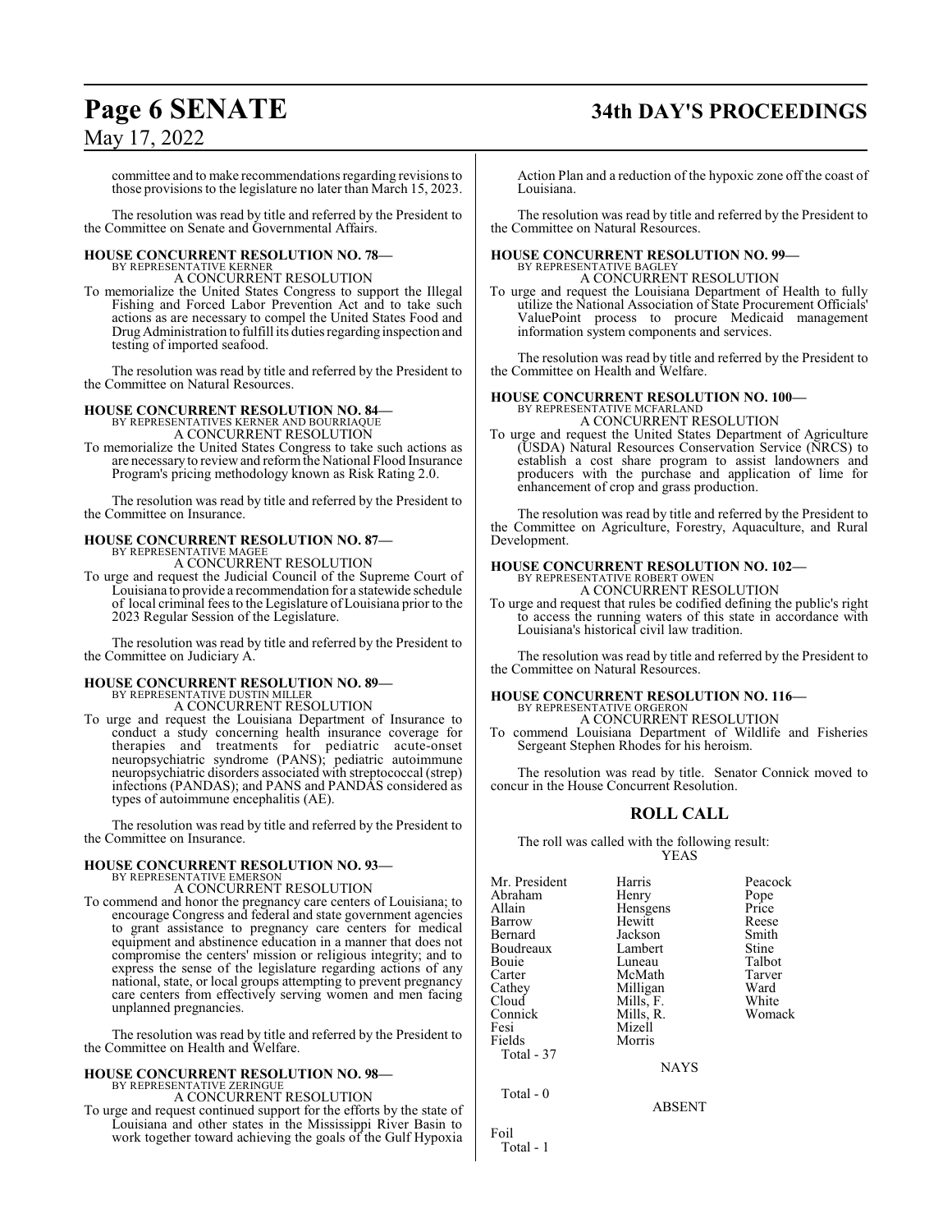committee and to make recommendations regarding revisions to those provisions to the legislature no later than March 15, 2023.

The resolution was read by title and referred by the President to the Committee on Senate and Governmental Affairs.

### HOUSE CONCURRENT RESOLUTION NO. 78—
BY REPRESENTATIVE KERNER

A CONCURRENT RESOLUTION

To memorialize the United States Congress to support the Illegal Fishing and Forced Labor Prevention Act and to take such actions as are necessary to compel the United States Food and Drug Administration to fulfill its duties regarding inspection and testing of imported seafood.

The resolution was read by title and referred by the President to the Committee on Natural Resources.

### HOUSE CONCURRENT RESOLUTION NO. 84—
BY REPRESENTATIVES KERNER AND BOURRIAQUE

A CONCURRENT RESOLUTION

To memorialize the United States Congress to take such actions as are necessary to review and reform the National Flood Insurance Program's pricing methodology known as Risk Rating 2.0.

The resolution was read by title and referred by the President to the Committee on Insurance.

### HOUSE CONCURRENT RESOLUTION NO. 87—
BY REPRESENTATIVE MAGEE

A CONCURRENT RESOLUTION

To urge and request the Judicial Council of the Supreme Court of Louisiana to provide a recommendation for a statewide schedule of local criminal fees to the Legislature of Louisiana prior to the 2023 Regular Session of the Legislature.

The resolution was read by title and referred by the President to the Committee on Judiciary A.

### HOUSE CONCURRENT RESOLUTION NO. 89—
BY REPRESENTATIVE DUSTIN MILLER

A CONCURRENT RESOLUTION

To urge and request the Louisiana Department of Insurance to conduct a study concerning health insurance coverage for therapies and treatments for pediatric acute-onset neuropsychiatric syndrome (PANS); pediatric autoimmune neuropsychiatric disorders associated with streptococcal (strep) infections (PANDAS); and PANS and PANDAS considered as types of autoimmune encephalitis (AE).

The resolution was read by title and referred by the President to the Committee on Insurance.

### HOUSE CONCURRENT RESOLUTION NO. 93—
BY REPRESENTATIVE EMERSON

A CONCURRENT RESOLUTION

To commend and honor the pregnancy care centers of Louisiana; to encourage Congress and federal and state government agencies to grant assistance to pregnancy care centers for medical equipment and abstinence education in a manner that does not compromise the centers' mission or religious integrity; and to express the sense of the legislature regarding actions of any national, state, or local groups attempting to prevent pregnancy care centers from effectively serving women and men facing unplanned pregnancies.

The resolution was read by title and referred by the President to the Committee on Health and Welfare.

### HOUSE CONCURRENT RESOLUTION NO. 98—
BY REPRESENTATIVE ZERINGUE

A CONCURRENT RESOLUTION

To urge and request continued support for the efforts by the state of Louisiana and other states in the Mississippi River Basin to work together toward achieving the goals of the Gulf Hypoxia Action Plan and a reduction of the hypoxic zone off the coast of Louisiana.

The resolution was read by title and referred by the President to the Committee on Natural Resources.

### HOUSE CONCURRENT RESOLUTION NO. 99—
BY REPRESENTATIVE BAGLEY

A CONCURRENT RESOLUTION

To urge and request the Louisiana Department of Health to fully utilize the National Association of State Procurement Officials' ValuePoint process to procure Medicaid management information system components and services.

The resolution was read by title and referred by the President to the Committee on Health and Welfare.

### HOUSE CONCURRENT RESOLUTION NO. 100—
BY REPRESENTATIVE MCFARLAND

A CONCURRENT RESOLUTION

To urge and request the United States Department of Agriculture (USDA) Natural Resources Conservation Service (NRCS) to establish a cost share program to assist landowners and producers with the purchase and application of lime for enhancement of crop and grass production.

The resolution was read by title and referred by the President to the Committee on Agriculture, Forestry, Aquaculture, and Rural Development.

### HOUSE CONCURRENT RESOLUTION NO. 102—
BY REPRESENTATIVE ROBERT OWEN

A CONCURRENT RESOLUTION

To urge and request that rules be codified defining the public's right to access the running waters of this state in accordance with Louisiana's historical civil law tradition.

The resolution was read by title and referred by the President to the Committee on Natural Resources.

### HOUSE CONCURRENT RESOLUTION NO. 116—
BY REPRESENTATIVE ORGERON

A CONCURRENT RESOLUTION

To commend Louisiana Department of Wildlife and Fisheries Sergeant Stephen Rhodes for his heroism.

The resolution was read by title. Senator Connick moved to concur in the House Concurrent Resolution.

## ROLL CALL

The roll was called with the following result:

YEAS

| | | |
|---|---|---|
| Mr. President | Harris | Peacock |
| Abraham | Henry | Pope |
| Allain | Hensgens | Price |
| Barrow | Hewitt | Reese |
| Bernard | Jackson | Smith |
| Boudreaux | Lambert | Stine |
| Bouie | Luneau | Talbot |
| Carter | McMath | Tarver |
| Cathey | Milligan | Ward |
| Cloud | Mills, F. | White |
| Connick | Mills, R. | Womack |
| Fesi | Mizell | |
| Fields | Morris | |

Total - 37

NAYS

Total - 0

ABSENT

Foil

Total - 1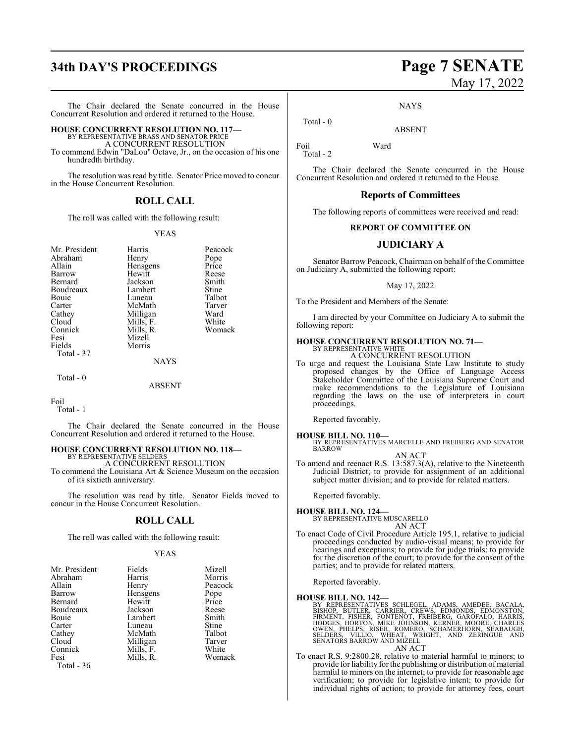The Chair declared the Senate concurred in the House Concurrent Resolution and ordered it returned to the House.

**HOUSE CONCURRENT RESOLUTION NO. 117—**
BY REPRESENTATIVE BRASS AND SENATOR PRICE
A CONCURRENT RESOLUTION
To commend Edwin "DaLou" Octave, Jr., on the occasion of his one hundredth birthday.

The resolution was read by title. Senator Price moved to concur in the House Concurrent Resolution.

## ROLL CALL

The roll was called with the following result:

YEAS

| | | |
|---|---|---|
| Mr. President | Harris | Peacock |
| Abraham | Henry | Pope |
| Allain | Hensgens | Price |
| Barrow | Hewitt | Reese |
| Bernard | Jackson | Smith |
| Boudreaux | Lambert | Stine |
| Bouie | Luneau | Talbot |
| Carter | McMath | Tarver |
| Cathey | Milligan | Ward |
| Cloud | Mills, F. | White |
| Connick | Mills, R. | Womack |
| Fesi | Mizell | |
| Fields | Morris | |

Total - 37

NAYS

Total - 0

ABSENT

Foil

Total - 1

The Chair declared the Senate concurred in the House Concurrent Resolution and ordered it returned to the House.

**HOUSE CONCURRENT RESOLUTION NO. 118—**
BY REPRESENTATIVE SELDERS
A CONCURRENT RESOLUTION
To commend the Louisiana Art & Science Museum on the occasion of its sixtieth anniversary.

The resolution was read by title. Senator Fields moved to concur in the House Concurrent Resolution.

## ROLL CALL

The roll was called with the following result:

YEAS

| | | |
|---|---|---|
| Mr. President | Fields | Mizell |
| Abraham | Harris | Morris |
| Allain | Henry | Peacock |
| Barrow | Hensgens | Pope |
| Bernard | Hewitt | Price |
| Boudreaux | Jackson | Reese |
| Bouie | Lambert | Smith |
| Carter | Luneau | Stine |
| Cathey | McMath | Talbot |
| Cloud | Milligan | Tarver |
| Connick | Mills, F. | White |
| Fesi | Mills, R. | Womack |

Total - 36

NAYS

Total - 0

ABSENT

Foil Ward

Total - 2

The Chair declared the Senate concurred in the House Concurrent Resolution and ordered it returned to the House.

## Reports of Committees

The following reports of committees were received and read:

### REPORT OF COMMITTEE ON

## JUDICIARY A

Senator Barrow Peacock, Chairman on behalf of the Committee on Judiciary A, submitted the following report:

May 17, 2022

To the President and Members of the Senate:

I am directed by your Committee on Judiciary A to submit the following report:

**HOUSE CONCURRENT RESOLUTION NO. 71—**
BY REPRESENTATIVE WHITE
A CONCURRENT RESOLUTION
To urge and request the Louisiana State Law Institute to study proposed changes by the Office of Language Access Stakeholder Committee of the Louisiana Supreme Court and make recommendations to the Legislature of Louisiana regarding the laws on the use of interpreters in court proceedings.

Reported favorably.

**HOUSE BILL NO. 110—**
BY REPRESENTATIVES MARCELLE AND FREIBERG AND SENATOR BARROW
AN ACT
To amend and reenact R.S. 13:587.3(A), relative to the Nineteenth Judicial District; to provide for assignment of an additional subject matter division; and to provide for related matters.

Reported favorably.

**HOUSE BILL NO. 124—**
BY REPRESENTATIVE MUSCARELLO
AN ACT
To enact Code of Civil Procedure Article 195.1, relative to judicial proceedings conducted by audio-visual means; to provide for hearings and exceptions; to provide for judge trials; to provide for the discretion of the court; to provide for the consent of the parties; and to provide for related matters.

Reported favorably.

**HOUSE BILL NO. 142—**
BY REPRESENTATIVES SCHLEGEL, ADAMS, AMEDEE, BACALA, BISHOP, BUTLER, CARRIER, CREWS, EDMONDS, EDMONSTON, FIRMENT, FISHER, FONTENOT, FREIBERG, GAROFALO, HARRIS, HODGES, HORTON, MIKE JOHNSON, KERNER, MOORE, CHARLES OWEN, PHELPS, RISER, ROMERO, SCHAMERHORN, SEABAUGH, SELDERS, VILLIO, WHEAT, WRIGHT, AND ZERINGUE AND SENATORS BARROW AND MIZELL
AN ACT
To enact R.S. 9:2800.28, relative to material harmful to minors; to provide for liability for the publishing or distribution of material harmful to minors on the internet; to provide for reasonable age verification; to provide for legislative intent; to provide for individual rights of action; to provide for attorney fees, court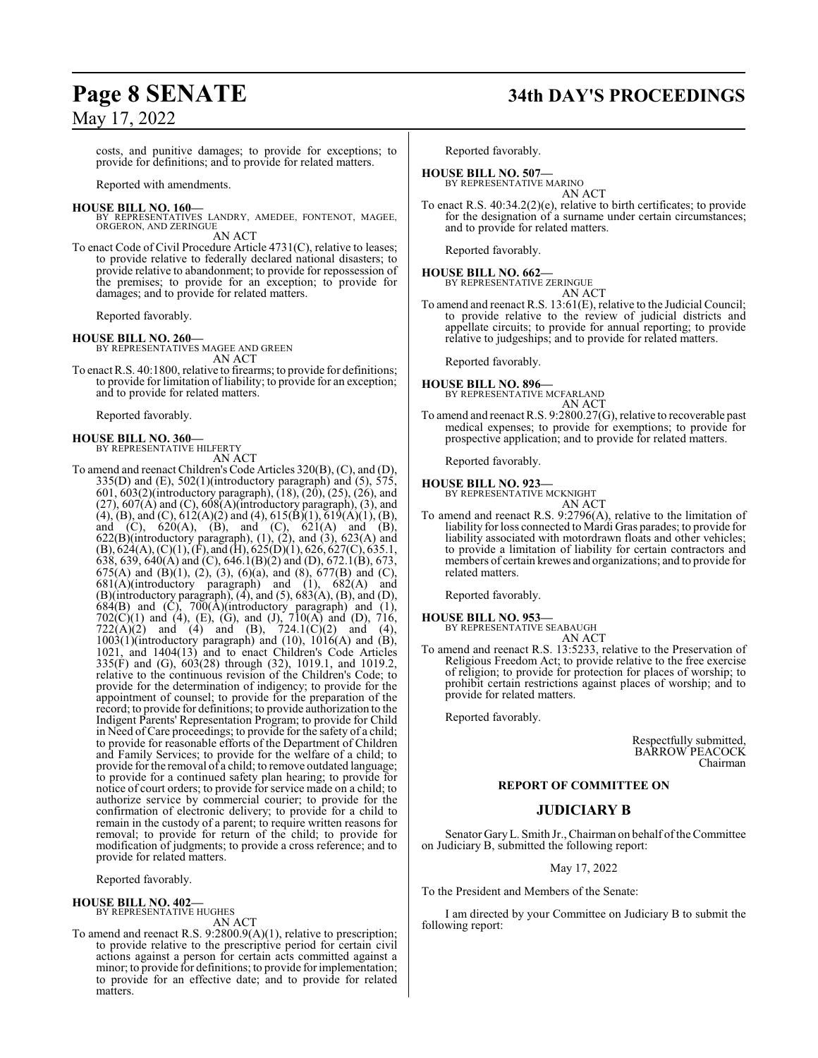costs, and punitive damages; to provide for exceptions; to provide for definitions; and to provide for related matters.

Reported with amendments.

**HOUSE BILL NO. 160—**
BY REPRESENTATIVES LANDRY, AMEDEE, FONTENOT, MAGEE, ORGERON, AND ZERINGUE
AN ACT

To enact Code of Civil Procedure Article 4731(C), relative to leases; to provide relative to federally declared national disasters; to provide relative to abandonment; to provide for repossession of the premises; to provide for an exception; to provide for damages; and to provide for related matters.

Reported favorably.

**HOUSE BILL NO. 260—**
BY REPRESENTATIVES MAGEE AND GREEN
AN ACT

To enact R.S. 40:1800, relative to firearms; to provide for definitions; to provide for limitation of liability; to provide for an exception; and to provide for related matters.

Reported favorably.

**HOUSE BILL NO. 360—**
BY REPRESENTATIVE HILFERTY
AN ACT

To amend and reenact Children's Code Articles 320(B), (C), and (D), 335(D) and (E), 502(1)(introductory paragraph) and (5), 575, 601, 603(2)(introductory paragraph), (18), (20), (25), (26), and (27), 607(A) and (C), 608(A)(introductory paragraph), (3), and (4), (B), and (C), 612(A)(2) and (4), 615(B)(1), 619(A)(1), (B), and (C), 620(A), (B), and (C), 621(A) and (B), 622(B)(introductory paragraph), (1), (2), and (3), 623(A) and (B), 624(A), (C)(1), (F), and (H), 625(D)(1), 626, 627(C), 635.1, 638, 639, 640(A) and (C), 646.1(B)(2) and (D), 672.1(B), 673, 675(A) and (B)(1), (2), (3), (6)(a), and (8), 677(B) and (C), 681(A)(introductory paragraph) and (1), 682(A) and (B)(introductory paragraph), (4), and (5), 683(A), (B), and (D), 684(B) and (C), 700(A)(introductory paragraph) and (1), 702(C)(1) and (4), (E), (G), and (J), 710(A) and (D), 716, 722(A)(2) and (4) and (B), 724.1(C)(2) and (4), 1003(1)(introductory paragraph) and (10), 1016(A) and (B), 1021, and 1404(13) and to enact Children's Code Articles 335(F) and (G), 603(28) through (32), 1019.1, and 1019.2, relative to the continuous revision of the Children's Code; to provide for the determination of indigency; to provide for the appointment of counsel; to provide for the preparation of the record; to provide for definitions; to provide authorization to the Indigent Parents' Representation Program; to provide for Child in Need of Care proceedings; to provide for the safety of a child; to provide for reasonable efforts of the Department of Children and Family Services; to provide for the welfare of a child; to provide for the removal of a child; to remove outdated language; to provide for a continued safety plan hearing; to provide for notice of court orders; to provide for service made on a child; to authorize service by commercial courier; to provide for the confirmation of electronic delivery; to provide for a child to remain in the custody of a parent; to require written reasons for removal; to provide for return of the child; to provide for modification of judgments; to provide a cross reference; and to provide for related matters.

Reported favorably.

**HOUSE BILL NO. 402—**
BY REPRESENTATIVE HUGHES
AN ACT

To amend and reenact R.S. 9:2800.9(A)(1), relative to prescription; to provide relative to the prescriptive period for certain civil actions against a person for certain acts committed against a minor; to provide for definitions; to provide for implementation; to provide for an effective date; and to provide for related matters.

Reported favorably.

**HOUSE BILL NO. 507—**
BY REPRESENTATIVE MARINO
AN ACT

To enact R.S. 40:34.2(2)(e), relative to birth certificates; to provide for the designation of a surname under certain circumstances; and to provide for related matters.

Reported favorably.

**HOUSE BILL NO. 662—**
BY REPRESENTATIVE ZERINGUE
AN ACT

To amend and reenact R.S. 13:61(E), relative to the Judicial Council; to provide relative to the review of judicial districts and appellate circuits; to provide for annual reporting; to provide relative to judgeships; and to provide for related matters.

Reported favorably.

**HOUSE BILL NO. 896—**
BY REPRESENTATIVE MCFARLAND
AN ACT

To amend and reenact R.S. 9:2800.27(G), relative to recoverable past medical expenses; to provide for exemptions; to provide for prospective application; and to provide for related matters.

Reported favorably.

**HOUSE BILL NO. 923—**
BY REPRESENTATIVE MCKNIGHT
AN ACT

To amend and reenact R.S. 9:2796(A), relative to the limitation of liability for loss connected to Mardi Gras parades; to provide for liability associated with motordrawn floats and other vehicles; to provide a limitation of liability for certain contractors and members of certain krewes and organizations; and to provide for related matters.

Reported favorably.

**HOUSE BILL NO. 953—**
BY REPRESENTATIVE SEABAUGH
AN ACT

To amend and reenact R.S. 13:5233, relative to the Preservation of Religious Freedom Act; to provide relative to the free exercise of religion; to provide for protection for places of worship; to prohibit certain restrictions against places of worship; and to provide for related matters.

Reported favorably.

Respectfully submitted,
BARROW PEACOCK
Chairman

## REPORT OF COMMITTEE ON

## JUDICIARY B

Senator Gary L. Smith Jr., Chairman on behalf of the Committee on Judiciary B, submitted the following report:

May 17, 2022

To the President and Members of the Senate:

I am directed by your Committee on Judiciary B to submit the following report: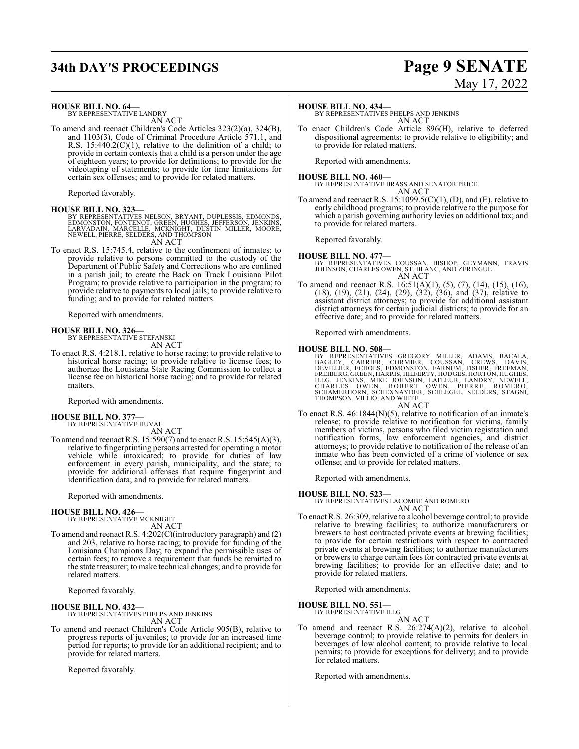**HOUSE BILL NO. 64—**
BY REPRESENTATIVE LANDRY
AN ACT

To amend and reenact Children's Code Articles 323(2)(a), 324(B), and 1103(3), Code of Criminal Procedure Article 571.1, and R.S. 15:440.2(C)(1), relative to the definition of a child; to provide in certain contexts that a child is a person under the age of eighteen years; to provide for definitions; to provide for the videotaping of statements; to provide for time limitations for certain sex offenses; and to provide for related matters.

Reported favorably.

**HOUSE BILL NO. 323—**
BY REPRESENTATIVES NELSON, BRYANT, DUPLESSIS, EDMONDS, EDMONSTON, FONTENOT, GREEN, HUGHES, JEFFERSON, JENKINS, LARVADAIN, MARCELLE, MCKNIGHT, DUSTIN MILLER, MOORE, NEWELL, PIERRE, SELDERS, AND THOMPSON
AN ACT

To enact R.S. 15:745.4, relative to the confinement of inmates; to provide relative to persons committed to the custody of the Department of Public Safety and Corrections who are confined in a parish jail; to create the Back on Track Louisiana Pilot Program; to provide relative to participation in the program; to provide relative to payments to local jails; to provide relative to funding; and to provide for related matters.

Reported with amendments.

**HOUSE BILL NO. 326—**
BY REPRESENTATIVE STEFANSKI
AN ACT

To enact R.S. 4:218.1, relative to horse racing; to provide relative to historical horse racing; to provide relative to license fees; to authorize the Louisiana State Racing Commission to collect a license fee on historical horse racing; and to provide for related matters.

Reported with amendments.

**HOUSE BILL NO. 377—**
BY REPRESENTATIVE HUVAL
AN ACT

To amend and reenact R.S. 15:590(7) and to enact R.S. 15:545(A)(3), relative to fingerprinting persons arrested for operating a motor vehicle while intoxicated; to provide for duties of law enforcement in every parish, municipality, and the state; to provide for additional offenses that require fingerprint and identification data; and to provide for related matters.

Reported with amendments.

**HOUSE BILL NO. 426—**
BY REPRESENTATIVE MCKNIGHT
AN ACT

To amend and reenact R.S. 4:202(C)(introductory paragraph) and (2) and 203, relative to horse racing; to provide for funding of the Louisiana Champions Day; to expand the permissible uses of certain fees; to remove a requirement that funds be remitted to the state treasurer; to make technical changes; and to provide for related matters.

Reported favorably.

**HOUSE BILL NO. 432—**
BY REPRESENTATIVES PHELPS AND JENKINS
AN ACT

To amend and reenact Children's Code Article 905(B), relative to progress reports of juveniles; to provide for an increased time period for reports; to provide for an additional recipient; and to provide for related matters.

Reported favorably.

**HOUSE BILL NO. 434—**
BY REPRESENTATIVES PHELPS AND JENKINS
AN ACT

To enact Children's Code Article 896(H), relative to deferred dispositional agreements; to provide relative to eligibility; and to provide for related matters.

Reported with amendments.

**HOUSE BILL NO. 460—**
BY REPRESENTATIVE BRASS AND SENATOR PRICE
AN ACT

To amend and reenact R.S. 15:1099.5(C)(1), (D), and (E), relative to early childhood programs; to provide relative to the purpose for which a parish governing authority levies an additional tax; and to provide for related matters.

Reported favorably.

**HOUSE BILL NO. 477—**
BY REPRESENTATIVES COUSSAN, BISHOP, GEYMANN, TRAVIS JOHNSON, CHARLES OWEN, ST. BLANC, AND ZERINGUE
AN ACT

To amend and reenact R.S. 16:51(A)(1), (5), (7), (14), (15), (16), (18), (19), (21), (24), (29), (32), (36), and (37), relative to assistant district attorneys; to provide for additional assistant district attorneys for certain judicial districts; to provide for an effective date; and to provide for related matters.

Reported with amendments.

**HOUSE BILL NO. 508—**
BY REPRESENTATIVES GREGORY MILLER, ADAMS, BACALA, BAGLEY, CARRIER, CORMIER, COUSSAN, CREWS, DAVIS, DEVILLIER, ECHOLS, EDMONSTON, FARNUM, FISHER, FREEMAN, FREIBERG, GREEN, HARRIS, HILFERTY, HODGES, HORTON, HUGHES, ILLG, JENKINS, MIKE JOHNSON, LAFLEUR, LANDRY, NEWELL, CHARLES OWEN, ROBERT OWEN, PIERRE, ROMERO, SCHAMERHORN, SCHEXNAYDER, SCHLEGEL, SELDERS, STAGNI, THOMPSON, VILLIO, AND WHITE
AN ACT

To enact R.S. 46:1844(N)(5), relative to notification of an inmate's release; to provide relative to notification for victims, family members of victims, persons who filed victim registration and notification forms, law enforcement agencies, and district attorneys; to provide relative to notification of the release of an inmate who has been convicted of a crime of violence or sex offense; and to provide for related matters.

Reported with amendments.

**HOUSE BILL NO. 523—**
BY REPRESENTATIVES LACOMBE AND ROMERO
AN ACT

To enact R.S. 26:309, relative to alcohol beverage control; to provide relative to brewing facilities; to authorize manufacturers or brewers to host contracted private events at brewing facilities; to provide for certain restrictions with respect to contracted private events at brewing facilities; to authorize manufacturers or brewers to charge certain fees for contracted private events at brewing facilities; to provide for an effective date; and to provide for related matters.

Reported with amendments.

**HOUSE BILL NO. 551—**
BY REPRESENTATIVE ILLG
AN ACT

To amend and reenact R.S. 26:274(A)(2), relative to alcohol beverage control; to provide relative to permits for dealers in beverages of low alcohol content; to provide relative to local permits; to provide for exceptions for delivery; and to provide for related matters.

Reported with amendments.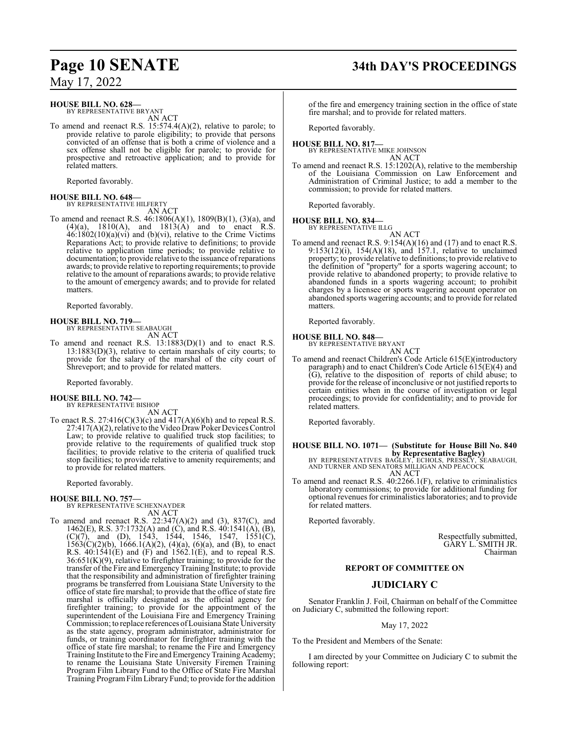**HOUSE BILL NO. 628—**
BY REPRESENTATIVE BRYANT
AN ACT

To amend and reenact R.S. 15:574.4(A)(2), relative to parole; to provide relative to parole eligibility; to provide that persons convicted of an offense that is both a crime of violence and a sex offense shall not be eligible for parole; to provide for prospective and retroactive application; and to provide for related matters.

Reported favorably.

**HOUSE BILL NO. 648—**
BY REPRESENTATIVE HILFERTY
AN ACT

To amend and reenact R.S. 46:1806(A)(1), 1809(B)(1), (3)(a), and (4)(a), 1810(A), and 1813(A) and to enact R.S. 46:1802(10)(a)(vi) and (b)(vi), relative to the Crime Victims Reparations Act; to provide relative to definitions; to provide relative to application time periods; to provide relative to documentation; to provide relative to the issuance of reparations awards; to provide relative to reporting requirements; to provide relative to the amount of reparations awards; to provide relative to the amount of emergency awards; and to provide for related matters.

Reported favorably.

**HOUSE BILL NO. 719—**
BY REPRESENTATIVE SEABAUGH
AN ACT

To amend and reenact R.S. 13:1883(D)(1) and to enact R.S. 13:1883(D)(3), relative to certain marshals of city courts; to provide for the salary of the marshal of the city court of Shreveport; and to provide for related matters.

Reported favorably.

**HOUSE BILL NO. 742—**
BY REPRESENTATIVE BISHOP
AN ACT

To enact R.S. 27:416(C)(3)(c) and 417(A)(6)(h) and to repeal R.S. 27:417(A)(2), relative to the Video Draw Poker Devices Control Law; to provide relative to qualified truck stop facilities; to provide relative to the requirements of qualified truck stop facilities; to provide relative to the criteria of qualified truck stop facilities; to provide relative to amenity requirements; and to provide for related matters.

Reported favorably.

**HOUSE BILL NO. 757—**
BY REPRESENTATIVE SCHEXNAYDER
AN ACT

To amend and reenact R.S. 22:347(A)(2) and (3), 837(C), and 1462(E), R.S. 37:1732(A) and (C), and R.S. 40:1541(A), (B), (C)(7), and (D), 1543, 1544, 1546, 1547, 1551(C), 1563(C)(2)(b), 1666.1(A)(2), (4)(a), (6)(a), and (B), to enact R.S. 40:1541(E) and (F) and 1562.1(E), and to repeal R.S. 36:651(K)(9), relative to firefighter training; to provide for the transfer of the Fire and Emergency Training Institute; to provide that the responsibility and administration of firefighter training programs be transferred from Louisiana State University to the office of state fire marshal; to provide that the office of state fire marshal is officially designated as the official agency for firefighter training; to provide for the appointment of the superintendent of the Louisiana Fire and Emergency Training Commission; to replace references of Louisiana State University as the state agency, program administrator, administrator for funds, or training coordinator for firefighter training with the office of state fire marshal; to rename the Fire and Emergency Training Institute to the Fire and Emergency Training Academy; to rename the Louisiana State University Firemen Training Program Film Library Fund to the Office of State Fire Marshal Training Program Film Library Fund; to provide for the addition of the fire and emergency training section in the office of state fire marshal; and to provide for related matters.

Reported favorably.

**HOUSE BILL NO. 817—**
BY REPRESENTATIVE MIKE JOHNSON
AN ACT

To amend and reenact R.S. 15:1202(A), relative to the membership of the Louisiana Commission on Law Enforcement and Administration of Criminal Justice; to add a member to the commission; to provide for related matters.

Reported favorably.

**HOUSE BILL NO. 834—**
BY REPRESENTATIVE ILLG
AN ACT

To amend and reenact R.S. 9:154(A)(16) and (17) and to enact R.S. 9:153(12)(i), 154(A)(18), and 157.1, relative to unclaimed property; to provide relative to definitions; to provide relative to the definition of "property" for a sports wagering account; to provide relative to abandoned property; to provide relative to abandoned funds in a sports wagering account; to prohibit charges by a licensee or sports wagering account operator on abandoned sports wagering accounts; and to provide for related matters.

Reported favorably.

**HOUSE BILL NO. 848—**
BY REPRESENTATIVE BRYANT
AN ACT

To amend and reenact Children's Code Article 615(E)(introductory paragraph) and to enact Children's Code Article 615(E)(4) and (G), relative to the disposition of reports of child abuse; to provide for the release of inconclusive or not justified reports to certain entities when in the course of investigation or legal proceedings; to provide for confidentiality; and to provide for related matters.

Reported favorably.

**HOUSE BILL NO. 1071— (Substitute for House Bill No. 840 by Representative Bagley)**
BY REPRESENTATIVES BAGLEY, ECHOLS, PRESSLY, SEABAUGH, AND TURNER AND SENATORS MILLIGAN AND PEACOCK
AN ACT

To amend and reenact R.S. 40:2266.1(F), relative to criminalistics laboratory commissions; to provide for additional funding for optional revenues for criminalistics laboratories; and to provide for related matters.

Reported favorably.

Respectfully submitted,
GARY L. SMITH JR.
Chairman

## REPORT OF COMMITTEE ON

## JUDICIARY C

Senator Franklin J. Foil, Chairman on behalf of the Committee on Judiciary C, submitted the following report:

May 17, 2022

To the President and Members of the Senate:

I am directed by your Committee on Judiciary C to submit the following report: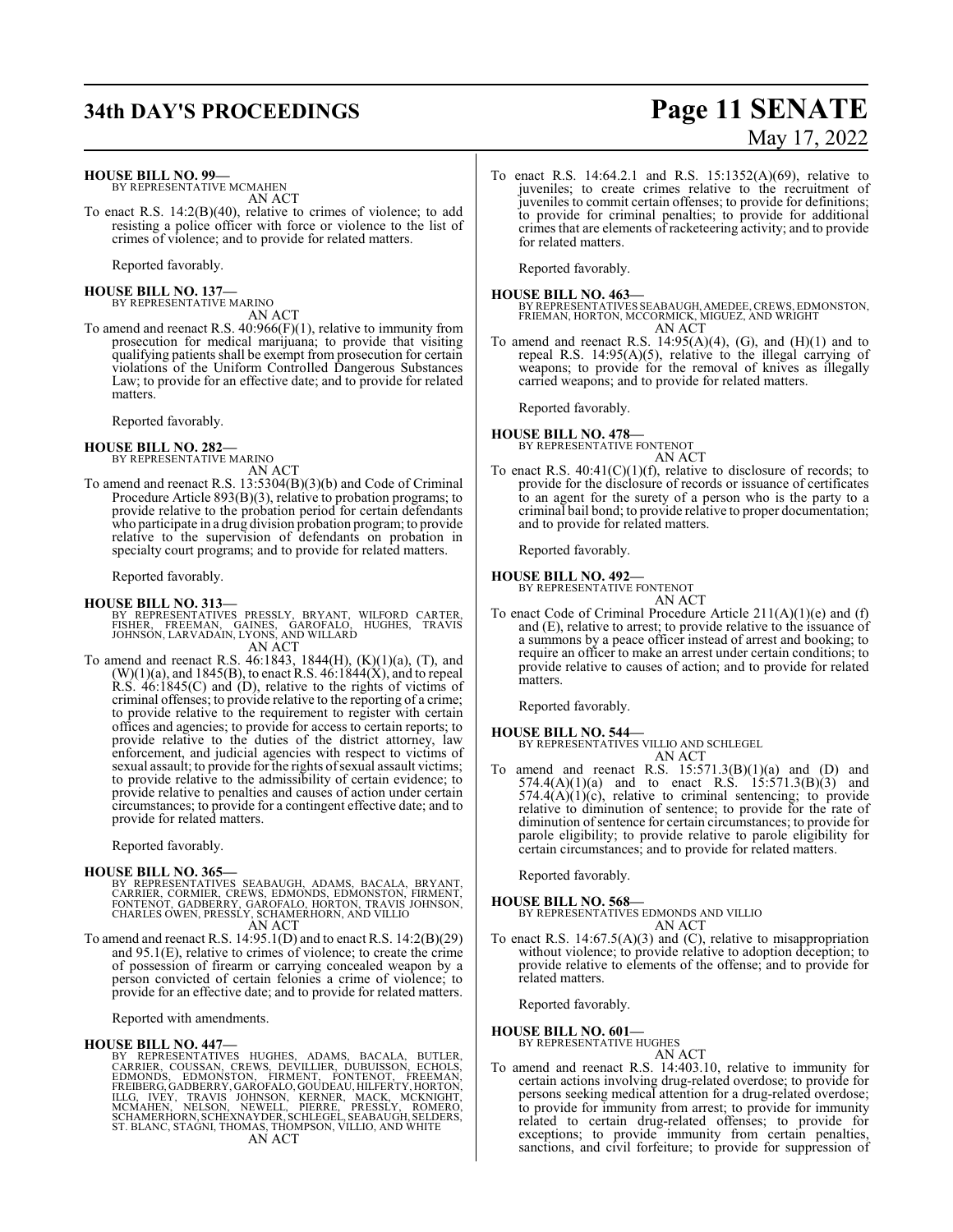**HOUSE BILL NO. 99—**
BY REPRESENTATIVE MCMAHEN
AN ACT

To enact R.S. 14:2(B)(40), relative to crimes of violence; to add resisting a police officer with force or violence to the list of crimes of violence; and to provide for related matters.

Reported favorably.

**HOUSE BILL NO. 137—**
BY REPRESENTATIVE MARINO
AN ACT

To amend and reenact R.S. 40:966(F)(1), relative to immunity from prosecution for medical marijuana; to provide that visiting qualifying patients shall be exempt from prosecution for certain violations of the Uniform Controlled Dangerous Substances Law; to provide for an effective date; and to provide for related matters.

Reported favorably.

**HOUSE BILL NO. 282—**
BY REPRESENTATIVE MARINO
AN ACT

To amend and reenact R.S. 13:5304(B)(3)(b) and Code of Criminal Procedure Article 893(B)(3), relative to probation programs; to provide relative to the probation period for certain defendants who participate in a drug division probation program; to provide relative to the supervision of defendants on probation in specialty court programs; and to provide for related matters.

Reported favorably.

**HOUSE BILL NO. 313—**
BY REPRESENTATIVES PRESSLY, BRYANT, WILFORD CARTER, FISHER, FREEMAN, GAINES, GAROFALO, HUGHES, TRAVIS JOHNSON, LARVADAIN, LYONS, AND WILLARD
AN ACT

To amend and reenact R.S. 46:1843, 1844(H), (K)(1)(a), (T), and (W)(1)(a), and 1845(B), to enact R.S. 46:1844(X), and to repeal R.S. 46:1845(C) and (D), relative to the rights of victims of criminal offenses; to provide relative to the reporting of a crime; to provide relative to the requirement to register with certain offices and agencies; to provide for access to certain reports; to provide relative to the duties of the district attorney, law enforcement, and judicial agencies with respect to victims of sexual assault; to provide for the rights of sexual assault victims; to provide relative to the admissibility of certain evidence; to provide relative to penalties and causes of action under certain circumstances; to provide for a contingent effective date; and to provide for related matters.

Reported favorably.

**HOUSE BILL NO. 365—**
BY REPRESENTATIVES SEABAUGH, ADAMS, BACALA, BRYANT, CARRIER, CORMIER, CREWS, EDMONDS, EDMONSTON, FIRMENT, FONTENOT, GADBERRY, GAROFALO, HORTON, TRAVIS JOHNSON, CHARLES OWEN, PRESSLY, SCHAMERHORN, AND VILLIO
AN ACT

To amend and reenact R.S. 14:95.1(D) and to enact R.S. 14:2(B)(29) and 95.1(E), relative to crimes of violence; to create the crime of possession of firearm or carrying concealed weapon by a person convicted of certain felonies a crime of violence; to provide for an effective date; and to provide for related matters.

Reported with amendments.

**HOUSE BILL NO. 447—**
BY REPRESENTATIVES HUGHES, ADAMS, BACALA, BUTLER, CARRIER, COUSSAN, CREWS, DEVILLIER, DUBUISSON, ECHOLS, EDMONDS, EDMONSTON, FIRMENT, FONTENOT, FREEMAN, FREIBERG, GADBERRY, GAROFALO, GOUDEAU, HILFERTY, HORTON, ILLG, IVEY, TRAVIS JOHNSON, KERNER, MACK, MCKNIGHT, MCMAHEN, NELSON, NEWELL, PIERRE, PRESSLY, ROMERO, SCHAMERHORN, SCHEXNAYDER, SCHLEGEL, SEABAUGH, SELDERS, ST. BLANC, STAGNI, THOMAS, THOMPSON, VILLIO, AND WHITE
AN ACT

To enact R.S. 14:64.2.1 and R.S. 15:1352(A)(69), relative to juveniles; to create crimes relative to the recruitment of juveniles to commit certain offenses; to provide for definitions; to provide for criminal penalties; to provide for additional crimes that are elements of racketeering activity; and to provide for related matters.

Reported favorably.

**HOUSE BILL NO. 463—**
BY REPRESENTATIVES SEABAUGH, AMEDEE, CREWS, EDMONSTON, FRIEMAN, HORTON, MCCORMICK, MIGUEZ, AND WRIGHT
AN ACT

To amend and reenact R.S. 14:95(A)(4), (G), and (H)(1) and to repeal R.S. 14:95(A)(5), relative to the illegal carrying of weapons; to provide for the removal of knives as illegally carried weapons; and to provide for related matters.

Reported favorably.

**HOUSE BILL NO. 478—**
BY REPRESENTATIVE FONTENOT
AN ACT

To enact R.S. 40:41(C)(1)(f), relative to disclosure of records; to provide for the disclosure of records or issuance of certificates to an agent for the surety of a person who is the party to a criminal bail bond; to provide relative to proper documentation; and to provide for related matters.

Reported favorably.

**HOUSE BILL NO. 492—**
BY REPRESENTATIVE FONTENOT
AN ACT

To enact Code of Criminal Procedure Article 211(A)(1)(e) and (f) and (E), relative to arrest; to provide relative to the issuance of a summons by a peace officer instead of arrest and booking; to require an officer to make an arrest under certain conditions; to provide relative to causes of action; and to provide for related matters.

Reported favorably.

**HOUSE BILL NO. 544—**
BY REPRESENTATIVES VILLIO AND SCHLEGEL
AN ACT

To amend and reenact R.S. 15:571.3(B)(1)(a) and (D) and 574.4(A)(1)(a) and to enact R.S. 15:571.3(B)(3) and 574.4(A)(1)(c), relative to criminal sentencing; to provide relative to diminution of sentence; to provide for the rate of diminution of sentence for certain circumstances; to provide for parole eligibility; to provide relative to parole eligibility for certain circumstances; and to provide for related matters.

Reported favorably.

**HOUSE BILL NO. 568—**
BY REPRESENTATIVES EDMONDS AND VILLIO
AN ACT

To enact R.S. 14:67.5(A)(3) and (C), relative to misappropriation without violence; to provide relative to adoption deception; to provide relative to elements of the offense; and to provide for related matters.

Reported favorably.

**HOUSE BILL NO. 601—**
BY REPRESENTATIVE HUGHES
AN ACT

To amend and reenact R.S. 14:403.10, relative to immunity for certain actions involving drug-related overdose; to provide for persons seeking medical attention for a drug-related overdose; to provide for immunity from arrest; to provide for immunity related to certain drug-related offenses; to provide for exceptions; to provide immunity from certain penalties, sanctions, and civil forfeiture; to provide for suppression of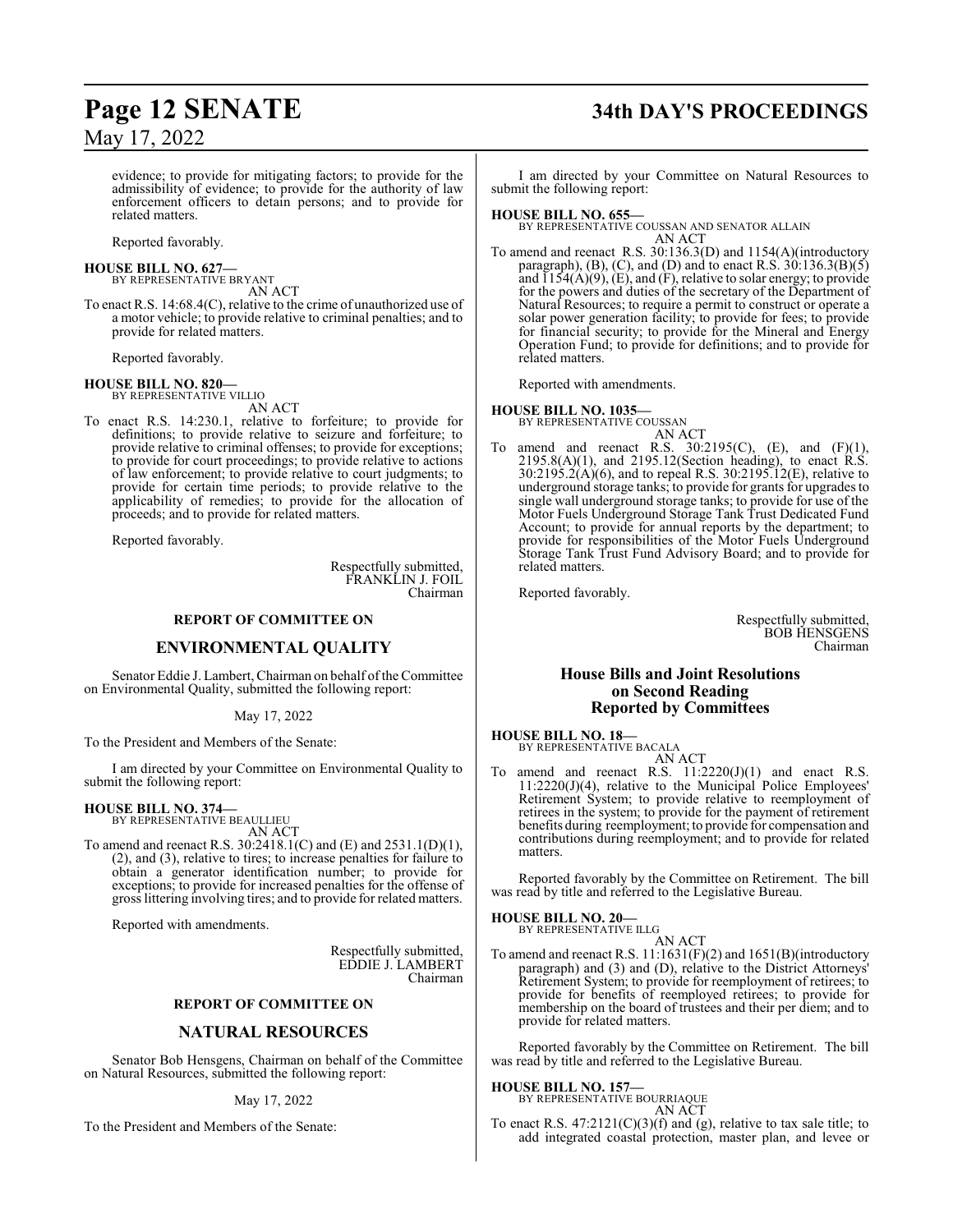evidence; to provide for mitigating factors; to provide for the admissibility of evidence; to provide for the authority of law enforcement officers to detain persons; and to provide for related matters.

Reported favorably.

**HOUSE BILL NO. 627—**
BY REPRESENTATIVE BRYANT
AN ACT

To enact R.S. 14:68.4(C), relative to the crime of unauthorized use of a motor vehicle; to provide relative to criminal penalties; and to provide for related matters.

Reported favorably.

**HOUSE BILL NO. 820—**
BY REPRESENTATIVE VILLIO
AN ACT

To enact R.S. 14:230.1, relative to forfeiture; to provide for definitions; to provide relative to seizure and forfeiture; to provide relative to criminal offenses; to provide for exceptions; to provide for court proceedings; to provide relative to actions of law enforcement; to provide relative to court judgments; to provide for certain time periods; to provide relative to the applicability of remedies; to provide for the allocation of proceeds; and to provide for related matters.

Reported favorably.

Respectfully submitted,
FRANKLIN J. FOIL
Chairman

**REPORT OF COMMITTEE ON**

## ENVIRONMENTAL QUALITY

Senator Eddie J. Lambert, Chairman on behalf of the Committee on Environmental Quality, submitted the following report:

May 17, 2022

To the President and Members of the Senate:

I am directed by your Committee on Environmental Quality to submit the following report:

**HOUSE BILL NO. 374—**
BY REPRESENTATIVE BEAULLIEU
AN ACT

To amend and reenact R.S. 30:2418.1(C) and (E) and 2531.1(D)(1), (2), and (3), relative to tires; to increase penalties for failure to obtain a generator identification number; to provide for exceptions; to provide for increased penalties for the offense of gross littering involving tires; and to provide for related matters.

Reported with amendments.

Respectfully submitted,
EDDIE J. LAMBERT
Chairman

**REPORT OF COMMITTEE ON**

## NATURAL RESOURCES

Senator Bob Hensgens, Chairman on behalf of the Committee on Natural Resources, submitted the following report:

May 17, 2022

To the President and Members of the Senate:

I am directed by your Committee on Natural Resources to submit the following report:

**HOUSE BILL NO. 655—**
BY REPRESENTATIVE COUSSAN AND SENATOR ALLAIN
AN ACT

To amend and reenact R.S. 30:136.3(D) and 1154(A)(introductory paragraph), (B), (C), and (D) and to enact R.S. 30:136.3(B)(5) and 1154(A)(9), (E), and (F), relative to solar energy; to provide for the powers and duties of the secretary of the Department of Natural Resources; to require a permit to construct or operate a solar power generation facility; to provide for fees; to provide for financial security; to provide for the Mineral and Energy Operation Fund; to provide for definitions; and to provide for related matters.

Reported with amendments.

**HOUSE BILL NO. 1035—**
BY REPRESENTATIVE COUSSAN
AN ACT

To amend and reenact R.S. 30:2195(C), (E), and (F)(1), 2195.8(A)(1), and 2195.12(Section heading), to enact R.S. 30:2195.2(A)(6), and to repeal R.S. 30:2195.12(E), relative to underground storage tanks; to provide for grants for upgrades to single wall underground storage tanks; to provide for use of the Motor Fuels Underground Storage Tank Trust Dedicated Fund Account; to provide for annual reports by the department; to provide for responsibilities of the Motor Fuels Underground Storage Tank Trust Fund Advisory Board; and to provide for related matters.

Reported favorably.

Respectfully submitted,
BOB HENSGENS
Chairman

## House Bills and Joint Resolutions on Second Reading Reported by Committees

**HOUSE BILL NO. 18—**
BY REPRESENTATIVE BACALA
AN ACT

To amend and reenact R.S. 11:2220(J)(1) and enact R.S. 11:2220(J)(4), relative to the Municipal Police Employees' Retirement System; to provide relative to reemployment of retirees in the system; to provide for the payment of retirement benefits during reemployment; to provide for compensation and contributions during reemployment; and to provide for related matters.

Reported favorably by the Committee on Retirement. The bill was read by title and referred to the Legislative Bureau.

**HOUSE BILL NO. 20—**
BY REPRESENTATIVE ILLG
AN ACT

To amend and reenact R.S. 11:1631(F)(2) and 1651(B)(introductory paragraph) and (3) and (D), relative to the District Attorneys' Retirement System; to provide for reemployment of retirees; to provide for benefits of reemployed retirees; to provide for membership on the board of trustees and their per diem; and to provide for related matters.

Reported favorably by the Committee on Retirement. The bill was read by title and referred to the Legislative Bureau.

**HOUSE BILL NO. 157—**
BY REPRESENTATIVE BOURRIAQUE
AN ACT

To enact R.S. 47:2121(C)(3)(f) and (g), relative to tax sale title; to add integrated coastal protection, master plan, and levee or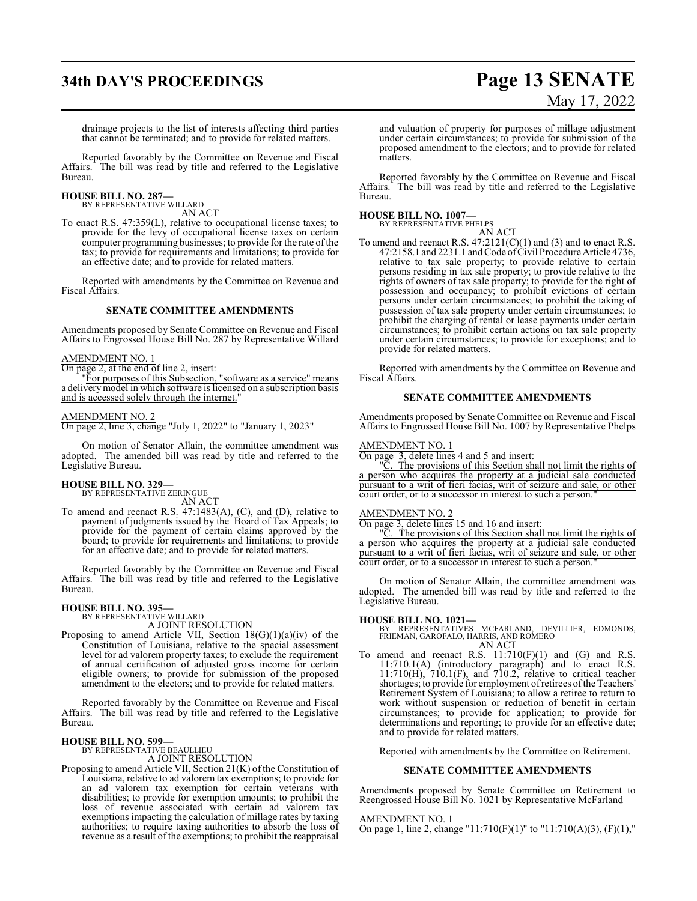drainage projects to the list of interests affecting third parties that cannot be terminated; and to provide for related matters.

Reported favorably by the Committee on Revenue and Fiscal Affairs. The bill was read by title and referred to the Legislative Bureau.

**HOUSE BILL NO. 287—**
BY REPRESENTATIVE WILLARD
AN ACT

To enact R.S. 47:359(L), relative to occupational license taxes; to provide for the levy of occupational license taxes on certain computer programming businesses; to provide for the rate of the tax; to provide for requirements and limitations; to provide for an effective date; and to provide for related matters.

Reported with amendments by the Committee on Revenue and Fiscal Affairs.

**SENATE COMMITTEE AMENDMENTS**

Amendments proposed by Senate Committee on Revenue and Fiscal Affairs to Engrossed House Bill No. 287 by Representative Willard

AMENDMENT NO. 1
On page 2, at the end of line 2, insert:
"For purposes of this Subsection, "software as a service" means a delivery model in which software is licensed on a subscription basis and is accessed solely through the internet."

AMENDMENT NO. 2
On page 2, line 3, change "July 1, 2022" to "January 1, 2023"

On motion of Senator Allain, the committee amendment was adopted. The amended bill was read by title and referred to the Legislative Bureau.

**HOUSE BILL NO. 329—**
BY REPRESENTATIVE ZERINGUE
AN ACT

To amend and reenact R.S. 47:1483(A), (C), and (D), relative to payment of judgments issued by the Board of Tax Appeals; to provide for the payment of certain claims approved by the board; to provide for requirements and limitations; to provide for an effective date; and to provide for related matters.

Reported favorably by the Committee on Revenue and Fiscal Affairs. The bill was read by title and referred to the Legislative Bureau.

**HOUSE BILL NO. 395—**
BY REPRESENTATIVE WILLARD
A JOINT RESOLUTION

Proposing to amend Article VII, Section 18(G)(1)(a)(iv) of the Constitution of Louisiana, relative to the special assessment level for ad valorem property taxes; to exclude the requirement of annual certification of adjusted gross income for certain eligible owners; to provide for submission of the proposed amendment to the electors; and to provide for related matters.

Reported favorably by the Committee on Revenue and Fiscal Affairs. The bill was read by title and referred to the Legislative Bureau.

**HOUSE BILL NO. 599—**
BY REPRESENTATIVE BEAULLIEU
A JOINT RESOLUTION

Proposing to amend Article VII, Section 21(K) of the Constitution of Louisiana, relative to ad valorem tax exemptions; to provide for an ad valorem tax exemption for certain veterans with disabilities; to provide for exemption amounts; to prohibit the loss of revenue associated with certain ad valorem tax exemptions impacting the calculation of millage rates by taxing authorities; to require taxing authorities to absorb the loss of revenue as a result of the exemptions; to prohibit the reappraisal and valuation of property for purposes of millage adjustment under certain circumstances; to provide for submission of the proposed amendment to the electors; and to provide for related matters.

Reported favorably by the Committee on Revenue and Fiscal Affairs. The bill was read by title and referred to the Legislative Bureau.

**HOUSE BILL NO. 1007—**
BY REPRESENTATIVE PHELPS
AN ACT

To amend and reenact R.S. 47:2121(C)(1) and (3) and to enact R.S. 47:2158.1 and 2231.1 and Code of Civil Procedure Article 4736, relative to tax sale property; to provide relative to certain persons residing in tax sale property; to provide relative to the rights of owners of tax sale property; to provide for the right of possession and occupancy; to prohibit evictions of certain persons under certain circumstances; to prohibit the taking of possession of tax sale property under certain circumstances; to prohibit the charging of rental or lease payments under certain circumstances; to prohibit certain actions on tax sale property under certain circumstances; to provide for exceptions; and to provide for related matters.

Reported with amendments by the Committee on Revenue and Fiscal Affairs.

**SENATE COMMITTEE AMENDMENTS**

Amendments proposed by Senate Committee on Revenue and Fiscal Affairs to Engrossed House Bill No. 1007 by Representative Phelps

AMENDMENT NO. 1
On page 3, delete lines 4 and 5 and insert:
"C. The provisions of this Section shall not limit the rights of a person who acquires the property at a judicial sale conducted pursuant to a writ of fieri facias, writ of seizure and sale, or other court order, or to a successor in interest to such a person."

AMENDMENT NO. 2
On page 3, delete lines 15 and 16 and insert:
"C. The provisions of this Section shall not limit the rights of a person who acquires the property at a judicial sale conducted pursuant to a writ of fieri facias, writ of seizure and sale, or other court order, or to a successor in interest to such a person."

On motion of Senator Allain, the committee amendment was adopted. The amended bill was read by title and referred to the Legislative Bureau.

**HOUSE BILL NO. 1021—**
BY REPRESENTATIVES MCFARLAND, DEVILLIER, EDMONDS, FRIEMAN, GAROFALO, HARRIS, AND ROMERO
AN ACT

To amend and reenact R.S. 11:710(F)(1) and (G) and R.S. 11:710.1(A) (introductory paragraph) and to enact R.S. 11:710(H), 710.1(F), and 710.2, relative to critical teacher shortages; to provide for employment of retirees of the Teachers' Retirement System of Louisiana; to allow a retiree to return to work without suspension or reduction of benefit in certain circumstances; to provide for application; to provide for determinations and reporting; to provide for an effective date; and to provide for related matters.

Reported with amendments by the Committee on Retirement.

**SENATE COMMITTEE AMENDMENTS**

Amendments proposed by Senate Committee on Retirement to Reengrossed House Bill No. 1021 by Representative McFarland

AMENDMENT NO. 1
On page 1, line 2, change "11:710(F)(1)" to "11:710(A)(3), (F)(1),"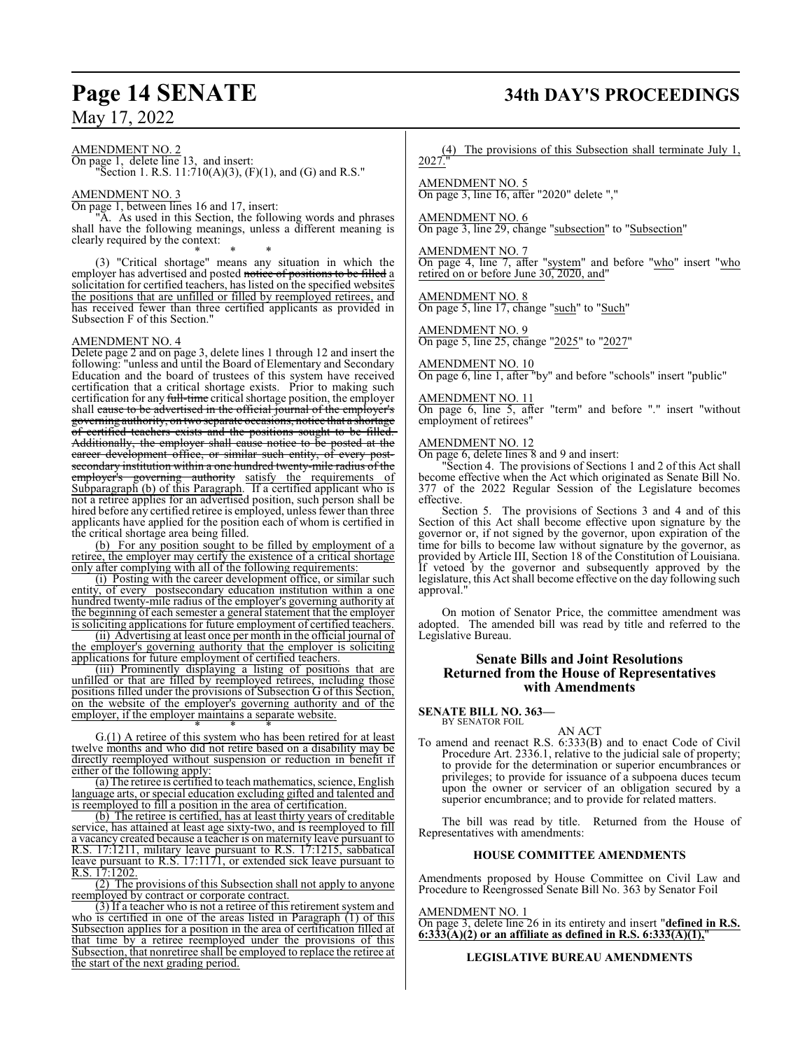AMENDMENT NO. 2

On page 1, delete line 13, and insert:

"Section 1. R.S. 11:710(A)(3), (F)(1), and (G) and R.S."

AMENDMENT NO. 3

On page 1, between lines 16 and 17, insert:

"A. As used in this Section, the following words and phrases shall have the following meanings, unless a different meaning is clearly required by the context:

\* \* \*

(3) "Critical shortage" means any situation in which the employer has advertised and posted ~~notice of positions to be filled~~ a solicitation for certified teachers, has listed on the specified websites the positions that are unfilled or filled by reemployed retirees, and has received fewer than three certified applicants as provided in Subsection F of this Section."

AMENDMENT NO. 4

Delete page 2 and on page 3, delete lines 1 through 12 and insert the following: "unless and until the Board of Elementary and Secondary Education and the board of trustees of this system have received certification that a critical shortage exists. Prior to making such certification for any ~~full-time~~ critical shortage position, the employer shall ~~cause to be advertised in the official journal of the employer's governing authority, on two separate occasions, notice that a shortage of certified teachers exists and the positions sought to be filled. Additionally, the employer shall cause notice to be posted at the career development office, or similar such entity, of every post-secondary institution within a one hundred twenty-mile radius of the employer's governing authority~~ satisfy the requirements of Subparagraph (b) of this Paragraph. If a certified applicant who is not a retiree applies for an advertised position, such person shall be hired before any certified retiree is employed, unless fewer than three applicants have applied for the position each of whom is certified in the critical shortage area being filled.

(b) For any position sought to be filled by employment of a retiree, the employer may certify the existence of a critical shortage only after complying with all of the following requirements:

(i) Posting with the career development office, or similar such entity, of every postsecondary education institution within a one hundred twenty-mile radius of the employer's governing authority at the beginning of each semester a general statement that the employer is soliciting applications for future employment of certified teachers.

(ii) Advertising at least once per month in the official journal of the employer's governing authority that the employer is soliciting applications for future employment of certified teachers.

(iii) Prominently displaying a listing of positions that are unfilled or that are filled by reemployed retirees, including those positions filled under the provisions of Subsection G of this Section, on the website of the employer's governing authority and of the employer, if the employer maintains a separate website.

\* \* \*

G.(1) A retiree of this system who has been retired for at least twelve months and who did not retire based on a disability may be directly reemployed without suspension or reduction in benefit if either of the following apply:

(a) The retiree is certified to teach mathematics, science, English language arts, or special education excluding gifted and talented and is reemployed to fill a position in the area of certification.

(b) The retiree is certified, has at least thirty years of creditable service, has attained at least age sixty-two, and is reemployed to fill a vacancy created because a teacher is on maternity leave pursuant to R.S. 17:1211, military leave pursuant to R.S. 17:1215, sabbatical leave pursuant to R.S. 17:1171, or extended sick leave pursuant to R.S. 17:1202.

(2) The provisions of this Subsection shall not apply to anyone reemployed by contract or corporate contract.

(3) If a teacher who is not a retiree of this retirement system and who is certified in one of the areas listed in Paragraph (1) of this Subsection applies for a position in the area of certification filled at that time by a retiree reemployed under the provisions of this Subsection, that nonretiree shall be employed to replace the retiree at the start of the next grading period.

(4) The provisions of this Subsection shall terminate July 1, 2027."

AMENDMENT NO. 5

On page 3, line 16, after "2020" delete ","

AMENDMENT NO. 6

On page 3, line 29, change "subsection" to "Subsection"

AMENDMENT NO. 7

On page 4, line 7, after "system" and before "who" insert "who retired on or before June 30, 2020, and"

AMENDMENT NO. 8

On page 5, line 17, change "such" to "Such"

AMENDMENT NO. 9

On page 5, line 25, change "2025" to "2027"

AMENDMENT NO. 10

On page 6, line 1, after "by" and before "schools" insert "public"

AMENDMENT NO. 11

On page 6, line 5, after "term" and before "." insert "without employment of retirees"

AMENDMENT NO. 12

On page 6, delete lines 8 and 9 and insert:

"Section 4. The provisions of Sections 1 and 2 of this Act shall become effective when the Act which originated as Senate Bill No. 377 of the 2022 Regular Session of the Legislature becomes effective.

Section 5. The provisions of Sections 3 and 4 and of this Section of this Act shall become effective upon signature by the governor or, if not signed by the governor, upon expiration of the time for bills to become law without signature by the governor, as provided by Article III, Section 18 of the Constitution of Louisiana. If vetoed by the governor and subsequently approved by the legislature, this Act shall become effective on the day following such approval."

On motion of Senator Price, the committee amendment was adopted. The amended bill was read by title and referred to the Legislative Bureau.

## Senate Bills and Joint Resolutions Returned from the House of Representatives with Amendments

**SENATE BILL NO. 363—**
BY SENATOR FOIL

AN ACT

To amend and reenact R.S. 6:333(B) and to enact Code of Civil Procedure Art. 2336.1, relative to the judicial sale of property; to provide for the determination of superior encumbrances or privileges; to provide for issuance of a subpoena duces tecum upon the owner or servicer of an obligation secured by a superior encumbrance; and to provide for related matters.

The bill was read by title. Returned from the House of Representatives with amendments:

### HOUSE COMMITTEE AMENDMENTS

Amendments proposed by House Committee on Civil Law and Procedure to Reengrossed Senate Bill No. 363 by Senator Foil

AMENDMENT NO. 1

On page 3, delete line 26 in its entirety and insert "**defined in R.S. 6:333(A)(2) or an affiliate as defined in R.S. 6:333(A)(1),**"

### LEGISLATIVE BUREAU AMENDMENTS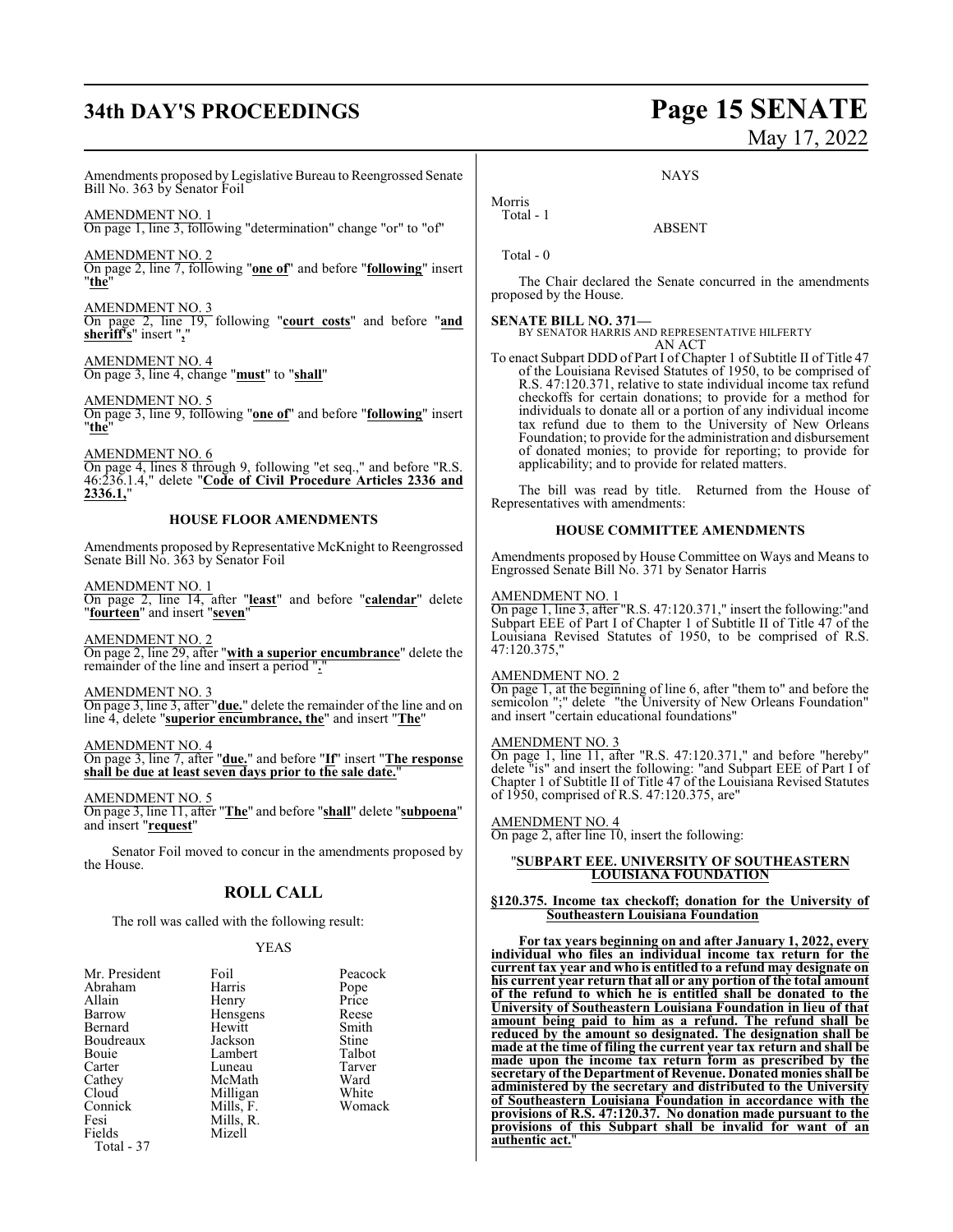Amendments proposed by Legislative Bureau to Reengrossed Senate Bill No. 363 by Senator Foil

AMENDMENT NO. 1
On page 1, line 3, following "determination" change "or" to "of"

AMENDMENT NO. 2
On page 2, line 7, following "**one of**" and before "**following**" insert "**the**"

AMENDMENT NO. 3
On page 2, line 19, following "**court costs**" and before "**and sheriff's**" insert "**,**"

AMENDMENT NO. 4
On page 3, line 4, change "**must**" to "**shall**"

AMENDMENT NO. 5
On page 3, line 9, following "**one of**" and before "**following**" insert "**the**"

AMENDMENT NO. 6
On page 4, lines 8 through 9, following "et seq.," and before "R.S. 46:236.1.4," delete "**Code of Civil Procedure Articles 2336 and 2336.1,**"

### HOUSE FLOOR AMENDMENTS

Amendments proposed by Representative McKnight to Reengrossed Senate Bill No. 363 by Senator Foil

AMENDMENT NO. 1
On page 2, line 14, after "**least**" and before "**calendar**" delete "**fourteen**" and insert "**seven**"

AMENDMENT NO. 2
On page 2, line 29, after "**with a superior encumbrance**" delete the remainder of the line and insert a period "**.**"

AMENDMENT NO. 3
On page 3, line 3, after "**due.**" delete the remainder of the line and on line 4, delete "**superior encumbrance, the**" and insert "**The**"

AMENDMENT NO. 4
On page 3, line 7, after "**due.**" and before "**If**" insert "**The response shall be due at least seven days prior to the sale date.**"

AMENDMENT NO. 5
On page 3, line 11, after "**The**" and before "**shall**" delete "**subpoena**" and insert "**request**"

Senator Foil moved to concur in the amendments proposed by the House.

## ROLL CALL

The roll was called with the following result:

YEAS

| | | |
|---|---|---|
| Mr. President | Foil | Peacock |
| Abraham | Harris | Pope |
| Allain | Henry | Price |
| Barrow | Hensgens | Reese |
| Bernard | Hewitt | Smith |
| Boudreaux | Jackson | Stine |
| Bouie | Lambert | Talbot |
| Carter | Luneau | Tarver |
| Cathey | McMath | Ward |
| Cloud | Milligan | White |
| Connick | Mills, F. | Womack |
| Fesi | Mills, R. | |
| Fields | Mizell | |

Total - 37

NAYS

Morris
Total - 1

ABSENT

Total - 0

The Chair declared the Senate concurred in the amendments proposed by the House.

**SENATE BILL NO. 371—**
BY SENATOR HARRIS AND REPRESENTATIVE HILFERTY
AN ACT

To enact Subpart DDD of Part I of Chapter 1 of Subtitle II of Title 47 of the Louisiana Revised Statutes of 1950, to be comprised of R.S. 47:120.371, relative to state individual income tax refund checkoffs for certain donations; to provide for a method for individuals to donate all or a portion of any individual income tax refund due to them to the University of New Orleans Foundation; to provide for the administration and disbursement of donated monies; to provide for reporting; to provide for applicability; and to provide for related matters.

The bill was read by title. Returned from the House of Representatives with amendments:

### HOUSE COMMITTEE AMENDMENTS

Amendments proposed by House Committee on Ways and Means to Engrossed Senate Bill No. 371 by Senator Harris

AMENDMENT NO. 1
On page 1, line 3, after "R.S. 47:120.371," insert the following:"and Subpart EEE of Part I of Chapter 1 of Subtitle II of Title 47 of the Louisiana Revised Statutes of 1950, to be comprised of R.S. 47:120.375,"

AMENDMENT NO. 2
On page 1, at the beginning of line 6, after "them to" and before the semicolon ";" delete "the University of New Orleans Foundation" and insert "certain educational foundations"

AMENDMENT NO. 3
On page 1, line 11, after "R.S. 47:120.371," and before "hereby" delete "is" and insert the following: "and Subpart EEE of Part I of Chapter 1 of Subtitle II of Title 47 of the Louisiana Revised Statutes of 1950, comprised of R.S. 47:120.375, are"

AMENDMENT NO. 4
On page 2, after line 10, insert the following:

"**SUBPART EEE. UNIVERSITY OF SOUTHEASTERN LOUISIANA FOUNDATION**

**§120.375. Income tax checkoff; donation for the University of Southeastern Louisiana Foundation**

**For tax years beginning on and after January 1, 2022, every individual who files an individual income tax return for the current tax year and who is entitled to a refund may designate on his current year return that all or any portion of the total amount of the refund to which he is entitled shall be donated to the University of Southeastern Louisiana Foundation in lieu of that amount being paid to him as a refund. The refund shall be reduced by the amount so designated. The designation shall be made at the time of filing the current year tax return and shall be made upon the income tax return form as prescribed by the secretary of the Department of Revenue. Donated monies shall be administered by the secretary and distributed to the University of Southeastern Louisiana Foundation in accordance with the provisions of R.S. 47:120.37. No donation made pursuant to the provisions of this Subpart shall be invalid for want of an authentic act.**"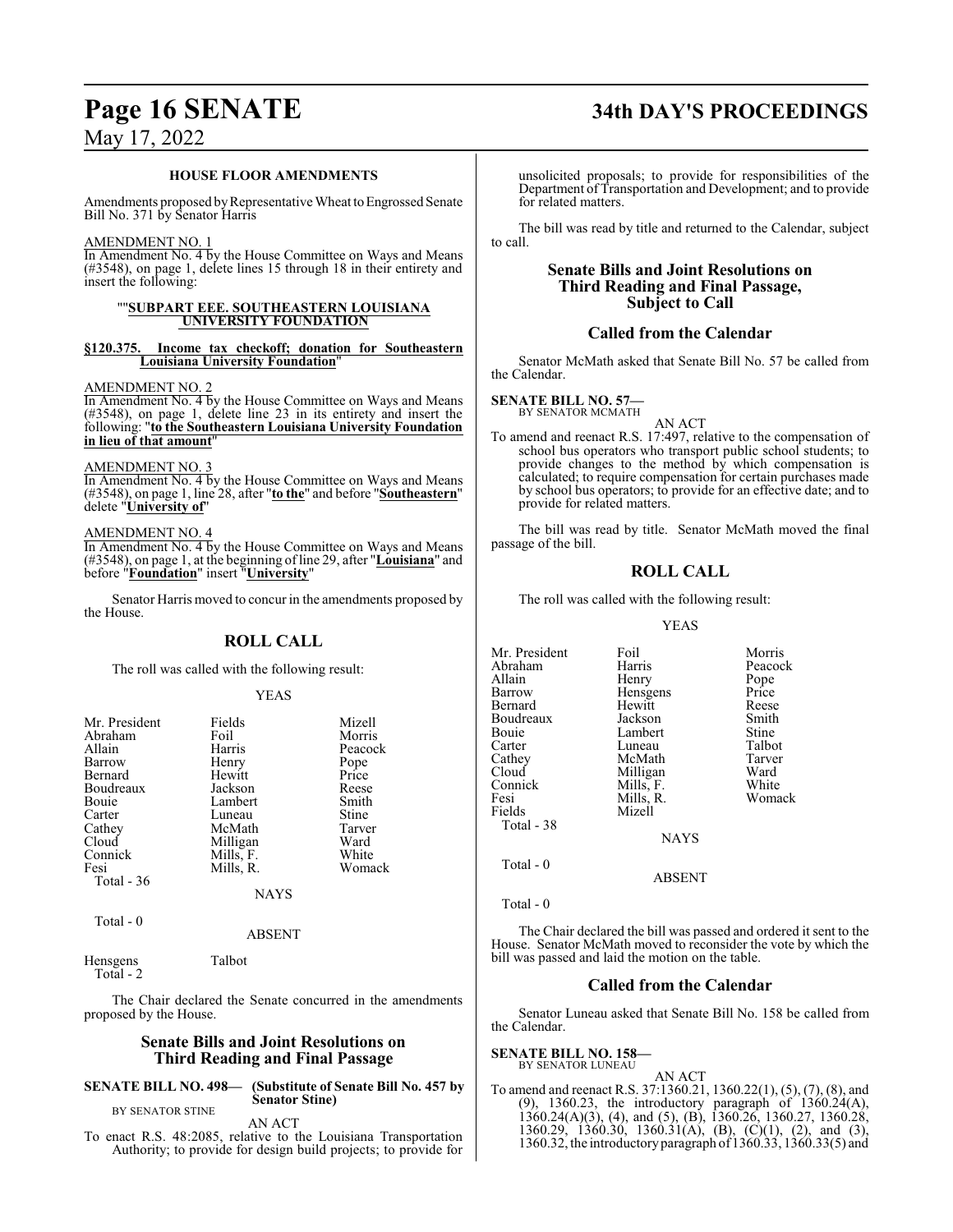### HOUSE FLOOR AMENDMENTS

Amendments proposed by Representative Wheat to Engrossed Senate Bill No. 371 by Senator Harris

AMENDMENT NO. 1

In Amendment No. 4 by the House Committee on Ways and Means (#3548), on page 1, delete lines 15 through 18 in their entirety and insert the following:

**""SUBPART EEE. SOUTHEASTERN LOUISIANA UNIVERSITY FOUNDATION**

**§120.375. Income tax checkoff; donation for Southeastern Louisiana University Foundation"**

AMENDMENT NO. 2

In Amendment No. 4 by the House Committee on Ways and Means (#3548), on page 1, delete line 23 in its entirety and insert the following: "**to the Southeastern Louisiana University Foundation in lieu of that amount**"

AMENDMENT NO. 3

In Amendment No. 4 by the House Committee on Ways and Means (#3548), on page 1, line 28, after "**to the**" and before "**Southeastern**" delete "**University of**"

AMENDMENT NO. 4

In Amendment No. 4 by the House Committee on Ways and Means (#3548), on page 1, at the beginning of line 29, after "**Louisiana**" and before "**Foundation**" insert "**University**"

Senator Harris moved to concur in the amendments proposed by the House.

## ROLL CALL

The roll was called with the following result:

YEAS

| | | |
|---|---|---|
| Mr. President | Fields | Mizell |
| Abraham | Foil | Morris |
| Allain | Harris | Peacock |
| Barrow | Henry | Pope |
| Bernard | Hewitt | Price |
| Boudreaux | Jackson | Reese |
| Bouie | Lambert | Smith |
| Carter | Luneau | Stine |
| Cathey | McMath | Tarver |
| Cloud | Milligan | Ward |
| Connick | Mills, F. | White |
| Fesi | Mills, R. | Womack |

Total - 36

NAYS

Total - 0

ABSENT

Hensgens Talbot

Total - 2

The Chair declared the Senate concurred in the amendments proposed by the House.

## Senate Bills and Joint Resolutions on Third Reading and Final Passage

**SENATE BILL NO. 498— (Substitute of Senate Bill No. 457 by Senator Stine)**
BY SENATOR STINE

AN ACT

To enact R.S. 48:2085, relative to the Louisiana Transportation Authority; to provide for design build projects; to provide for unsolicited proposals; to provide for responsibilities of the Department of Transportation and Development; and to provide for related matters.

The bill was read by title and returned to the Calendar, subject to call.

## Senate Bills and Joint Resolutions on Third Reading and Final Passage, Subject to Call

### Called from the Calendar

Senator McMath asked that Senate Bill No. 57 be called from the Calendar.

**SENATE BILL NO. 57—**
BY SENATOR MCMATH

AN ACT

To amend and reenact R.S. 17:497, relative to the compensation of school bus operators who transport public school students; to provide changes to the method by which compensation is calculated; to require compensation for certain purchases made by school bus operators; to provide for an effective date; and to provide for related matters.

The bill was read by title. Senator McMath moved the final passage of the bill.

## ROLL CALL

The roll was called with the following result:

YEAS

| | | |
|---|---|---|
| Mr. President | Foil | Morris |
| Abraham | Harris | Peacock |
| Allain | Henry | Pope |
| Barrow | Hensgens | Price |
| Bernard | Hewitt | Reese |
| Boudreaux | Jackson | Smith |
| Bouie | Lambert | Stine |
| Carter | Luneau | Talbot |
| Cathey | McMath | Tarver |
| Cloud | Milligan | Ward |
| Connick | Mills, F. | White |
| Fesi | Mills, R. | Womack |
| Fields | Mizell | |

Total - 38

NAYS

Total - 0

ABSENT

Total - 0

The Chair declared the bill was passed and ordered it sent to the House. Senator McMath moved to reconsider the vote by which the bill was passed and laid the motion on the table.

### Called from the Calendar

Senator Luneau asked that Senate Bill No. 158 be called from the Calendar.

**SENATE BILL NO. 158—**
BY SENATOR LUNEAU

AN ACT

To amend and reenact R.S. 37:1360.21, 1360.22(1), (5), (7), (8), and (9), 1360.23, the introductory paragraph of 1360.24(A), 1360.24(A)(3), (4), and (5), (B), 1360.26, 1360.27, 1360.28, 1360.29, 1360.30, 1360.31(A), (B), (C)(1), (2), and (3), 1360.32, the introductory paragraph of 1360.33, 1360.33(5) and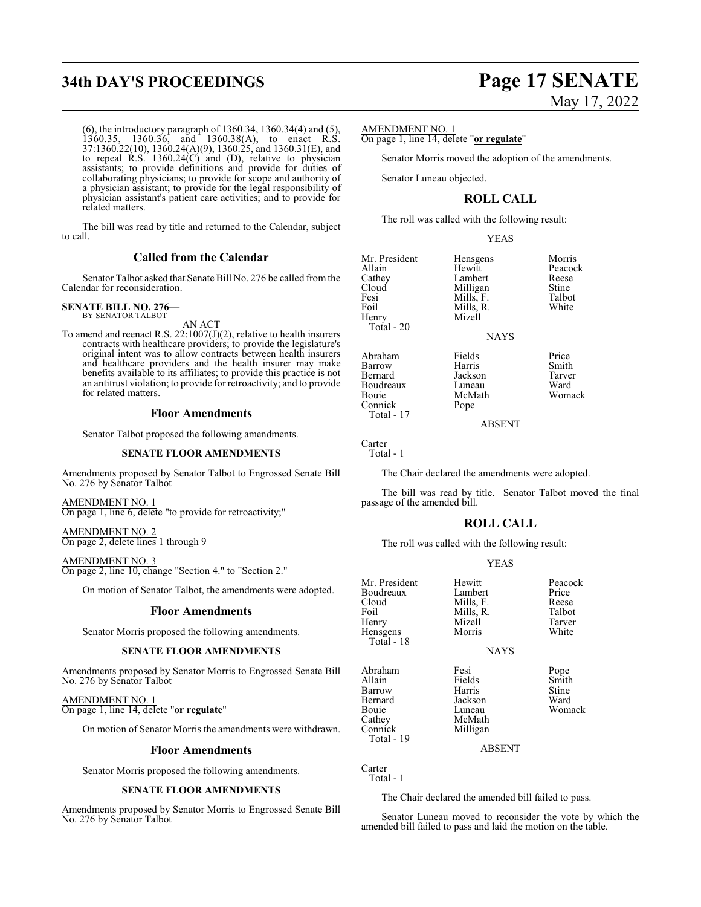(6), the introductory paragraph of 1360.34, 1360.34(4) and (5), 1360.35, 1360.36, and 1360.38(A), to enact R.S. 37:1360.22(10), 1360.24(A)(9), 1360.25, and 1360.31(E), and to repeal R.S. 1360.24(C) and (D), relative to physician assistants; to provide definitions and provide for duties of collaborating physicians; to provide for scope and authority of a physician assistant; to provide for the legal responsibility of physician assistant's patient care activities; and to provide for related matters.

The bill was read by title and returned to the Calendar, subject to call.

## Called from the Calendar

Senator Talbot asked that Senate Bill No. 276 be called from the Calendar for reconsideration.

**SENATE BILL NO. 276—**
BY SENATOR TALBOT

AN ACT

To amend and reenact R.S. 22:1007(J)(2), relative to health insurers contracts with healthcare providers; to provide the legislature's original intent was to allow contracts between health insurers and healthcare providers and the health insurer may make benefits available to its affiliates; to provide this practice is not an antitrust violation; to provide for retroactivity; and to provide for related matters.

## Floor Amendments

Senator Talbot proposed the following amendments.

**SENATE FLOOR AMENDMENTS**

Amendments proposed by Senator Talbot to Engrossed Senate Bill No. 276 by Senator Talbot

AMENDMENT NO. 1
On page 1, line 6, delete "to provide for retroactivity;"

AMENDMENT NO. 2
On page 2, delete lines 1 through 9

AMENDMENT NO. 3
On page 2, line 10, change "Section 4." to "Section 2."

On motion of Senator Talbot, the amendments were adopted.

## Floor Amendments

Senator Morris proposed the following amendments.

**SENATE FLOOR AMENDMENTS**

Amendments proposed by Senator Morris to Engrossed Senate Bill No. 276 by Senator Talbot

AMENDMENT NO. 1
On page 1, line 14, delete "**or regulate**"

On motion of Senator Morris the amendments were withdrawn.

## Floor Amendments

Senator Morris proposed the following amendments.

**SENATE FLOOR AMENDMENTS**

Amendments proposed by Senator Morris to Engrossed Senate Bill No. 276 by Senator Talbot

AMENDMENT NO. 1
On page 1, line 14, delete "**or regulate**"

Senator Morris moved the adoption of the amendments.

Senator Luneau objected.

## ROLL CALL

The roll was called with the following result:

YEAS

| | | |
|---|---|---|
| Mr. President | Hensgens | Morris |
| Allain | Hewitt | Peacock |
| Cathey | Lambert | Reese |
| Cloud | Milligan | Stine |
| Fesi | Mills, F. | Talbot |
| Foil | Mills, R. | White |
| Henry | Mizell | |

Total - 20

NAYS

| | | |
|---|---|---|
| Abraham | Fields | Price |
| Barrow | Harris | Smith |
| Bernard | Jackson | Tarver |
| Boudreaux | Luneau | Ward |
| Bouie | McMath | Womack |
| Connick | Pope | |

Total - 17

ABSENT

Carter

Total - 1

The Chair declared the amendments were adopted.

The bill was read by title. Senator Talbot moved the final passage of the amended bill.

## ROLL CALL

The roll was called with the following result:

YEAS

| | | |
|---|---|---|
| Mr. President | Hewitt | Peacock |
| Boudreaux | Lambert | Price |
| Cloud | Mills, F. | Reese |
| Foil | Mills, R. | Talbot |
| Henry | Mizell | Tarver |
| Hensgens | Morris | White |

Total - 18

NAYS

| | | |
|---|---|---|
| Abraham | Fesi | Pope |
| Allain | Fields | Smith |
| Barrow | Harris | Stine |
| Bernard | Jackson | Ward |
| Bouie | Luneau | Womack |
| Cathey | McMath | |
| Connick | Milligan | |

Total - 19

ABSENT

Carter

Total - 1

The Chair declared the amended bill failed to pass.

Senator Luneau moved to reconsider the vote by which the amended bill failed to pass and laid the motion on the table.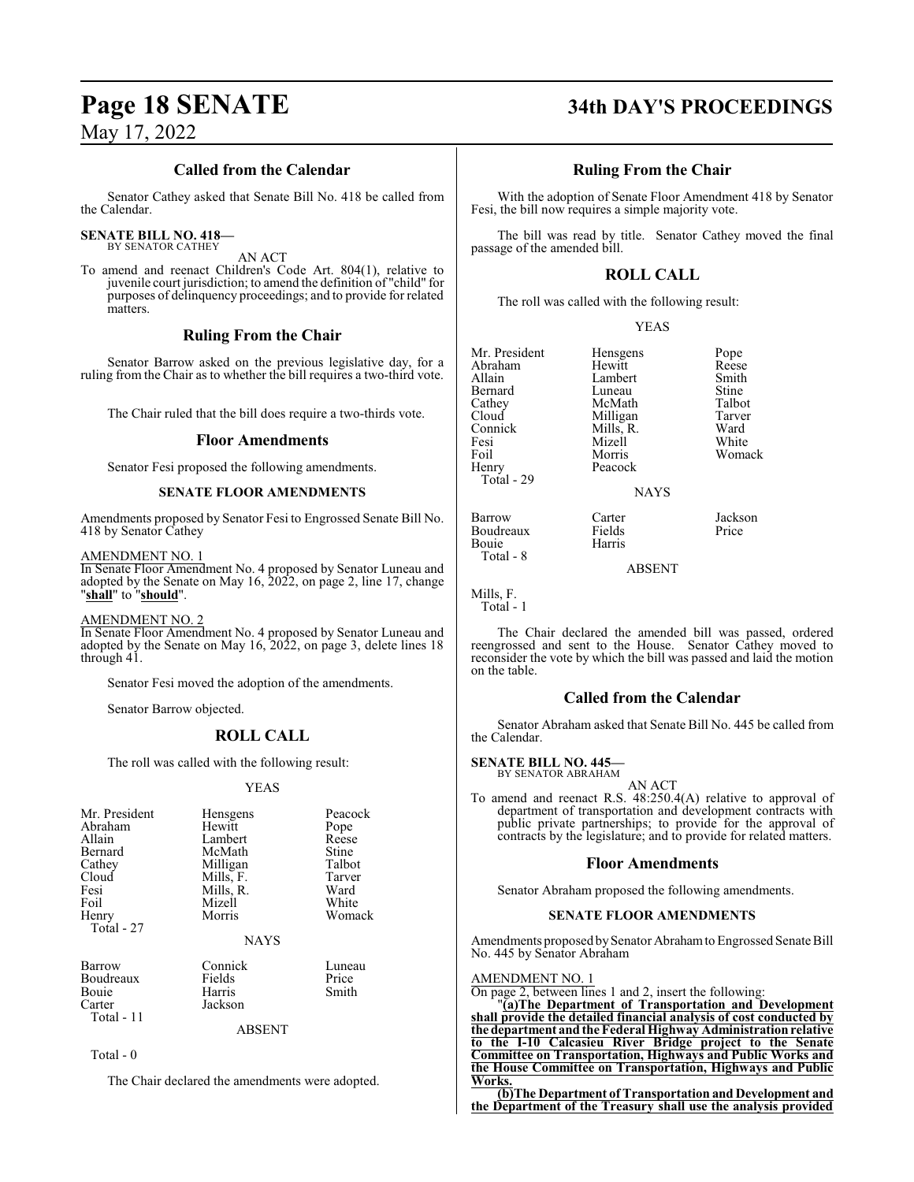## Called from the Calendar

Senator Cathey asked that Senate Bill No. 418 be called from the Calendar.

**SENATE BILL NO. 418—**
BY SENATOR CATHEY

AN ACT

To amend and reenact Children's Code Art. 804(1), relative to juvenile court jurisdiction; to amend the definition of "child" for purposes of delinquency proceedings; and to provide for related matters.

## Ruling From the Chair

Senator Barrow asked on the previous legislative day, for a ruling from the Chair as to whether the bill requires a two-third vote.

The Chair ruled that the bill does require a two-thirds vote.

## Floor Amendments

Senator Fesi proposed the following amendments.

### SENATE FLOOR AMENDMENTS

Amendments proposed by Senator Fesi to Engrossed Senate Bill No. 418 by Senator Cathey

AMENDMENT NO. 1
In Senate Floor Amendment No. 4 proposed by Senator Luneau and adopted by the Senate on May 16, 2022, on page 2, line 17, change "**shall**" to "**should**".

AMENDMENT NO. 2
In Senate Floor Amendment No. 4 proposed by Senator Luneau and adopted by the Senate on May 16, 2022, on page 3, delete lines 18 through 41.

Senator Fesi moved the adoption of the amendments.

Senator Barrow objected.

## ROLL CALL

The roll was called with the following result:

YEAS

| | | |
|---|---|---|
| Mr. President | Hensgens | Peacock |
| Abraham | Hewitt | Pope |
| Allain | Lambert | Reese |
| Bernard | McMath | Stine |
| Cathey | Milligan | Talbot |
| Cloud | Mills, F. | Tarver |
| Fesi | Mills, R. | Ward |
| Foil | Mizell | White |
| Henry | Morris | Womack |

Total - 27

NAYS

| | | |
|---|---|---|
| Barrow | Connick | Luneau |
| Boudreaux | Fields | Price |
| Bouie | Harris | Smith |
| Carter | Jackson | |

Total - 11

ABSENT

Total - 0

The Chair declared the amendments were adopted.

## Ruling From the Chair

With the adoption of Senate Floor Amendment 418 by Senator Fesi, the bill now requires a simple majority vote.

The bill was read by title. Senator Cathey moved the final passage of the amended bill.

## ROLL CALL

The roll was called with the following result:

YEAS

| | | |
|---|---|---|
| Mr. President | Hensgens | Pope |
| Abraham | Hewitt | Reese |
| Allain | Lambert | Smith |
| Bernard | Luneau | Stine |
| Cathey | McMath | Talbot |
| Cloud | Milligan | Tarver |
| Connick | Mills, R. | Ward |
| Fesi | Mizell | White |
| Foil | Morris | Womack |
| Henry | Peacock | |

Total - 29

NAYS

| | | |
|---|---|---|
| Barrow | Carter | Jackson |
| Boudreaux | Fields | Price |
| Bouie | Harris | |

Total - 8

ABSENT

Mills, F.

Total - 1

The Chair declared the amended bill was passed, ordered reengrossed and sent to the House. Senator Cathey moved to reconsider the vote by which the bill was passed and laid the motion on the table.

## Called from the Calendar

Senator Abraham asked that Senate Bill No. 445 be called from the Calendar.

**SENATE BILL NO. 445—**
BY SENATOR ABRAHAM

AN ACT

To amend and reenact R.S. 48:250.4(A) relative to approval of department of transportation and development contracts with public private partnerships; to provide for the approval of contracts by the legislature; and to provide for related matters.

## Floor Amendments

Senator Abraham proposed the following amendments.

### SENATE FLOOR AMENDMENTS

Amendments proposed by Senator Abraham to Engrossed Senate Bill No. 445 by Senator Abraham

AMENDMENT NO. 1
On page 2, between lines 1 and 2, insert the following:

"**(a)The Department of Transportation and Development shall provide the detailed financial analysis of cost conducted by the department and the Federal Highway Administration relative to the I-10 Calcasieu River Bridge project to the Senate Committee on Transportation, Highways and Public Works and the House Committee on Transportation, Highways and Public Works.**

**(b)The Department of Transportation and Development and the Department of the Treasury shall use the analysis provided**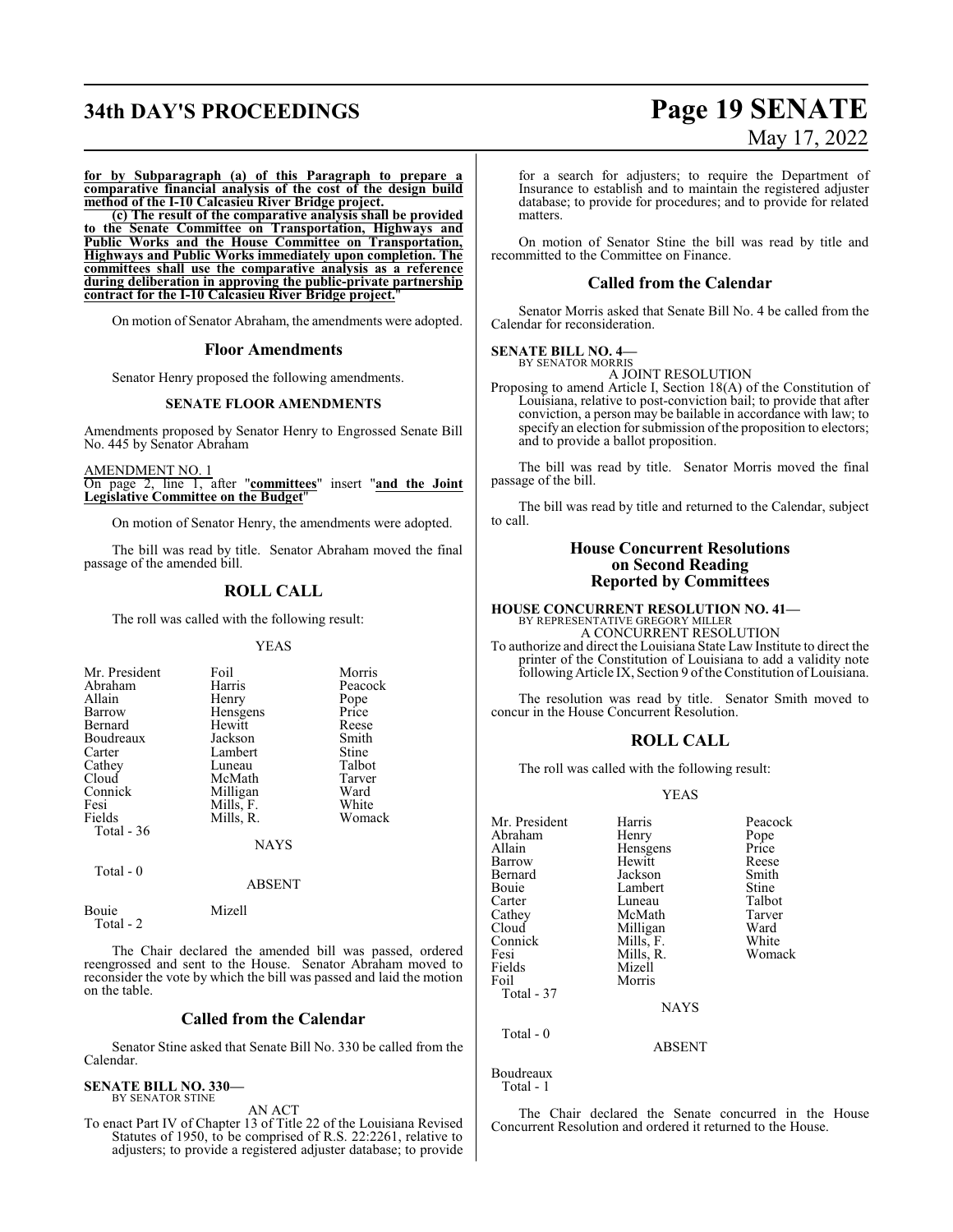**for by Subparagraph (a) of this Paragraph to prepare a comparative financial analysis of the cost of the design build method of the I-10 Calcasieu River Bridge project.**

**(c) The result of the comparative analysis shall be provided to the Senate Committee on Transportation, Highways and Public Works and the House Committee on Transportation, Highways and Public Works immediately upon completion. The committees shall use the comparative analysis as a reference during deliberation in approving the public-private partnership contract for the I-10 Calcasieu River Bridge project.**"

On motion of Senator Abraham, the amendments were adopted.

## Floor Amendments

Senator Henry proposed the following amendments.

### SENATE FLOOR AMENDMENTS

Amendments proposed by Senator Henry to Engrossed Senate Bill No. 445 by Senator Abraham

AMENDMENT NO. 1
On page 2, line 1, after "**committees**" insert "**and the Joint Legislative Committee on the Budget**"

On motion of Senator Henry, the amendments were adopted.

The bill was read by title. Senator Abraham moved the final passage of the amended bill.

## ROLL CALL

The roll was called with the following result:

YEAS

| | | |
|---|---|---|
| Mr. President | Foil | Morris |
| Abraham | Harris | Peacock |
| Allain | Henry | Pope |
| Barrow | Hensgens | Price |
| Bernard | Hewitt | Reese |
| Boudreaux | Jackson | Smith |
| Carter | Lambert | Stine |
| Cathey | Luneau | Talbot |
| Cloud | McMath | Tarver |
| Connick | Milligan | Ward |
| Fesi | Mills, F. | White |
| Fields | Mills, R. | Womack |

Total - 36

NAYS

Total - 0

ABSENT

| | |
|---|---|
| Bouie | Mizell |

Total - 2

The Chair declared the amended bill was passed, ordered reengrossed and sent to the House. Senator Abraham moved to reconsider the vote by which the bill was passed and laid the motion on the table.

## Called from the Calendar

Senator Stine asked that Senate Bill No. 330 be called from the Calendar.

**SENATE BILL NO. 330—**
BY SENATOR STINE

AN ACT

To enact Part IV of Chapter 13 of Title 22 of the Louisiana Revised Statutes of 1950, to be comprised of R.S. 22:2261, relative to adjusters; to provide a registered adjuster database; to provide for a search for adjusters; to require the Department of Insurance to establish and to maintain the registered adjuster database; to provide for procedures; and to provide for related matters.

On motion of Senator Stine the bill was read by title and recommitted to the Committee on Finance.

## Called from the Calendar

Senator Morris asked that Senate Bill No. 4 be called from the Calendar for reconsideration.

**SENATE BILL NO. 4—**
BY SENATOR MORRIS

A JOINT RESOLUTION

Proposing to amend Article I, Section 18(A) of the Constitution of Louisiana, relative to post-conviction bail; to provide that after conviction, a person may be bailable in accordance with law; to specify an election for submission of the proposition to electors; and to provide a ballot proposition.

The bill was read by title. Senator Morris moved the final passage of the bill.

The bill was read by title and returned to the Calendar, subject to call.

## House Concurrent Resolutions on Second Reading Reported by Committees

**HOUSE CONCURRENT RESOLUTION NO. 41—**
BY REPRESENTATIVE GREGORY MILLER

A CONCURRENT RESOLUTION

To authorize and direct the Louisiana State Law Institute to direct the printer of the Constitution of Louisiana to add a validity note following Article IX, Section 9 of the Constitution of Louisiana.

The resolution was read by title. Senator Smith moved to concur in the House Concurrent Resolution.

## ROLL CALL

The roll was called with the following result:

YEAS

| | | |
|---|---|---|
| Mr. President | Harris | Peacock |
| Abraham | Henry | Pope |
| Allain | Hensgens | Price |
| Barrow | Hewitt | Reese |
| Bernard | Jackson | Smith |
| Bouie | Lambert | Stine |
| Carter | Luneau | Talbot |
| Cathey | McMath | Tarver |
| Cloud | Milligan | Ward |
| Connick | Mills, F. | White |
| Fesi | Mills, R. | Womack |
| Fields | Mizell | |
| Foil | Morris | |

Total - 37

NAYS

Total - 0

ABSENT

Boudreaux

Total - 1

The Chair declared the Senate concurred in the House Concurrent Resolution and ordered it returned to the House.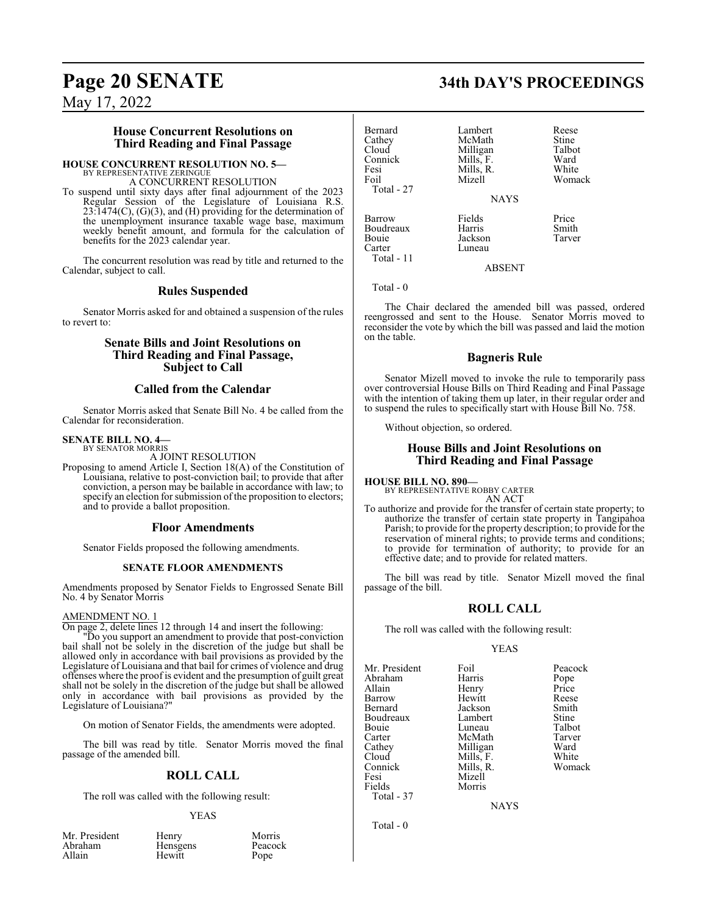## House Concurrent Resolutions on Third Reading and Final Passage

**HOUSE CONCURRENT RESOLUTION NO. 5—**
BY REPRESENTATIVE ZERINGUE
A CONCURRENT RESOLUTION

To suspend until sixty days after final adjournment of the 2023 Regular Session of the Legislature of Louisiana R.S. 23:1474(C), (G)(3), and (H) providing for the determination of the unemployment insurance taxable wage base, maximum weekly benefit amount, and formula for the calculation of benefits for the 2023 calendar year.

The concurrent resolution was read by title and returned to the Calendar, subject to call.

## Rules Suspended

Senator Morris asked for and obtained a suspension of the rules to revert to:

## Senate Bills and Joint Resolutions on Third Reading and Final Passage, Subject to Call

## Called from the Calendar

Senator Morris asked that Senate Bill No. 4 be called from the Calendar for reconsideration.

**SENATE BILL NO. 4—**
BY SENATOR MORRIS
A JOINT RESOLUTION

Proposing to amend Article I, Section 18(A) of the Constitution of Louisiana, relative to post-conviction bail; to provide that after conviction, a person may be bailable in accordance with law; to specify an election for submission of the proposition to electors; and to provide a ballot proposition.

## Floor Amendments

Senator Fields proposed the following amendments.

### SENATE FLOOR AMENDMENTS

Amendments proposed by Senator Fields to Engrossed Senate Bill No. 4 by Senator Morris

AMENDMENT NO. 1
On page 2, delete lines 12 through 14 and insert the following:

"Do you support an amendment to provide that post-conviction bail shall not be solely in the discretion of the judge but shall be allowed only in accordance with bail provisions as provided by the Legislature of Louisiana and that bail for crimes of violence and drug offenses where the proof is evident and the presumption of guilt great shall not be solely in the discretion of the judge but shall be allowed only in accordance with bail provisions as provided by the Legislature of Louisiana?"

On motion of Senator Fields, the amendments were adopted.

The bill was read by title. Senator Morris moved the final passage of the amended bill.

## ROLL CALL

The roll was called with the following result:

YEAS

| | | |
|---|---|---|
| Mr. President | Henry | Morris |
| Abraham | Hensgens | Peacock |
| Allain | Hewitt | Pope |
| Bernard | Lambert | Reese |
| Cathey | McMath | Stine |
| Cloud | Milligan | Talbot |
| Connick | Mills, F. | Ward |
| Fesi | Mills, R. | White |
| Foil | Mizell | Womack |
| Total - 27 | | |

NAYS

| | | |
|---|---|---|
| Barrow | Fields | Price |
| Boudreaux | Harris | Smith |
| Bouie | Jackson | Tarver |
| Carter | Luneau | |
| Total - 11 | | |

ABSENT

Total - 0

The Chair declared the amended bill was passed, ordered reengrossed and sent to the House. Senator Morris moved to reconsider the vote by which the bill was passed and laid the motion on the table.

## Bagneris Rule

Senator Mizell moved to invoke the rule to temporarily pass over controversial House Bills on Third Reading and Final Passage with the intention of taking them up later, in their regular order and to suspend the rules to specifically start with House Bill No. 758.

Without objection, so ordered.

## House Bills and Joint Resolutions on Third Reading and Final Passage

**HOUSE BILL NO. 890—**
BY REPRESENTATIVE ROBBY CARTER
AN ACT

To authorize and provide for the transfer of certain state property; to authorize the transfer of certain state property in Tangipahoa Parish; to provide for the property description; to provide for the reservation of mineral rights; to provide terms and conditions; to provide for termination of authority; to provide for an effective date; and to provide for related matters.

The bill was read by title. Senator Mizell moved the final passage of the bill.

## ROLL CALL

The roll was called with the following result:

YEAS

| | | |
|---|---|---|
| Mr. President | Foil | Peacock |
| Abraham | Harris | Pope |
| Allain | Henry | Price |
| Barrow | Hewitt | Reese |
| Bernard | Jackson | Smith |
| Boudreaux | Lambert | Stine |
| Bouie | Luneau | Talbot |
| Carter | McMath | Tarver |
| Cathey | Milligan | Ward |
| Cloud | Mills, F. | White |
| Connick | Mills, R. | Womack |
| Fesi | Mizell | |
| Fields | Morris | |
| Total - 37 | | |

NAYS

Total - 0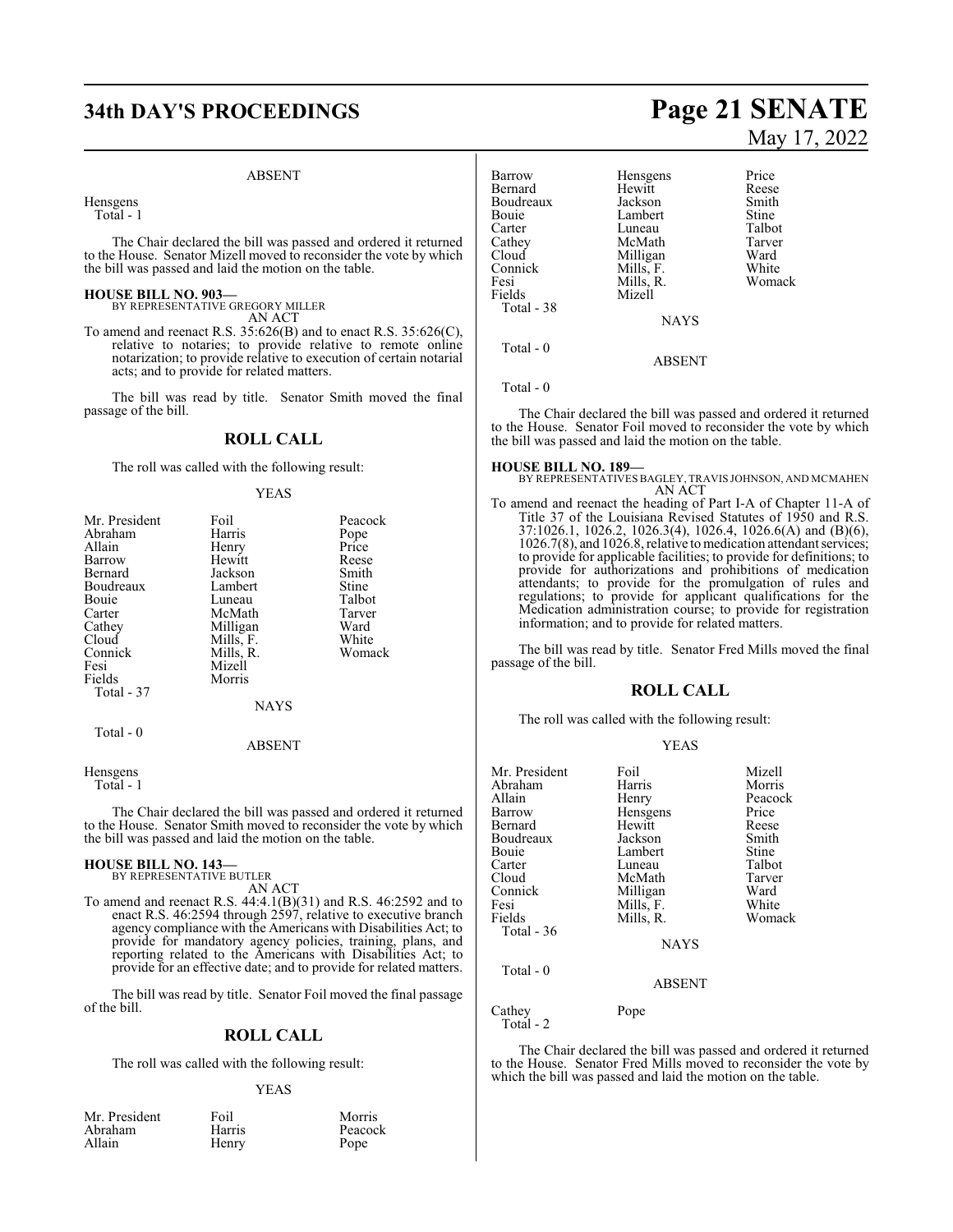ABSENT

Hensgens
Total - 1

The Chair declared the bill was passed and ordered it returned to the House. Senator Mizell moved to reconsider the vote by which the bill was passed and laid the motion on the table.

**HOUSE BILL NO. 903—**
BY REPRESENTATIVE GREGORY MILLER
AN ACT

To amend and reenact R.S. 35:626(B) and to enact R.S. 35:626(C), relative to notaries; to provide relative to remote online notarization; to provide relative to execution of certain notarial acts; and to provide for related matters.

The bill was read by title. Senator Smith moved the final passage of the bill.

## ROLL CALL

The roll was called with the following result:

YEAS

| | | |
|---|---|---|
| Mr. President | Foil | Peacock |
| Abraham | Harris | Pope |
| Allain | Henry | Price |
| Barrow | Hewitt | Reese |
| Bernard | Jackson | Smith |
| Boudreaux | Lambert | Stine |
| Bouie | Luneau | Talbot |
| Carter | McMath | Tarver |
| Cathey | Milligan | Ward |
| Cloud | Mills, F. | White |
| Connick | Mills, R. | Womack |
| Fesi | Mizell | |
| Fields | Morris | |

Total - 37

NAYS

Total - 0

ABSENT

Hensgens
Total - 1

The Chair declared the bill was passed and ordered it returned to the House. Senator Smith moved to reconsider the vote by which the bill was passed and laid the motion on the table.

**HOUSE BILL NO. 143—**
BY REPRESENTATIVE BUTLER
AN ACT

To amend and reenact R.S. 44:4.1(B)(31) and R.S. 46:2592 and to enact R.S. 46:2594 through 2597, relative to executive branch agency compliance with the Americans with Disabilities Act; to provide for mandatory agency policies, training, plans, and reporting related to the Americans with Disabilities Act; to provide for an effective date; and to provide for related matters.

The bill was read by title. Senator Foil moved the final passage of the bill.

## ROLL CALL

The roll was called with the following result:

YEAS

| | | |
|---|---|---|
| Mr. President | Foil | Morris |
| Abraham | Harris | Peacock |
| Allain | Henry | Pope |
| Barrow | Hensgens | Price |
| Bernard | Hewitt | Reese |
| Boudreaux | Jackson | Smith |
| Bouie | Lambert | Stine |
| Carter | Luneau | Talbot |
| Cathey | McMath | Tarver |
| Cloud | Milligan | Ward |
| Connick | Mills, F. | White |
| Fesi | Mills, R. | Womack |
| Fields | Mizell | |

Total - 38

NAYS

Total - 0

ABSENT

Total - 0

The Chair declared the bill was passed and ordered it returned to the House. Senator Foil moved to reconsider the vote by which the bill was passed and laid the motion on the table.

**HOUSE BILL NO. 189—**
BY REPRESENTATIVES BAGLEY, TRAVIS JOHNSON, AND MCMAHEN
AN ACT

To amend and reenact the heading of Part I-A of Chapter 11-A of Title 37 of the Louisiana Revised Statutes of 1950 and R.S. 37:1026.1, 1026.2, 1026.3(4), 1026.4, 1026.6(A) and (B)(6), 1026.7(8), and 1026.8, relative to medication attendant services; to provide for applicable facilities; to provide for definitions; to provide for authorizations and prohibitions of medication attendants; to provide for the promulgation of rules and regulations; to provide for applicant qualifications for the Medication administration course; to provide for registration information; and to provide for related matters.

The bill was read by title. Senator Fred Mills moved the final passage of the bill.

## ROLL CALL

The roll was called with the following result:

YEAS

| | | |
|---|---|---|
| Mr. President | Foil | Mizell |
| Abraham | Harris | Morris |
| Allain | Henry | Peacock |
| Barrow | Hensgens | Price |
| Bernard | Hewitt | Reese |
| Boudreaux | Jackson | Smith |
| Bouie | Lambert | Stine |
| Carter | Luneau | Talbot |
| Cloud | McMath | Tarver |
| Connick | Milligan | Ward |
| Fesi | Mills, F. | White |
| Fields | Mills, R. | Womack |

Total - 36

NAYS

Total - 0

ABSENT

Cathey Pope
Total - 2

The Chair declared the bill was passed and ordered it returned to the House. Senator Fred Mills moved to reconsider the vote by which the bill was passed and laid the motion on the table.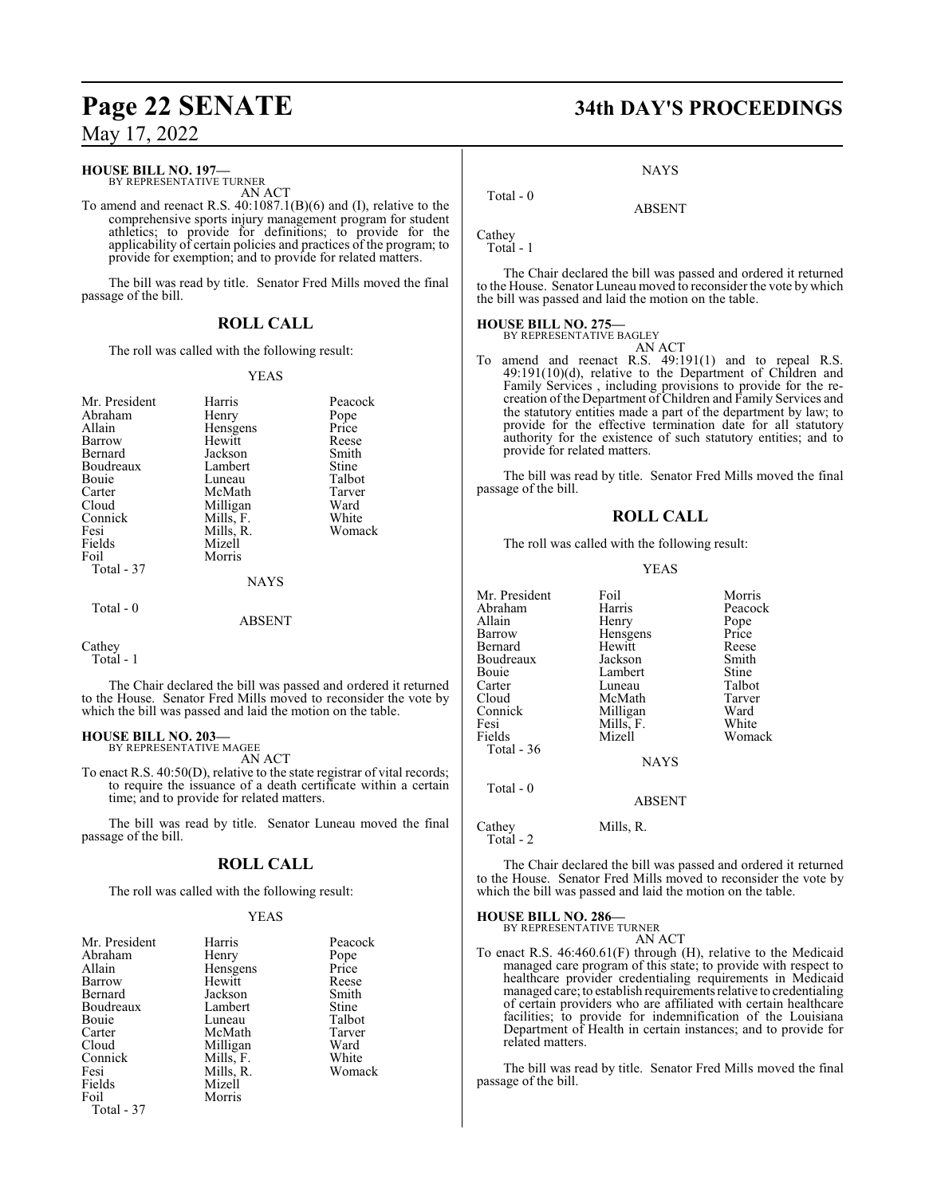**HOUSE BILL NO. 197—**
BY REPRESENTATIVE TURNER

AN ACT

To amend and reenact R.S. 40:1087.1(B)(6) and (I), relative to the comprehensive sports injury management program for student athletics; to provide for definitions; to provide for the applicability of certain policies and practices of the program; to provide for exemption; and to provide for related matters.

The bill was read by title. Senator Fred Mills moved the final passage of the bill.

## ROLL CALL

The roll was called with the following result:

YEAS

| | | |
|---|---|---|
| Mr. President | Harris | Peacock |
| Abraham | Henry | Pope |
| Allain | Hensgens | Price |
| Barrow | Hewitt | Reese |
| Bernard | Jackson | Smith |
| Boudreaux | Lambert | Stine |
| Bouie | Luneau | Talbot |
| Carter | McMath | Tarver |
| Cloud | Milligan | Ward |
| Connick | Mills, F. | White |
| Fesi | Mills, R. | Womack |
| Fields | Mizell | |
| Foil | Morris | |

Total - 37

NAYS

Total - 0

ABSENT

Cathey

Total - 1

The Chair declared the bill was passed and ordered it returned to the House. Senator Fred Mills moved to reconsider the vote by which the bill was passed and laid the motion on the table.

**HOUSE BILL NO. 203—**
BY REPRESENTATIVE MAGEE

AN ACT

To enact R.S. 40:50(D), relative to the state registrar of vital records; to require the issuance of a death certificate within a certain time; and to provide for related matters.

The bill was read by title. Senator Luneau moved the final passage of the bill.

## ROLL CALL

The roll was called with the following result:

YEAS

| | | |
|---|---|---|
| Mr. President | Harris | Peacock |
| Abraham | Henry | Pope |
| Allain | Hensgens | Price |
| Barrow | Hewitt | Reese |
| Bernard | Jackson | Smith |
| Boudreaux | Lambert | Stine |
| Bouie | Luneau | Talbot |
| Carter | McMath | Tarver |
| Cloud | Milligan | Ward |
| Connick | Mills, F. | White |
| Fesi | Mills, R. | Womack |
| Fields | Mizell | |
| Foil | Morris | |

Total - 37

NAYS

Total - 0

ABSENT

Cathey

Total - 1

The Chair declared the bill was passed and ordered it returned to the House. Senator Luneau moved to reconsider the vote by which the bill was passed and laid the motion on the table.

**HOUSE BILL NO. 275—**
BY REPRESENTATIVE BAGLEY

AN ACT

To amend and reenact R.S. 49:191(1) and to repeal R.S. 49:191(10)(d), relative to the Department of Children and Family Services , including provisions to provide for the re-creation of the Department of Children and Family Services and the statutory entities made a part of the department by law; to provide for the effective termination date for all statutory authority for the existence of such statutory entities; and to provide for related matters.

The bill was read by title. Senator Fred Mills moved the final passage of the bill.

## ROLL CALL

The roll was called with the following result:

YEAS

| | | |
|---|---|---|
| Mr. President | Foil | Morris |
| Abraham | Harris | Peacock |
| Allain | Henry | Pope |
| Barrow | Hensgens | Price |
| Bernard | Hewitt | Reese |
| Boudreaux | Jackson | Smith |
| Bouie | Lambert | Stine |
| Carter | Luneau | Talbot |
| Cloud | McMath | Tarver |
| Connick | Milligan | Ward |
| Fesi | Mills, F. | White |
| Fields | Mizell | Womack |

Total - 36

NAYS

Total - 0

ABSENT

Cathey Mills, R.

Total - 2

The Chair declared the bill was passed and ordered it returned to the House. Senator Fred Mills moved to reconsider the vote by which the bill was passed and laid the motion on the table.

**HOUSE BILL NO. 286—**
BY REPRESENTATIVE TURNER

AN ACT

To enact R.S. 46:460.61(F) through (H), relative to the Medicaid managed care program of this state; to provide with respect to healthcare provider credentialing requirements in Medicaid managed care; to establish requirements relative to credentialing of certain providers who are affiliated with certain healthcare facilities; to provide for indemnification of the Louisiana Department of Health in certain instances; and to provide for related matters.

The bill was read by title. Senator Fred Mills moved the final passage of the bill.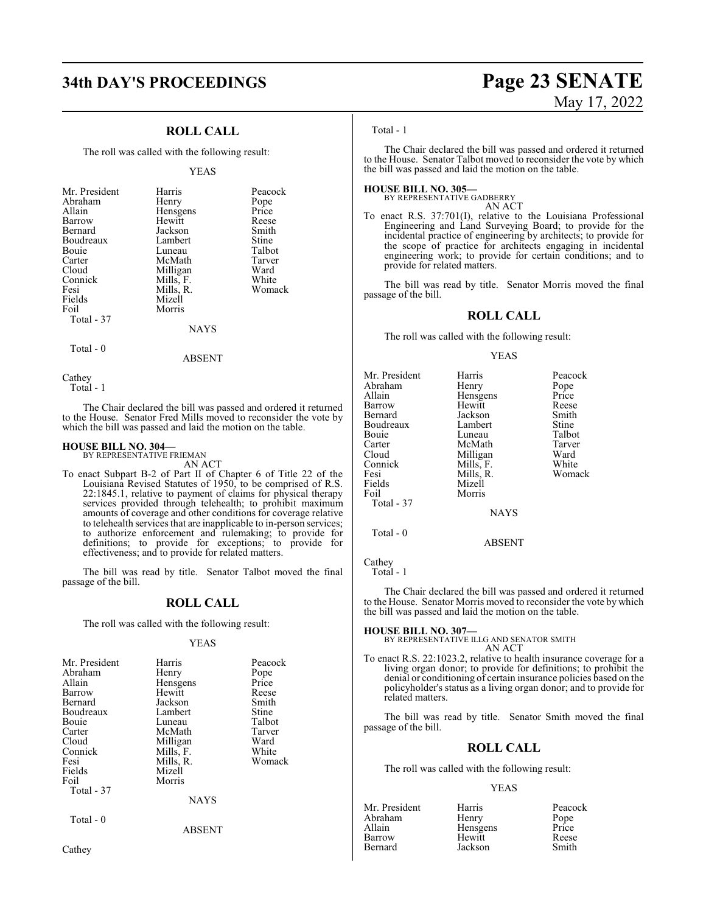## ROLL CALL

The roll was called with the following result:

YEAS

| | | |
|---|---|---|
| Mr. President | Harris | Peacock |
| Abraham | Henry | Pope |
| Allain | Hensgens | Price |
| Barrow | Hewitt | Reese |
| Bernard | Jackson | Smith |
| Boudreaux | Lambert | Stine |
| Bouie | Luneau | Talbot |
| Carter | McMath | Tarver |
| Cloud | Milligan | Ward |
| Connick | Mills, F. | White |
| Fesi | Mills, R. | Womack |
| Fields | Mizell | |
| Foil | Morris | |

Total - 37

NAYS

Total - 0

ABSENT

Cathey

Total - 1

The Chair declared the bill was passed and ordered it returned to the House. Senator Fred Mills moved to reconsider the vote by which the bill was passed and laid the motion on the table.

**HOUSE BILL NO. 304—**
BY REPRESENTATIVE FRIEMAN
AN ACT

To enact Subpart B-2 of Part II of Chapter 6 of Title 22 of the Louisiana Revised Statutes of 1950, to be comprised of R.S. 22:1845.1, relative to payment of claims for physical therapy services provided through telehealth; to prohibit maximum amounts of coverage and other conditions for coverage relative to telehealth services that are inapplicable to in-person services; to authorize enforcement and rulemaking; to provide for definitions; to provide for exceptions; to provide for effectiveness; and to provide for related matters.

The bill was read by title. Senator Talbot moved the final passage of the bill.

## ROLL CALL

The roll was called with the following result:

YEAS

| | | |
|---|---|---|
| Mr. President | Harris | Peacock |
| Abraham | Henry | Pope |
| Allain | Hensgens | Price |
| Barrow | Hewitt | Reese |
| Bernard | Jackson | Smith |
| Boudreaux | Lambert | Stine |
| Bouie | Luneau | Talbot |
| Carter | McMath | Tarver |
| Cloud | Milligan | Ward |
| Connick | Mills, F. | White |
| Fesi | Mills, R. | Womack |
| Fields | Mizell | |
| Foil | Morris | |

Total - 37

NAYS

Total - 0

ABSENT

Cathey

Total - 1

The Chair declared the bill was passed and ordered it returned to the House. Senator Talbot moved to reconsider the vote by which the bill was passed and laid the motion on the table.

**HOUSE BILL NO. 305—**
BY REPRESENTATIVE GADBERRY
AN ACT

To enact R.S. 37:701(I), relative to the Louisiana Professional Engineering and Land Surveying Board; to provide for the incidental practice of engineering by architects; to provide for the scope of practice for architects engaging in incidental engineering work; to provide for certain conditions; and to provide for related matters.

The bill was read by title. Senator Morris moved the final passage of the bill.

## ROLL CALL

The roll was called with the following result:

YEAS

| | | |
|---|---|---|
| Mr. President | Harris | Peacock |
| Abraham | Henry | Pope |
| Allain | Hensgens | Price |
| Barrow | Hewitt | Reese |
| Bernard | Jackson | Smith |
| Boudreaux | Lambert | Stine |
| Bouie | Luneau | Talbot |
| Carter | McMath | Tarver |
| Cloud | Milligan | Ward |
| Connick | Mills, F. | White |
| Fesi | Mills, R. | Womack |
| Fields | Mizell | |
| Foil | Morris | |

Total - 37

NAYS

Total - 0

ABSENT

Cathey

Total - 1

The Chair declared the bill was passed and ordered it returned to the House. Senator Morris moved to reconsider the vote by which the bill was passed and laid the motion on the table.

**HOUSE BILL NO. 307—**
BY REPRESENTATIVE ILLG AND SENATOR SMITH
AN ACT

To enact R.S. 22:1023.2, relative to health insurance coverage for a living organ donor; to provide for definitions; to prohibit the denial or conditioning of certain insurance policies based on the policyholder's status as a living organ donor; and to provide for related matters.

The bill was read by title. Senator Smith moved the final passage of the bill.

## ROLL CALL

The roll was called with the following result:

YEAS

| | | |
|---|---|---|
| Mr. President | Harris | Peacock |
| Abraham | Henry | Pope |
| Allain | Hensgens | Price |
| Barrow | Hewitt | Reese |
| Bernard | Jackson | Smith |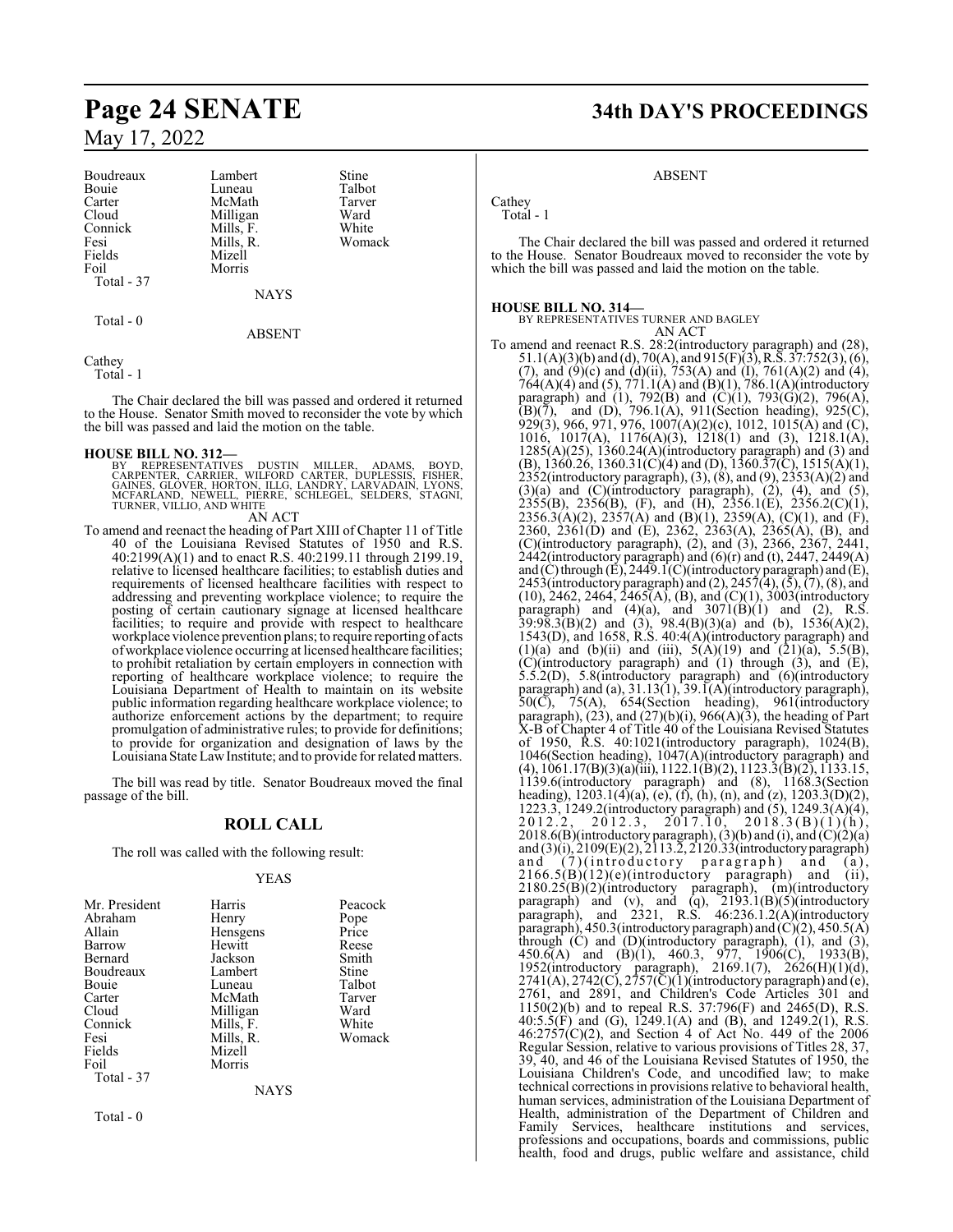| | | |
|---|---|---|
| Boudreaux | Lambert | Stine |
| Bouie | Luneau | Talbot |
| Carter | McMath | Tarver |
| Cloud | Milligan | Ward |
| Connick | Mills, F. | White |
| Fesi | Mills, R. | Womack |
| Fields | Mizell | |
| Foil | Morris | |
| Total - 37 | | |

NAYS

Total - 0

ABSENT

Cathey
Total - 1

The Chair declared the bill was passed and ordered it returned to the House. Senator Smith moved to reconsider the vote by which the bill was passed and laid the motion on the table.

**HOUSE BILL NO. 312—**
BY REPRESENTATIVES DUSTIN MILLER, ADAMS, BOYD, CARPENTER, CARRIER, WILFORD CARTER, DUPLESSIS, FISHER, GAINES, GLOVER, HORTON, ILLG, LANDRY, LARVADAIN, LYONS, MCFARLAND, NEWELL, PIERRE, SCHLEGEL, SELDERS, STAGNI, TURNER, VILLIO, AND WHITE
AN ACT

To amend and reenact the heading of Part XIII of Chapter 11 of Title 40 of the Louisiana Revised Statutes of 1950 and R.S. 40:2199(A)(1) and to enact R.S. 40:2199.11 through 2199.19, relative to licensed healthcare facilities; to establish duties and requirements of licensed healthcare facilities with respect to addressing and preventing workplace violence; to require the posting of certain cautionary signage at licensed healthcare facilities; to require and provide with respect to healthcare workplace violence prevention plans; to require reporting of acts of workplace violence occurring at licensed healthcare facilities; to prohibit retaliation by certain employers in connection with reporting of healthcare workplace violence; to require the Louisiana Department of Health to maintain on its website public information regarding healthcare workplace violence; to authorize enforcement actions by the department; to require promulgation of administrative rules; to provide for definitions; to provide for organization and designation of laws by the Louisiana State Law Institute; and to provide for related matters.

The bill was read by title. Senator Boudreaux moved the final passage of the bill.

## ROLL CALL

The roll was called with the following result:

YEAS

| | | |
|---|---|---|
| Mr. President | Harris | Peacock |
| Abraham | Henry | Pope |
| Allain | Hensgens | Price |
| Barrow | Hewitt | Reese |
| Bernard | Jackson | Smith |
| Boudreaux | Lambert | Stine |
| Bouie | Luneau | Talbot |
| Carter | McMath | Tarver |
| Cloud | Milligan | Ward |
| Connick | Mills, F. | White |
| Fesi | Mills, R. | Womack |
| Fields | Mizell | |
| Foil | Morris | |
| Total - 37 | | |

NAYS

Total - 0

ABSENT

Cathey
Total - 1

The Chair declared the bill was passed and ordered it returned to the House. Senator Boudreaux moved to reconsider the vote by which the bill was passed and laid the motion on the table.

**HOUSE BILL NO. 314—**
BY REPRESENTATIVES TURNER AND BAGLEY
AN ACT

To amend and reenact R.S. 28:2(introductory paragraph) and (28), 51.1(A)(3)(b) and (d), 70(A), and 915(F)(3), R.S. 37:752(3), (6), (7), and (9)(c) and (d)(ii), 753(A) and (I), 761(A)(2) and (4), 764(A)(4) and (5), 771.1(A) and (B)(1), 786.1(A)(introductory paragraph) and (1), 792(B) and (C)(1), 793(G)(2), 796(A), (B)(7), and (D), 796.1(A), 911(Section heading), 925(C), 929(3), 966, 971, 976, 1007(A)(2)(c), 1012, 1015(A) and (C), 1016, 1017(A), 1176(A)(3), 1218(1) and (3), 1218.1(A), 1285(A)(25), 1360.24(A)(introductory paragraph) and (3) and (B), 1360.26, 1360.31(C)(4) and (D), 1360.37(C), 1515(A)(1), 2352(introductory paragraph), (3), (8), and (9), 2353(A)(2) and (3)(a) and (C)(introductory paragraph), (2), (4), and (5), 2355(B), 2356(B), (F), and (H), 2356.1(E), 2356.2(C)(1), 2356.3(A)(2), 2357(A) and (B)(1), 2359(A), (C)(1), and (F), 2360, 2361(D) and (E), 2362, 2363(A), 2365(A), (B), and (C)(introductory paragraph), (2), and (3), 2366, 2367, 2441, 2442(introductory paragraph) and (6)(r) and (t), 2447, 2449(A) and (C) through (E), 2449.1(C)(introductory paragraph) and (E), 2453(introductory paragraph) and (2), 2457(4), (5), (7), (8), and (10), 2462, 2464, 2465(A), (B), and (C)(1), 3003(introductory paragraph) and (4)(a), and 3071(B)(1) and (2), R.S. 39:98.3(B)(2) and (3), 98.4(B)(3)(a) and (b), 1536(A)(2), 1543(D), and 1658, R.S. 40:4(A)(introductory paragraph) and (1)(a) and (b)(ii) and (iii), 5(A)(19) and (21)(a), 5.5(B), (C)(introductory paragraph) and (1) through (3), and (E), 5.5.2(D), 5.8(introductory paragraph) and (6)(introductory paragraph) and (a), 31.13(1), 39.1(A)(introductory paragraph), 50(C), 75(A), 654(Section heading), 961(introductory paragraph), (23), and (27)(b)(i), 966(A)(3), the heading of Part X-B of Chapter 4 of Title 40 of the Louisiana Revised Statutes of 1950, R.S. 40:1021(introductory paragraph), 1024(B), 1046(Section heading), 1047(A)(introductory paragraph) and (4), 1061.17(B)(3)(a)(iii), 1122.1(B)(2), 1123.3(B)(2), 1133.15, 1139.6(introductory paragraph) and (8), 1168.3(Section heading), 1203.1(4)(a), (e), (f), (h), (n), and (z), 1203.3(D)(2), 1223.3, 1249.2(introductory paragraph) and (5), 1249.3(A)(4), 2012.2, 2012.3, 2017.10, 2018.3(B)(1)(h), 2018.6(B)(introductory paragraph), (3)(b) and (i), and (C)(2)(a) and (3)(i), 2109(E)(2), 2113.2, 2120.33(introductory paragraph) and (7)(introductory paragraph) and (a), 2166.5(B)(12)(e)(introductory paragraph) and (ii), 2180.25(B)(2)(introductory paragraph), (m)(introductory paragraph) and (v), and (q), 2193.1(B)(5)(introductory paragraph), and 2321, R.S. 46:236.1.2(A)(introductory paragraph), 450.3(introductory paragraph) and (C)(2), 450.5(A) through (C) and (D)(introductory paragraph), (1), and (3), 450.6(A) and (B)(1), 460.3, 977, 1906(C), 1933(B), 1952(introductory paragraph), 2169.1(7), 2626(H)(1)(d), 2741(A), 2742(C), 2757(C)(1)(introductory paragraph) and (e), 2761, and 2891, and Children's Code Articles 301 and 1150(2)(b) and to repeal R.S. 37:796(F) and 2465(D), R.S. 40:5.5(F) and (G), 1249.1(A) and (B), and 1249.2(1), R.S. 46:2757(C)(2), and Section 4 of Act No. 449 of the 2006 Regular Session, relative to various provisions of Titles 28, 37, 39, 40, and 46 of the Louisiana Revised Statutes of 1950, the Louisiana Children's Code, and uncodified law; to make technical corrections in provisions relative to behavioral health, human services, administration of the Louisiana Department of Health, administration of the Department of Children and Family Services, healthcare institutions and services, professions and occupations, boards and commissions, public health, food and drugs, public welfare and assistance, child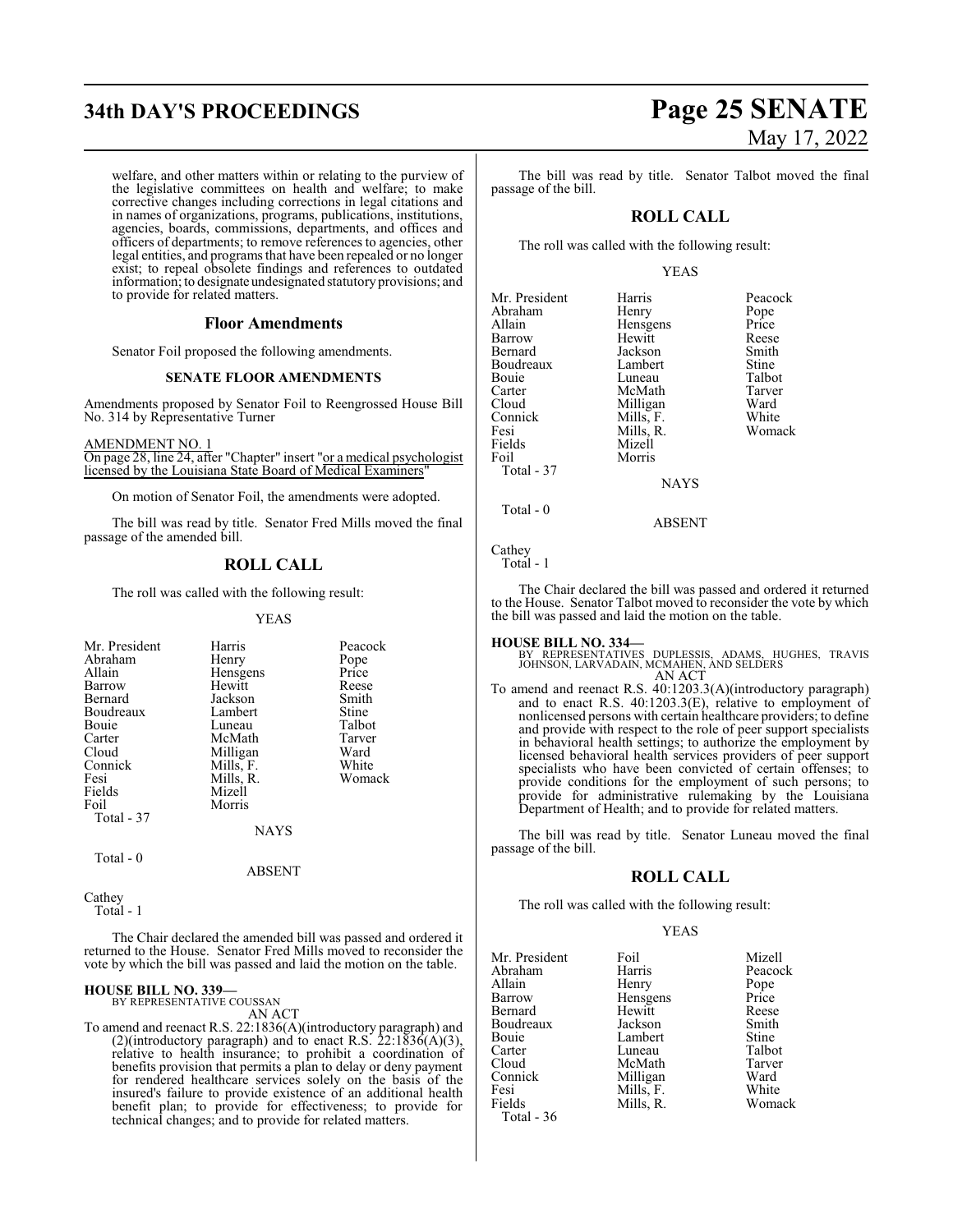welfare, and other matters within or relating to the purview of the legislative committees on health and welfare; to make corrective changes including corrections in legal citations and in names of organizations, programs, publications, institutions, agencies, boards, commissions, departments, and offices and officers of departments; to remove references to agencies, other legal entities, and programs that have been repealed or no longer exist; to repeal obsolete findings and references to outdated information; to designate undesignated statutory provisions; and to provide for related matters.

### Floor Amendments

Senator Foil proposed the following amendments.

**SENATE FLOOR AMENDMENTS**

Amendments proposed by Senator Foil to Reengrossed House Bill No. 314 by Representative Turner

AMENDMENT NO. 1
On page 28, line 24, after "Chapter" insert "or a medical psychologist licensed by the Louisiana State Board of Medical Examiners"

On motion of Senator Foil, the amendments were adopted.

The bill was read by title. Senator Fred Mills moved the final passage of the amended bill.

## ROLL CALL

The roll was called with the following result:

YEAS

| | | |
|---|---|---|
| Mr. President | Harris | Peacock |
| Abraham | Henry | Pope |
| Allain | Hensgens | Price |
| Barrow | Hewitt | Reese |
| Bernard | Jackson | Smith |
| Boudreaux | Lambert | Stine |
| Bouie | Luneau | Talbot |
| Carter | McMath | Tarver |
| Cloud | Milligan | Ward |
| Connick | Mills, F. | White |
| Fesi | Mills, R. | Womack |
| Fields | Mizell | |
| Foil | Morris | |

Total - 37

NAYS

Total - 0

ABSENT

Cathey

Total - 1

The Chair declared the amended bill was passed and ordered it returned to the House. Senator Fred Mills moved to reconsider the vote by which the bill was passed and laid the motion on the table.

**HOUSE BILL NO. 339—**
BY REPRESENTATIVE COUSSAN
AN ACT

To amend and reenact R.S. 22:1836(A)(introductory paragraph) and (2)(introductory paragraph) and to enact R.S. 22:1836(A)(3), relative to health insurance; to prohibit a coordination of benefits provision that permits a plan to delay or deny payment for rendered healthcare services solely on the basis of the insured's failure to provide existence of an additional health benefit plan; to provide for effectiveness; to provide for technical changes; and to provide for related matters.

The bill was read by title. Senator Talbot moved the final passage of the bill.

## ROLL CALL

The roll was called with the following result:

YEAS

| | | |
|---|---|---|
| Mr. President | Harris | Peacock |
| Abraham | Henry | Pope |
| Allain | Hensgens | Price |
| Barrow | Hewitt | Reese |
| Bernard | Jackson | Smith |
| Boudreaux | Lambert | Stine |
| Bouie | Luneau | Talbot |
| Carter | McMath | Tarver |
| Cloud | Milligan | Ward |
| Connick | Mills, F. | White |
| Fesi | Mills, R. | Womack |
| Fields | Mizell | |
| Foil | Morris | |

Total - 37

NAYS

Total - 0

ABSENT

Cathey

Total - 1

The Chair declared the bill was passed and ordered it returned to the House. Senator Talbot moved to reconsider the vote by which the bill was passed and laid the motion on the table.

**HOUSE BILL NO. 334—**
BY REPRESENTATIVES DUPLESSIS, ADAMS, HUGHES, TRAVIS JOHNSON, LARVADAIN, MCMAHEN, AND SELDERS
AN ACT

To amend and reenact R.S. 40:1203.3(A)(introductory paragraph) and to enact R.S. 40:1203.3(E), relative to employment of nonlicensed persons with certain healthcare providers; to define and provide with respect to the role of peer support specialists in behavioral health settings; to authorize the employment by licensed behavioral health services providers of peer support specialists who have been convicted of certain offenses; to provide conditions for the employment of such persons; to provide for administrative rulemaking by the Louisiana Department of Health; and to provide for related matters.

The bill was read by title. Senator Luneau moved the final passage of the bill.

## ROLL CALL

The roll was called with the following result:

YEAS

| | | |
|---|---|---|
| Mr. President | Foil | Mizell |
| Abraham | Harris | Peacock |
| Allain | Henry | Pope |
| Barrow | Hensgens | Price |
| Bernard | Hewitt | Reese |
| Boudreaux | Jackson | Smith |
| Bouie | Lambert | Stine |
| Carter | Luneau | Talbot |
| Cloud | McMath | Tarver |
| Connick | Milligan | Ward |
| Fesi | Mills, F. | White |
| Fields | Mills, R. | Womack |

Total - 36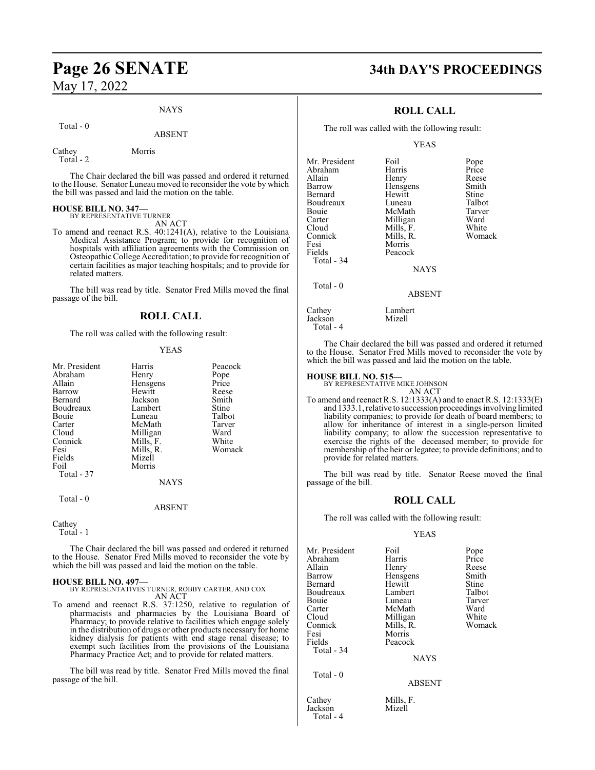NAYS

Total - 0

ABSENT

| | |
|---|---|
| Cathey | Morris |
| Total - 2 | |

The Chair declared the bill was passed and ordered it returned to the House. Senator Luneau moved to reconsider the vote by which the bill was passed and laid the motion on the table.

**HOUSE BILL NO. 347—**
BY REPRESENTATIVE TURNER

AN ACT

To amend and reenact R.S. 40:1241(A), relative to the Louisiana Medical Assistance Program; to provide for recognition of hospitals with affiliation agreements with the Commission on Osteopathic College Accreditation; to provide for recognition of certain facilities as major teaching hospitals; and to provide for related matters.

The bill was read by title. Senator Fred Mills moved the final passage of the bill.

## ROLL CALL

The roll was called with the following result:

YEAS

| | | |
|---|---|---|
| Mr. President | Harris | Peacock |
| Abraham | Henry | Pope |
| Allain | Hensgens | Price |
| Barrow | Hewitt | Reese |
| Bernard | Jackson | Smith |
| Boudreaux | Lambert | Stine |
| Bouie | Luneau | Talbot |
| Carter | McMath | Tarver |
| Cloud | Milligan | Ward |
| Connick | Mills, F. | White |
| Fesi | Mills, R. | Womack |
| Fields | Mizell | |
| Foil | Morris | |
| Total - 37 | | |

NAYS

Total - 0

ABSENT

Cathey
Total - 1

The Chair declared the bill was passed and ordered it returned to the House. Senator Fred Mills moved to reconsider the vote by which the bill was passed and laid the motion on the table.

**HOUSE BILL NO. 497—**
BY REPRESENTATIVES TURNER, ROBBY CARTER, AND COX

AN ACT

To amend and reenact R.S. 37:1250, relative to regulation of pharmacists and pharmacies by the Louisiana Board of Pharmacy; to provide relative to facilities which engage solely in the distribution of drugs or other products necessary for home kidney dialysis for patients with end stage renal disease; to exempt such facilities from the provisions of the Louisiana Pharmacy Practice Act; and to provide for related matters.

The bill was read by title. Senator Fred Mills moved the final passage of the bill.

## ROLL CALL

The roll was called with the following result:

YEAS

| | | |
|---|---|---|
| Mr. President | Foil | Pope |
| Abraham | Harris | Price |
| Allain | Henry | Reese |
| Barrow | Hensgens | Smith |
| Bernard | Hewitt | Stine |
| Boudreaux | Luneau | Talbot |
| Bouie | McMath | Tarver |
| Carter | Milligan | Ward |
| Cloud | Mills, F. | White |
| Connick | Mills, R. | Womack |
| Fesi | Morris | |
| Fields | Peacock | |
| Total - 34 | | |

NAYS

Total - 0

ABSENT

| | |
|---|---|
| Cathey | Lambert |
| Jackson | Mizell |
| Total - 4 | |

The Chair declared the bill was passed and ordered it returned to the House. Senator Fred Mills moved to reconsider the vote by which the bill was passed and laid the motion on the table.

**HOUSE BILL NO. 515—**
BY REPRESENTATIVE MIKE JOHNSON

AN ACT

To amend and reenact R.S. 12:1333(A) and to enact R.S. 12:1333(E) and 1333.1, relative to succession proceedings involving limited liability companies; to provide for death of board members; to allow for inheritance of interest in a single-person limited liability company; to allow the succession representative to exercise the rights of the deceased member; to provide for membership of the heir or legatee; to provide definitions; and to provide for related matters.

The bill was read by title. Senator Reese moved the final passage of the bill.

## ROLL CALL

The roll was called with the following result:

YEAS

| | | |
|---|---|---|
| Mr. President | Foil | Pope |
| Abraham | Harris | Price |
| Allain | Henry | Reese |
| Barrow | Hensgens | Smith |
| Bernard | Hewitt | Stine |
| Boudreaux | Lambert | Talbot |
| Bouie | Luneau | Tarver |
| Carter | McMath | Ward |
| Cloud | Milligan | White |
| Connick | Mills, R. | Womack |
| Fesi | Morris | |
| Fields | Peacock | |
| Total - 34 | | |

NAYS

Total - 0

ABSENT

| | |
|---|---|
| Cathey | Mills, F. |
| Jackson | Mizell |
| Total - 4 | |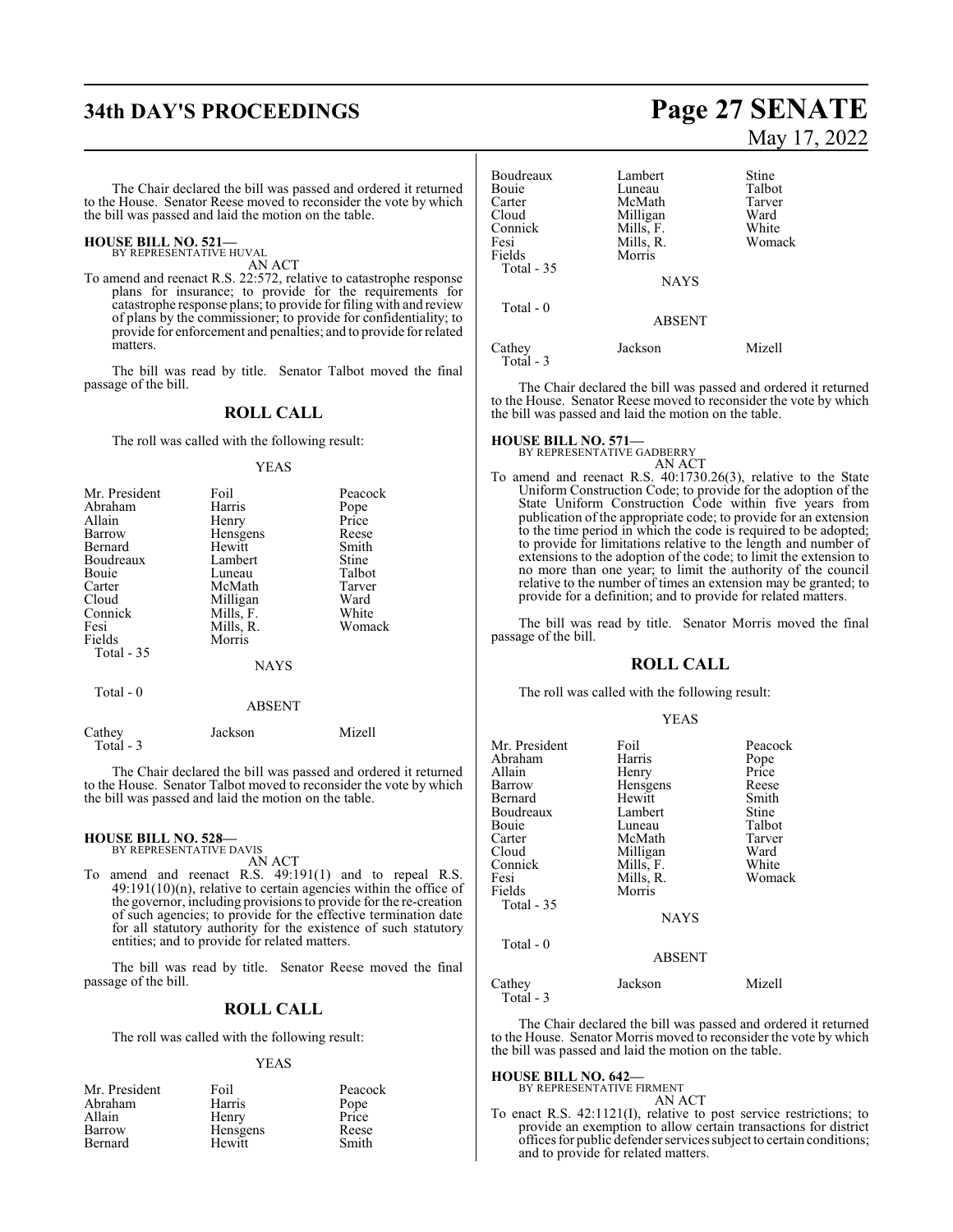The Chair declared the bill was passed and ordered it returned to the House. Senator Reese moved to reconsider the vote by which the bill was passed and laid the motion on the table.

**HOUSE BILL NO. 521—**
BY REPRESENTATIVE HUVAL

AN ACT

To amend and reenact R.S. 22:572, relative to catastrophe response plans for insurance; to provide for the requirements for catastrophe response plans; to provide for filing with and review of plans by the commissioner; to provide for confidentiality; to provide for enforcement and penalties; and to provide for related matters.

The bill was read by title. Senator Talbot moved the final passage of the bill.

## ROLL CALL

The roll was called with the following result:

YEAS

| | | |
|---|---|---|
| Mr. President | Foil | Peacock |
| Abraham | Harris | Pope |
| Allain | Henry | Price |
| Barrow | Hensgens | Reese |
| Bernard | Hewitt | Smith |
| Boudreaux | Lambert | Stine |
| Bouie | Luneau | Talbot |
| Carter | McMath | Tarver |
| Cloud | Milligan | Ward |
| Connick | Mills, F. | White |
| Fesi | Mills, R. | Womack |
| Fields | Morris | |

Total - 35

NAYS

Total - 0

ABSENT

| | | |
|---|---|---|
| Cathey | Jackson | Mizell |

Total - 3

The Chair declared the bill was passed and ordered it returned to the House. Senator Talbot moved to reconsider the vote by which the bill was passed and laid the motion on the table.

**HOUSE BILL NO. 528—**
BY REPRESENTATIVE DAVIS

AN ACT

To amend and reenact R.S. 49:191(1) and to repeal R.S. 49:191(10)(n), relative to certain agencies within the office of the governor, including provisions to provide for the re-creation of such agencies; to provide for the effective termination date for all statutory authority for the existence of such statutory entities; and to provide for related matters.

The bill was read by title. Senator Reese moved the final passage of the bill.

## ROLL CALL

The roll was called with the following result:

YEAS

| | | |
|---|---|---|
| Mr. President | Foil | Peacock |
| Abraham | Harris | Pope |
| Allain | Henry | Price |
| Barrow | Hensgens | Reese |
| Bernard | Hewitt | Smith |
| Boudreaux | Lambert | Stine |
| Bouie | Luneau | Talbot |
| Carter | McMath | Tarver |
| Cloud | Milligan | Ward |
| Connick | Mills, F. | White |
| Fesi | Mills, R. | Womack |
| Fields | Morris | |

Total - 35

NAYS

Total - 0

ABSENT

| | | |
|---|---|---|
| Cathey | Jackson | Mizell |

Total - 3

The Chair declared the bill was passed and ordered it returned to the House. Senator Reese moved to reconsider the vote by which the bill was passed and laid the motion on the table.

**HOUSE BILL NO. 571—**
BY REPRESENTATIVE GADBERRY

AN ACT

To amend and reenact R.S. 40:1730.26(3), relative to the State Uniform Construction Code; to provide for the adoption of the State Uniform Construction Code within five years from publication of the appropriate code; to provide for an extension to the time period in which the code is required to be adopted; to provide for limitations relative to the length and number of extensions to the adoption of the code; to limit the extension to no more than one year; to limit the authority of the council relative to the number of times an extension may be granted; to provide for a definition; and to provide for related matters.

The bill was read by title. Senator Morris moved the final passage of the bill.

## ROLL CALL

The roll was called with the following result:

YEAS

| | | |
|---|---|---|
| Mr. President | Foil | Peacock |
| Abraham | Harris | Pope |
| Allain | Henry | Price |
| Barrow | Hensgens | Reese |
| Bernard | Hewitt | Smith |
| Boudreaux | Lambert | Stine |
| Bouie | Luneau | Talbot |
| Carter | McMath | Tarver |
| Cloud | Milligan | Ward |
| Connick | Mills, F. | White |
| Fesi | Mills, R. | Womack |
| Fields | Morris | |

Total - 35

NAYS

Total - 0

ABSENT

| | | |
|---|---|---|
| Cathey | Jackson | Mizell |

Total - 3

The Chair declared the bill was passed and ordered it returned to the House. Senator Morris moved to reconsider the vote by which the bill was passed and laid the motion on the table.

**HOUSE BILL NO. 642—**
BY REPRESENTATIVE FIRMENT

AN ACT

To enact R.S. 42:1121(I), relative to post service restrictions; to provide an exemption to allow certain transactions for district offices for public defender services subject to certain conditions; and to provide for related matters.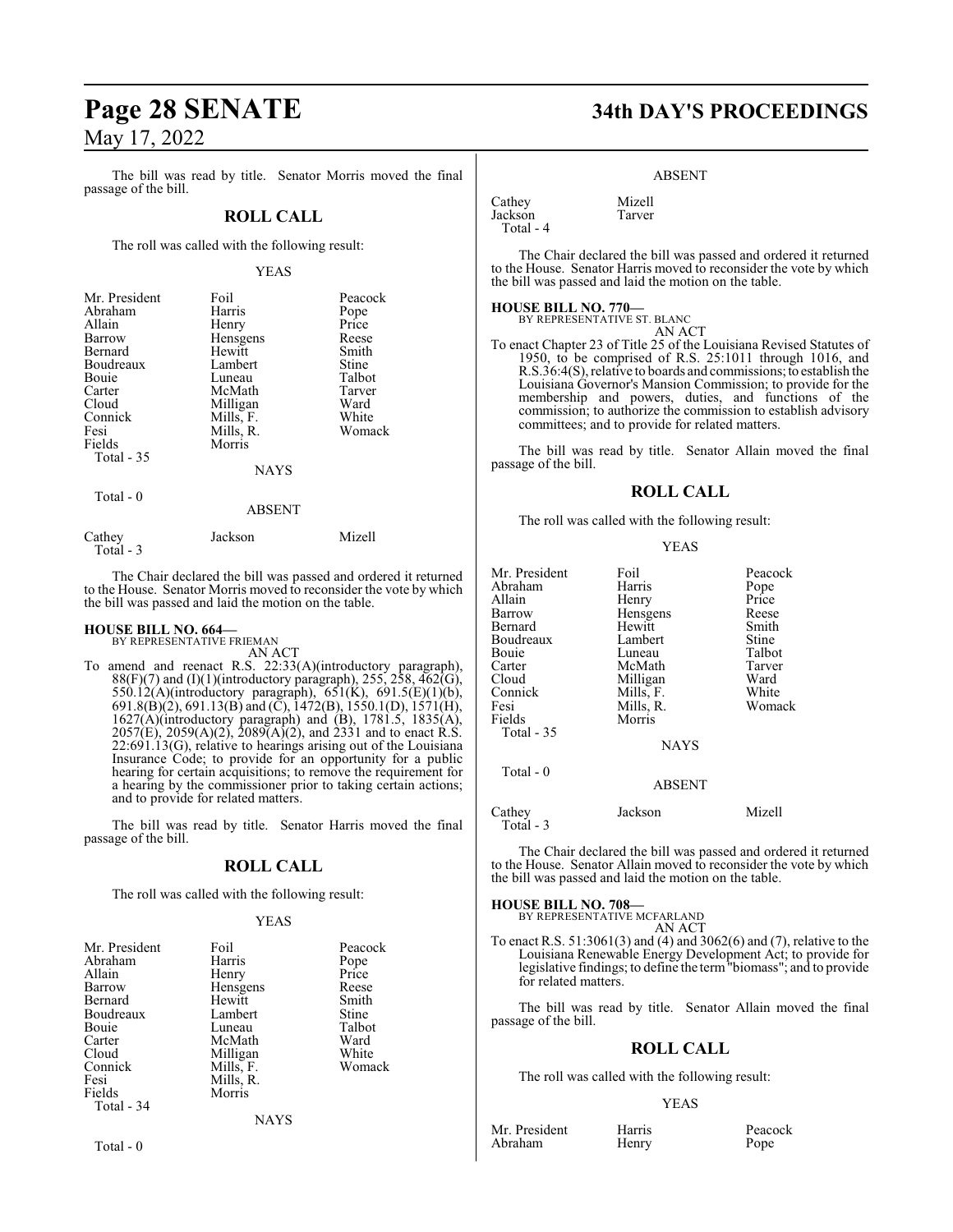The bill was read by title. Senator Morris moved the final passage of the bill.

## ROLL CALL

The roll was called with the following result:

YEAS

| | | |
|---|---|---|
| Mr. President | Foil | Peacock |
| Abraham | Harris | Pope |
| Allain | Henry | Price |
| Barrow | Hensgens | Reese |
| Bernard | Hewitt | Smith |
| Boudreaux | Lambert | Stine |
| Bouie | Luneau | Talbot |
| Carter | McMath | Tarver |
| Cloud | Milligan | Ward |
| Connick | Mills, F. | White |
| Fesi | Mills, R. | Womack |
| Fields | Morris | |
| Total - 35 | | |

NAYS

Total - 0

ABSENT

| | | |
|---|---|---|
| Cathey | Jackson | Mizell |
| Total - 3 | | |

The Chair declared the bill was passed and ordered it returned to the House. Senator Morris moved to reconsider the vote by which the bill was passed and laid the motion on the table.

### HOUSE BILL NO. 664—
BY REPRESENTATIVE FRIEMAN

AN ACT

To amend and reenact R.S. 22:33(A)(introductory paragraph), 88(F)(7) and (I)(1)(introductory paragraph), 255, 258, 462(G), 550.12(A)(introductory paragraph), 651(K), 691.5(E)(1)(b), 691.8(B)(2), 691.13(B) and (C), 1472(B), 1550.1(D), 1571(H), 1627(A)(introductory paragraph) and (B), 1781.5, 1835(A), 2057(E), 2059(A)(2), 2089(A)(2), and 2331 and to enact R.S. 22:691.13(G), relative to hearings arising out of the Louisiana Insurance Code; to provide for an opportunity for a public hearing for certain acquisitions; to remove the requirement for a hearing by the commissioner prior to taking certain actions; and to provide for related matters.

The bill was read by title. Senator Harris moved the final passage of the bill.

## ROLL CALL

The roll was called with the following result:

YEAS

| | | |
|---|---|---|
| Mr. President | Foil | Peacock |
| Abraham | Harris | Pope |
| Allain | Henry | Price |
| Barrow | Hensgens | Reese |
| Bernard | Hewitt | Smith |
| Boudreaux | Lambert | Stine |
| Bouie | Luneau | Talbot |
| Carter | McMath | Ward |
| Cloud | Milligan | White |
| Connick | Mills, F. | Womack |
| Fesi | Mills, R. | |
| Fields | Morris | |
| Total - 34 | | |

NAYS

Total - 0

ABSENT

| | |
|---|---|
| Cathey | Mizell |
| Jackson | Tarver |
| Total - 4 | |

The Chair declared the bill was passed and ordered it returned to the House. Senator Harris moved to reconsider the vote by which the bill was passed and laid the motion on the table.

### HOUSE BILL NO. 770—
BY REPRESENTATIVE ST. BLANC

AN ACT

To enact Chapter 23 of Title 25 of the Louisiana Revised Statutes of 1950, to be comprised of R.S. 25:1011 through 1016, and R.S.36:4(S), relative to boards and commissions; to establish the Louisiana Governor's Mansion Commission; to provide for the membership and powers, duties, and functions of the commission; to authorize the commission to establish advisory committees; and to provide for related matters.

The bill was read by title. Senator Allain moved the final passage of the bill.

## ROLL CALL

The roll was called with the following result:

YEAS

| | | |
|---|---|---|
| Mr. President | Foil | Peacock |
| Abraham | Harris | Pope |
| Allain | Henry | Price |
| Barrow | Hensgens | Reese |
| Bernard | Hewitt | Smith |
| Boudreaux | Lambert | Stine |
| Bouie | Luneau | Talbot |
| Carter | McMath | Tarver |
| Cloud | Milligan | Ward |
| Connick | Mills, F. | White |
| Fesi | Mills, R. | Womack |
| Fields | Morris | |
| Total - 35 | | |

NAYS

Total - 0

ABSENT

| | | |
|---|---|---|
| Cathey | Jackson | Mizell |
| Total - 3 | | |

The Chair declared the bill was passed and ordered it returned to the House. Senator Allain moved to reconsider the vote by which the bill was passed and laid the motion on the table.

### HOUSE BILL NO. 708—
BY REPRESENTATIVE MCFARLAND

AN ACT

To enact R.S. 51:3061(3) and (4) and 3062(6) and (7), relative to the Louisiana Renewable Energy Development Act; to provide for legislative findings; to define the term "biomass"; and to provide for related matters.

The bill was read by title. Senator Allain moved the final passage of the bill.

## ROLL CALL

The roll was called with the following result:

YEAS

| | | |
|---|---|---|
| Mr. President | Harris | Peacock |
| Abraham | Henry | Pope |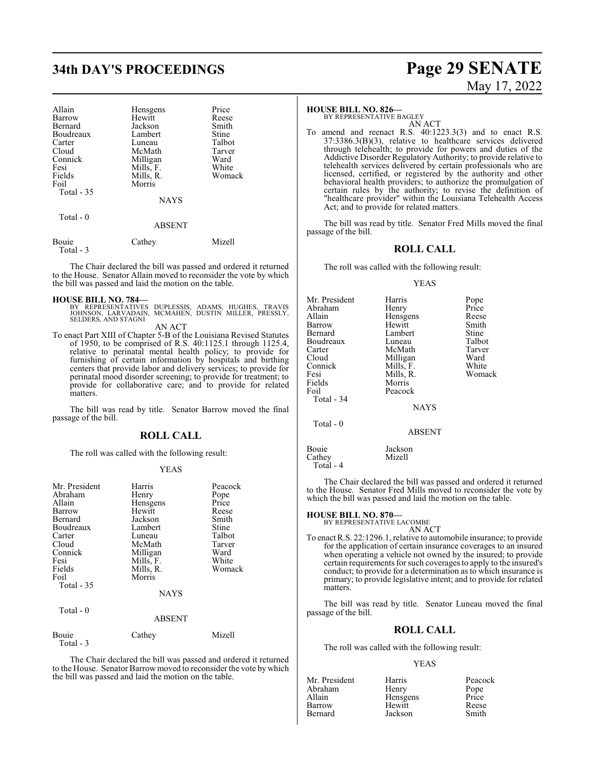| | | |
|---|---|---|
| Allain | Hensgens | Price |
| Barrow | Hewitt | Reese |
| Bernard | Jackson | Smith |
| Boudreaux | Lambert | Stine |
| Carter | Luneau | Talbot |
| Cloud | McMath | Tarver |
| Connick | Milligan | Ward |
| Fesi | Mills, F. | White |
| Fields | Mills, R. | Womack |
| Foil | Morris | |
| Total - 35 | | |

NAYS

Total - 0

ABSENT

| | | |
|---|---|---|
| Bouie | Cathey | Mizell |
| Total - 3 | | |

The Chair declared the bill was passed and ordered it returned to the House. Senator Allain moved to reconsider the vote by which the bill was passed and laid the motion on the table.

**HOUSE BILL NO. 784—**
BY REPRESENTATIVES DUPLESSIS, ADAMS, HUGHES, TRAVIS JOHNSON, LARVADAIN, MCMAHEN, DUSTIN MILLER, PRESSLY, SELDERS, AND STAGNI

AN ACT

To enact Part XIII of Chapter 5-B of the Louisiana Revised Statutes of 1950, to be comprised of R.S. 40:1125.1 through 1125.4, relative to perinatal mental health policy; to provide for furnishing of certain information by hospitals and birthing centers that provide labor and delivery services; to provide for perinatal mood disorder screening; to provide for treatment; to provide for collaborative care; and to provide for related matters.

The bill was read by title. Senator Barrow moved the final passage of the bill.

## ROLL CALL

The roll was called with the following result:

YEAS

| | | |
|---|---|---|
| Mr. President | Harris | Peacock |
| Abraham | Henry | Pope |
| Allain | Hensgens | Price |
| Barrow | Hewitt | Reese |
| Bernard | Jackson | Smith |
| Boudreaux | Lambert | Stine |
| Carter | Luneau | Talbot |
| Cloud | McMath | Tarver |
| Connick | Milligan | Ward |
| Fesi | Mills, F. | White |
| Fields | Mills, R. | Womack |
| Foil | Morris | |
| Total - 35 | | |

NAYS

Total - 0

ABSENT

| | | |
|---|---|---|
| Bouie | Cathey | Mizell |
| Total - 3 | | |

The Chair declared the bill was passed and ordered it returned to the House. Senator Barrow moved to reconsider the vote by which the bill was passed and laid the motion on the table.

**HOUSE BILL NO. 826—**
BY REPRESENTATIVE BAGLEY

AN ACT

To amend and reenact R.S. 40:1223.3(3) and to enact R.S. 37:3386.3(B)(3), relative to healthcare services delivered through telehealth; to provide for powers and duties of the Addictive Disorder Regulatory Authority; to provide relative to telehealth services delivered by certain professionals who are licensed, certified, or registered by the authority and other behavioral health providers; to authorize the promulgation of certain rules by the authority; to revise the definition of "healthcare provider" within the Louisiana Telehealth Access Act; and to provide for related matters.

The bill was read by title. Senator Fred Mills moved the final passage of the bill.

## ROLL CALL

The roll was called with the following result:

YEAS

| | | |
|---|---|---|
| Mr. President | Harris | Pope |
| Abraham | Henry | Price |
| Allain | Hensgens | Reese |
| Barrow | Hewitt | Smith |
| Bernard | Lambert | Stine |
| Boudreaux | Luneau | Talbot |
| Carter | McMath | Tarver |
| Cloud | Milligan | Ward |
| Connick | Mills, F. | White |
| Fesi | Mills, R. | Womack |
| Fields | Morris | |
| Foil | Peacock | |
| Total - 34 | | |

NAYS

Total - 0

ABSENT

| | |
|---|---|
| Bouie | Jackson |
| Cathey | Mizell |
| Total - 4 | |

The Chair declared the bill was passed and ordered it returned to the House. Senator Fred Mills moved to reconsider the vote by which the bill was passed and laid the motion on the table.

**HOUSE BILL NO. 870—**
BY REPRESENTATIVE LACOMBE

AN ACT

To enact R.S. 22:1296.1, relative to automobile insurance; to provide for the application of certain insurance coverages to an insured when operating a vehicle not owned by the insured; to provide certain requirements for such coverages to apply to the insured's conduct; to provide for a determination as to which insurance is primary; to provide legislative intent; and to provide for related matters.

The bill was read by title. Senator Luneau moved the final passage of the bill.

## ROLL CALL

The roll was called with the following result:

YEAS

| | | |
|---|---|---|
| Mr. President | Harris | Peacock |
| Abraham | Henry | Pope |
| Allain | Hensgens | Price |
| Barrow | Hewitt | Reese |
| Bernard | Jackson | Smith |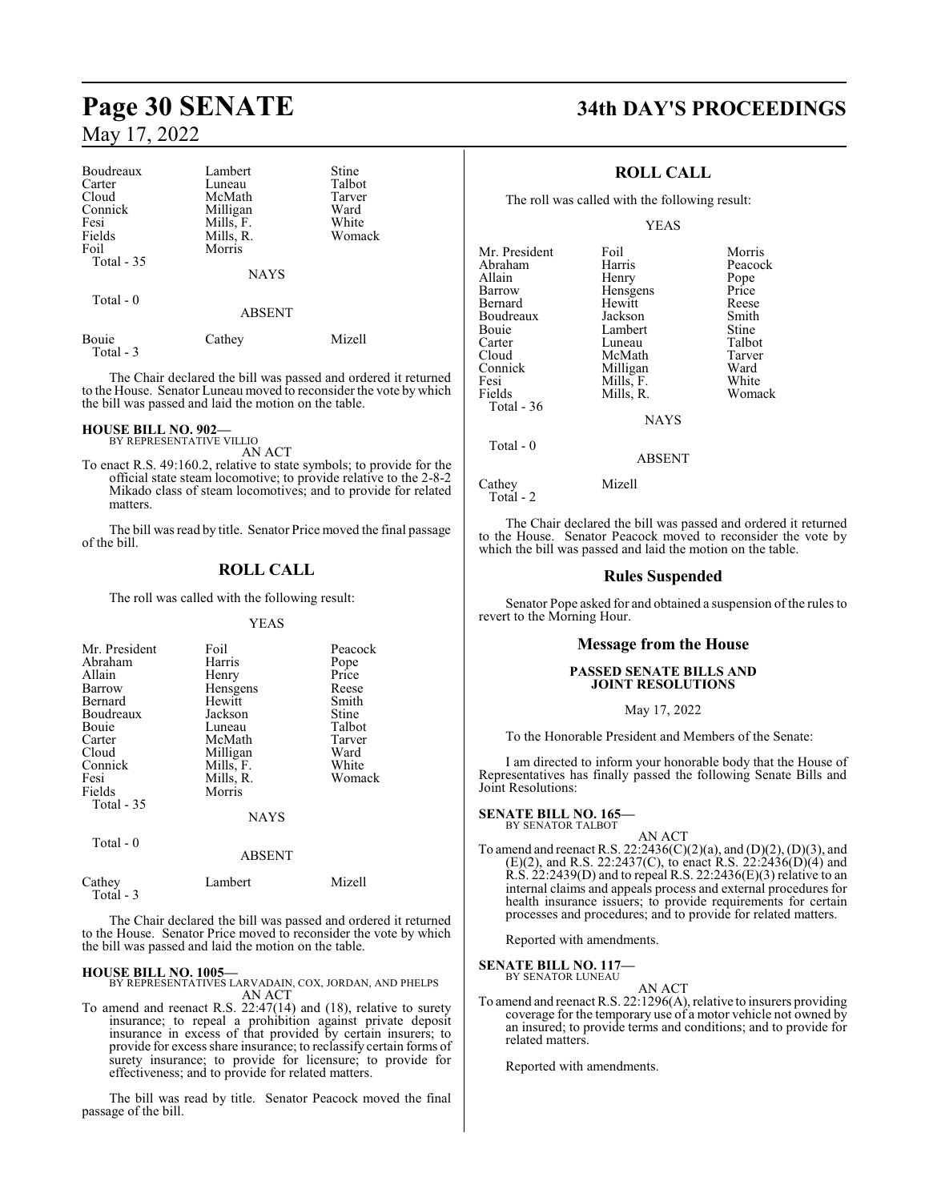| | | |
|---|---|---|
| Boudreaux | Lambert | Stine |
| Carter | Luneau | Talbot |
| Cloud | McMath | Tarver |
| Connick | Milligan | Ward |
| Fesi | Mills, F. | White |
| Fields | Mills, R. | Womack |
| Foil | Morris | |
| Total - 35 | | |

NAYS

Total - 0

ABSENT

| | | |
|---|---|---|
| Bouie | Cathey | Mizell |
| Total - 3 | | |

The Chair declared the bill was passed and ordered it returned to the House. Senator Luneau moved to reconsider the vote by which the bill was passed and laid the motion on the table.

**HOUSE BILL NO. 902—**
BY REPRESENTATIVE VILLIO
AN ACT

To enact R.S. 49:160.2, relative to state symbols; to provide for the official state steam locomotive; to provide relative to the 2-8-2 Mikado class of steam locomotives; and to provide for related matters.

The bill was read by title. Senator Price moved the final passage of the bill.

## ROLL CALL

The roll was called with the following result:

YEAS

| | | |
|---|---|---|
| Mr. President | Foil | Peacock |
| Abraham | Harris | Pope |
| Allain | Henry | Price |
| Barrow | Hensgens | Reese |
| Bernard | Hewitt | Smith |
| Boudreaux | Jackson | Stine |
| Bouie | Luneau | Talbot |
| Carter | McMath | Tarver |
| Cloud | Milligan | Ward |
| Connick | Mills, F. | White |
| Fesi | Mills, R. | Womack |
| Fields | Morris | |
| Total - 35 | | |

NAYS

Total - 0

ABSENT

| | | |
|---|---|---|
| Cathey | Lambert | Mizell |
| Total - 3 | | |

The Chair declared the bill was passed and ordered it returned to the House. Senator Price moved to reconsider the vote by which the bill was passed and laid the motion on the table.

**HOUSE BILL NO. 1005—**
BY REPRESENTATIVES LARVADAIN, COX, JORDAN, AND PHELPS
AN ACT

To amend and reenact R.S. 22:47(14) and (18), relative to surety insurance; to repeal a prohibition against private deposit insurance in excess of that provided by certain insurers; to provide for excess share insurance; to reclassify certain forms of surety insurance; to provide for licensure; to provide for effectiveness; and to provide for related matters.

The bill was read by title. Senator Peacock moved the final passage of the bill.

## ROLL CALL

The roll was called with the following result:

YEAS

| | | |
|---|---|---|
| Mr. President | Foil | Morris |
| Abraham | Harris | Peacock |
| Allain | Henry | Pope |
| Barrow | Hensgens | Price |
| Bernard | Hewitt | Reese |
| Boudreaux | Jackson | Smith |
| Bouie | Lambert | Stine |
| Carter | Luneau | Talbot |
| Cloud | McMath | Tarver |
| Connick | Milligan | Ward |
| Fesi | Mills, F. | White |
| Fields | Mills, R. | Womack |
| Total - 36 | | |

NAYS

Total - 0

ABSENT

| | |
|---|---|
| Cathey | Mizell |
| Total - 2 | |

The Chair declared the bill was passed and ordered it returned to the House. Senator Peacock moved to reconsider the vote by which the bill was passed and laid the motion on the table.

## Rules Suspended

Senator Pope asked for and obtained a suspension of the rules to revert to the Morning Hour.

## Message from the House

### PASSED SENATE BILLS AND JOINT RESOLUTIONS

May 17, 2022

To the Honorable President and Members of the Senate:

I am directed to inform your honorable body that the House of Representatives has finally passed the following Senate Bills and Joint Resolutions:

**SENATE BILL NO. 165—**
BY SENATOR TALBOT
AN ACT

To amend and reenact R.S. 22:2436(C)(2)(a), and (D)(2), (D)(3), and (E)(2), and R.S. 22:2437(C), to enact R.S. 22:2436(D)(4) and R.S. 22:2439(D) and to repeal R.S. 22:2436(E)(3) relative to an internal claims and appeals process and external procedures for health insurance issuers; to provide requirements for certain processes and procedures; and to provide for related matters.

Reported with amendments.

**SENATE BILL NO. 117—**
BY SENATOR LUNEAU
AN ACT

To amend and reenact R.S. 22:1296(A), relative to insurers providing coverage for the temporary use of a motor vehicle not owned by an insured; to provide terms and conditions; and to provide for related matters.

Reported with amendments.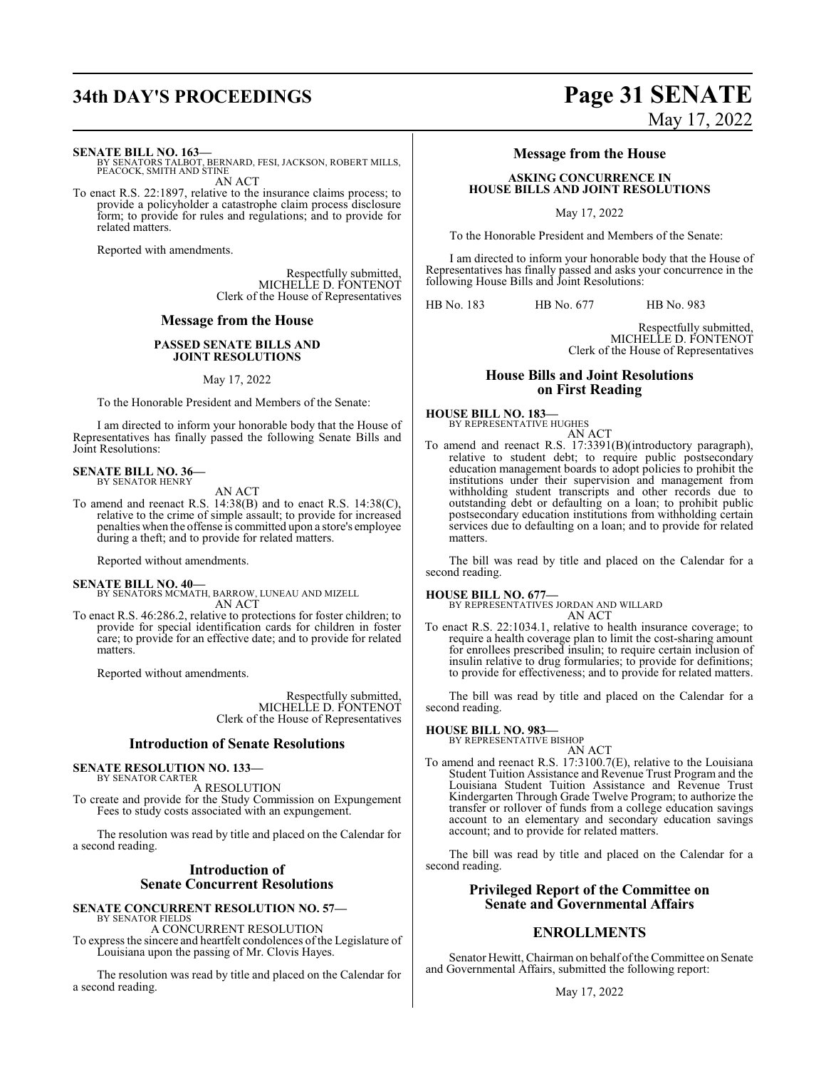**SENATE BILL NO. 163—**
BY SENATORS TALBOT, BERNARD, FESI, JACKSON, ROBERT MILLS, PEACOCK, SMITH AND STINE

AN ACT

To enact R.S. 22:1897, relative to the insurance claims process; to provide a policyholder a catastrophe claim process disclosure form; to provide for rules and regulations; and to provide for related matters.

Reported with amendments.

Respectfully submitted,
MICHELLE D. FONTENOT
Clerk of the House of Representatives

## Message from the House

### PASSED SENATE BILLS AND JOINT RESOLUTIONS

May 17, 2022

To the Honorable President and Members of the Senate:

I am directed to inform your honorable body that the House of Representatives has finally passed the following Senate Bills and Joint Resolutions:

**SENATE BILL NO. 36—**
BY SENATOR HENRY

AN ACT

To amend and reenact R.S. 14:38(B) and to enact R.S. 14:38(C), relative to the crime of simple assault; to provide for increased penalties when the offense is committed upon a store's employee during a theft; and to provide for related matters.

Reported without amendments.

**SENATE BILL NO. 40—**
BY SENATORS MCMATH, BARROW, LUNEAU AND MIZELL

AN ACT

To enact R.S. 46:286.2, relative to protections for foster children; to provide for special identification cards for children in foster care; to provide for an effective date; and to provide for related matters.

Reported without amendments.

Respectfully submitted,
MICHELLE D. FONTENOT
Clerk of the House of Representatives

## Introduction of Senate Resolutions

**SENATE RESOLUTION NO. 133—**
BY SENATOR CARTER

A RESOLUTION

To create and provide for the Study Commission on Expungement Fees to study costs associated with an expungement.

The resolution was read by title and placed on the Calendar for a second reading.

## Introduction of Senate Concurrent Resolutions

**SENATE CONCURRENT RESOLUTION NO. 57—**
BY SENATOR FIELDS

A CONCURRENT RESOLUTION

To express the sincere and heartfelt condolences of the Legislature of Louisiana upon the passing of Mr. Clovis Hayes.

The resolution was read by title and placed on the Calendar for a second reading.

## Message from the House

### ASKING CONCURRENCE IN HOUSE BILLS AND JOINT RESOLUTIONS

May 17, 2022

To the Honorable President and Members of the Senate:

I am directed to inform your honorable body that the House of Representatives has finally passed and asks your concurrence in the following House Bills and Joint Resolutions:

HB No. 183    HB No. 677    HB No. 983

Respectfully submitted,
MICHELLE D. FONTENOT
Clerk of the House of Representatives

## House Bills and Joint Resolutions on First Reading

**HOUSE BILL NO. 183—**
BY REPRESENTATIVE HUGHES

AN ACT

To amend and reenact R.S. 17:3391(B)(introductory paragraph), relative to student debt; to require public postsecondary education management boards to adopt policies to prohibit the institutions under their supervision and management from withholding student transcripts and other records due to outstanding debt or defaulting on a loan; to prohibit public postsecondary education institutions from withholding certain services due to defaulting on a loan; and to provide for related matters.

The bill was read by title and placed on the Calendar for a second reading.

**HOUSE BILL NO. 677—**
BY REPRESENTATIVES JORDAN AND WILLARD

AN ACT

To enact R.S. 22:1034.1, relative to health insurance coverage; to require a health coverage plan to limit the cost-sharing amount for enrollees prescribed insulin; to require certain inclusion of insulin relative to drug formularies; to provide for definitions; to provide for effectiveness; and to provide for related matters.

The bill was read by title and placed on the Calendar for a second reading.

**HOUSE BILL NO. 983—**
BY REPRESENTATIVE BISHOP

AN ACT

To amend and reenact R.S. 17:3100.7(E), relative to the Louisiana Student Tuition Assistance and Revenue Trust Program and the Louisiana Student Tuition Assistance and Revenue Trust Kindergarten Through Grade Twelve Program; to authorize the transfer or rollover of funds from a college education savings account to an elementary and secondary education savings account; and to provide for related matters.

The bill was read by title and placed on the Calendar for a second reading.

## Privileged Report of the Committee on Senate and Governmental Affairs

## ENROLLMENTS

Senator Hewitt, Chairman on behalf of the Committee on Senate and Governmental Affairs, submitted the following report:

May 17, 2022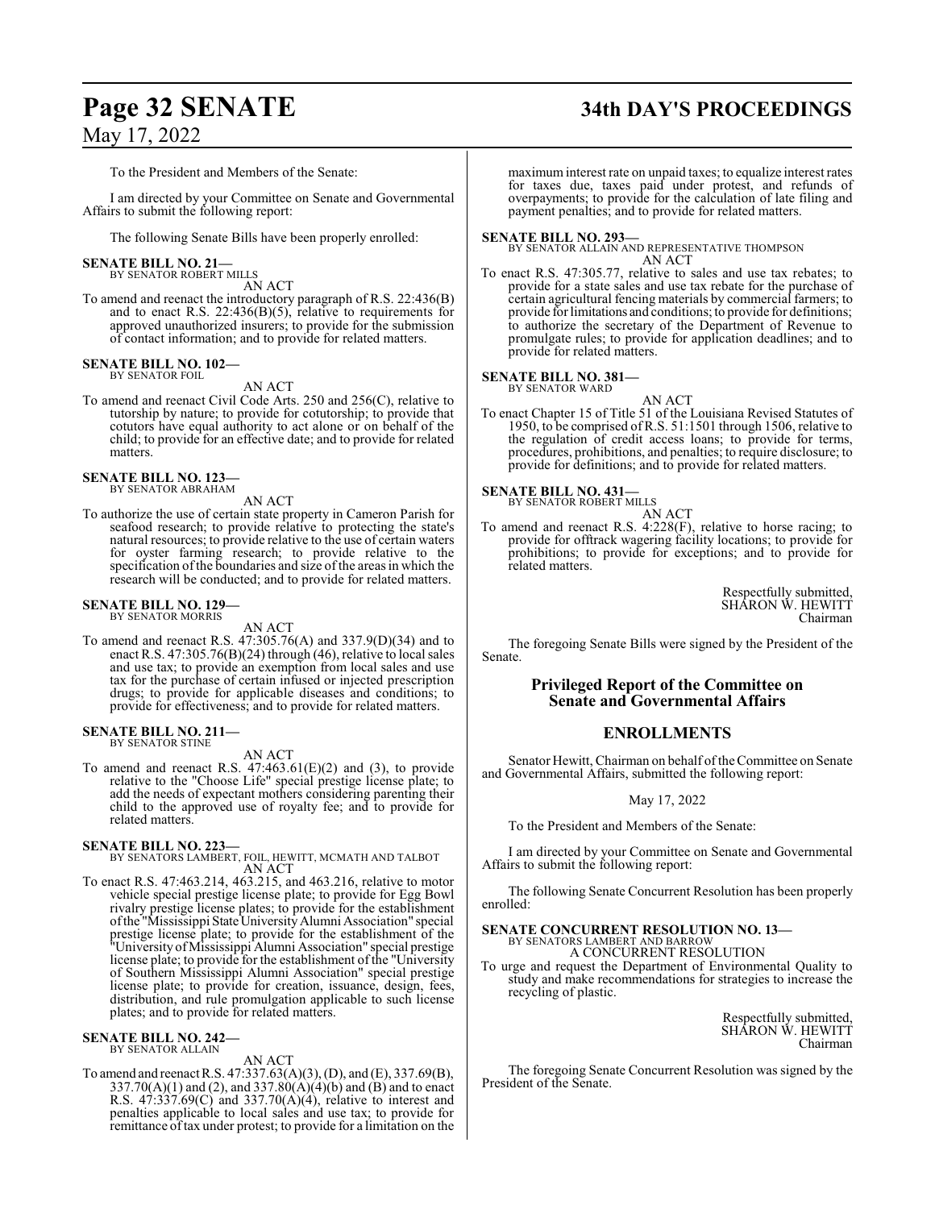To the President and Members of the Senate:

I am directed by your Committee on Senate and Governmental Affairs to submit the following report:

The following Senate Bills have been properly enrolled:

**SENATE BILL NO. 21—**
BY SENATOR ROBERT MILLS

AN ACT

To amend and reenact the introductory paragraph of R.S. 22:436(B) and to enact R.S. 22:436(B)(5), relative to requirements for approved unauthorized insurers; to provide for the submission of contact information; and to provide for related matters.

**SENATE BILL NO. 102—**
BY SENATOR FOIL

AN ACT

To amend and reenact Civil Code Arts. 250 and 256(C), relative to tutorship by nature; to provide for cotutorship; to provide that cotutors have equal authority to act alone or on behalf of the child; to provide for an effective date; and to provide for related matters.

**SENATE BILL NO. 123—**
BY SENATOR ABRAHAM

AN ACT

To authorize the use of certain state property in Cameron Parish for seafood research; to provide relative to protecting the state's natural resources; to provide relative to the use of certain waters for oyster farming research; to provide relative to the specification of the boundaries and size of the areas in which the research will be conducted; and to provide for related matters.

**SENATE BILL NO. 129—**
BY SENATOR MORRIS

AN ACT

To amend and reenact R.S. 47:305.76(A) and 337.9(D)(34) and to enact R.S. 47:305.76(B)(24) through (46), relative to local sales and use tax; to provide an exemption from local sales and use tax for the purchase of certain infused or injected prescription drugs; to provide for applicable diseases and conditions; to provide for effectiveness; and to provide for related matters.

**SENATE BILL NO. 211—**
BY SENATOR STINE

AN ACT

To amend and reenact R.S. 47:463.61(E)(2) and (3), to provide relative to the "Choose Life" special prestige license plate; to add the needs of expectant mothers considering parenting their child to the approved use of royalty fee; and to provide for related matters.

**SENATE BILL NO. 223—**
BY SENATORS LAMBERT, FOIL, HEWITT, MCMATH AND TALBOT

AN ACT

To enact R.S. 47:463.214, 463.215, and 463.216, relative to motor vehicle special prestige license plate; to provide for Egg Bowl rivalry prestige license plates; to provide for the establishment of the "Mississippi State University Alumni Association" special prestige license plate; to provide for the establishment of the "University of Mississippi Alumni Association" special prestige license plate; to provide for the establishment of the "University of Southern Mississippi Alumni Association" special prestige license plate; to provide for creation, issuance, design, fees, distribution, and rule promulgation applicable to such license plates; and to provide for related matters.

**SENATE BILL NO. 242—**
BY SENATOR ALLAIN

AN ACT

To amend and reenact R.S. 47:337.63(A)(3), (D), and (E), 337.69(B), 337.70(A)(1) and (2), and 337.80(A)(4)(b) and (B) and to enact R.S. 47:337.69(C) and 337.70(A)(4), relative to interest and penalties applicable to local sales and use tax; to provide for remittance of tax under protest; to provide for a limitation on the maximum interest rate on unpaid taxes; to equalize interest rates for taxes due, taxes paid under protest, and refunds of overpayments; to provide for the calculation of late filing and payment penalties; and to provide for related matters.

**SENATE BILL NO. 293—**
BY SENATOR ALLAIN AND REPRESENTATIVE THOMPSON

AN ACT

To enact R.S. 47:305.77, relative to sales and use tax rebates; to provide for a state sales and use tax rebate for the purchase of certain agricultural fencing materials by commercial farmers; to provide for limitations and conditions; to provide for definitions; to authorize the secretary of the Department of Revenue to promulgate rules; to provide for application deadlines; and to provide for related matters.

**SENATE BILL NO. 381—**
BY SENATOR WARD

AN ACT

To enact Chapter 15 of Title 51 of the Louisiana Revised Statutes of 1950, to be comprised of R.S. 51:1501 through 1506, relative to the regulation of credit access loans; to provide for terms, procedures, prohibitions, and penalties; to require disclosure; to provide for definitions; and to provide for related matters.

**SENATE BILL NO. 431—**
BY SENATOR ROBERT MILLS

AN ACT

To amend and reenact R.S. 4:228(F), relative to horse racing; to provide for offtrack wagering facility locations; to provide for prohibitions; to provide for exceptions; and to provide for related matters.

Respectfully submitted,
SHARON W. HEWITT
Chairman

The foregoing Senate Bills were signed by the President of the Senate.

## Privileged Report of the Committee on Senate and Governmental Affairs

## ENROLLMENTS

Senator Hewitt, Chairman on behalf of the Committee on Senate and Governmental Affairs, submitted the following report:

May 17, 2022

To the President and Members of the Senate:

I am directed by your Committee on Senate and Governmental Affairs to submit the following report:

The following Senate Concurrent Resolution has been properly enrolled:

**SENATE CONCURRENT RESOLUTION NO. 13—**
BY SENATORS LAMBERT AND BARROW

A CONCURRENT RESOLUTION

To urge and request the Department of Environmental Quality to study and make recommendations for strategies to increase the recycling of plastic.

Respectfully submitted,
SHARON W. HEWITT
Chairman

The foregoing Senate Concurrent Resolution was signed by the President of the Senate.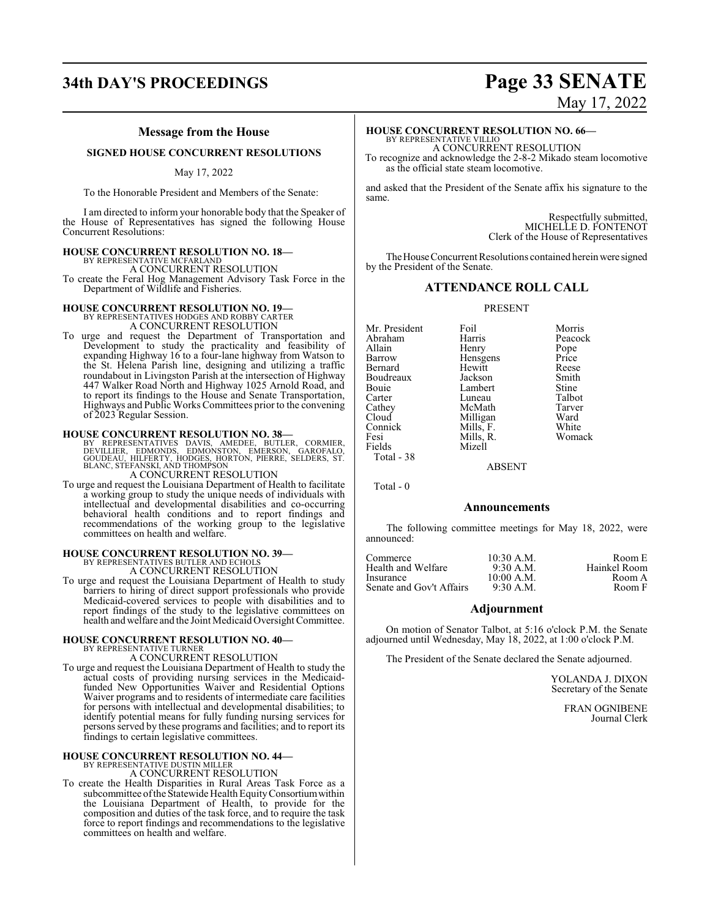## Message from the House

### SIGNED HOUSE CONCURRENT RESOLUTIONS

May 17, 2022

To the Honorable President and Members of the Senate:

I am directed to inform your honorable body that the Speaker of the House of Representatives has signed the following House Concurrent Resolutions:

**HOUSE CONCURRENT RESOLUTION NO. 18—**
BY REPRESENTATIVE MCFARLAND
A CONCURRENT RESOLUTION
To create the Feral Hog Management Advisory Task Force in the Department of Wildlife and Fisheries.

**HOUSE CONCURRENT RESOLUTION NO. 19—**
BY REPRESENTATIVES HODGES AND ROBBY CARTER
A CONCURRENT RESOLUTION
To urge and request the Department of Transportation and Development to study the practicality and feasibility of expanding Highway 16 to a four-lane highway from Watson to the St. Helena Parish line, designing and utilizing a traffic roundabout in Livingston Parish at the intersection of Highway 447 Walker Road North and Highway 1025 Arnold Road, and to report its findings to the House and Senate Transportation, Highways and Public Works Committees prior to the convening of 2023 Regular Session.

**HOUSE CONCURRENT RESOLUTION NO. 38—**
BY REPRESENTATIVES DAVIS, AMEDEE, BUTLER, CORMIER, DEVILLIER, EDMONDS, EDMONSTON, EMERSON, GAROFALO, GOUDEAU, HILFERTY, HODGES, HORTON, PIERRE, SELDERS, ST. BLANC, STEFANSKI, AND THOMPSON
A CONCURRENT RESOLUTION
To urge and request the Louisiana Department of Health to facilitate a working group to study the unique needs of individuals with intellectual and developmental disabilities and co-occurring behavioral health conditions and to report findings and recommendations of the working group to the legislative committees on health and welfare.

**HOUSE CONCURRENT RESOLUTION NO. 39—**
BY REPRESENTATIVES BUTLER AND ECHOLS
A CONCURRENT RESOLUTION
To urge and request the Louisiana Department of Health to study barriers to hiring of direct support professionals who provide Medicaid-covered services to people with disabilities and to report findings of the study to the legislative committees on health and welfare and the Joint Medicaid Oversight Committee.

**HOUSE CONCURRENT RESOLUTION NO. 40—**
BY REPRESENTATIVE TURNER
A CONCURRENT RESOLUTION
To urge and request the Louisiana Department of Health to study the actual costs of providing nursing services in the Medicaid-funded New Opportunities Waiver and Residential Options Waiver programs and to residents of intermediate care facilities for persons with intellectual and developmental disabilities; to identify potential means for fully funding nursing services for persons served by these programs and facilities; and to report its findings to certain legislative committees.

**HOUSE CONCURRENT RESOLUTION NO. 44—**
BY REPRESENTATIVE DUSTIN MILLER
A CONCURRENT RESOLUTION
To create the Health Disparities in Rural Areas Task Force as a subcommittee of the Statewide Health Equity Consortium within the Louisiana Department of Health, to provide for the composition and duties of the task force, and to require the task force to report findings and recommendations to the legislative committees on health and welfare.

**HOUSE CONCURRENT RESOLUTION NO. 66—**
BY REPRESENTATIVE VILLIO
A CONCURRENT RESOLUTION
To recognize and acknowledge the 2-8-2 Mikado steam locomotive as the official state steam locomotive.

and asked that the President of the Senate affix his signature to the same.

Respectfully submitted,
MICHELLE D. FONTENOT
Clerk of the House of Representatives

The House Concurrent Resolutions contained herein were signed by the President of the Senate.

## ATTENDANCE ROLL CALL

PRESENT

| | | |
|---|---|---|
| Mr. President | Foil | Morris |
| Abraham | Harris | Peacock |
| Allain | Henry | Pope |
| Barrow | Hensgens | Price |
| Bernard | Hewitt | Reese |
| Boudreaux | Jackson | Smith |
| Bouie | Lambert | Stine |
| Carter | Luneau | Talbot |
| Cathey | McMath | Tarver |
| Cloud | Milligan | Ward |
| Connick | Mills, F. | White |
| Fesi | Mills, R. | Womack |
| Fields | Mizell | |
| Total - 38 | | |

ABSENT

Total - 0

## Announcements

The following committee meetings for May 18, 2022, were announced:

| | | |
|---|---|---|
| Commerce | 10:30 A.M. | Room E |
| Health and Welfare | 9:30 A.M. | Hainkel Room |
| Insurance | 10:00 A.M. | Room A |
| Senate and Gov't Affairs | 9:30 A.M. | Room F |

## Adjournment

On motion of Senator Talbot, at 5:16 o'clock P.M. the Senate adjourned until Wednesday, May 18, 2022, at 1:00 o'clock P.M.

The President of the Senate declared the Senate adjourned.

YOLANDA J. DIXON
Secretary of the Senate

FRAN OGNIBENE
Journal Clerk